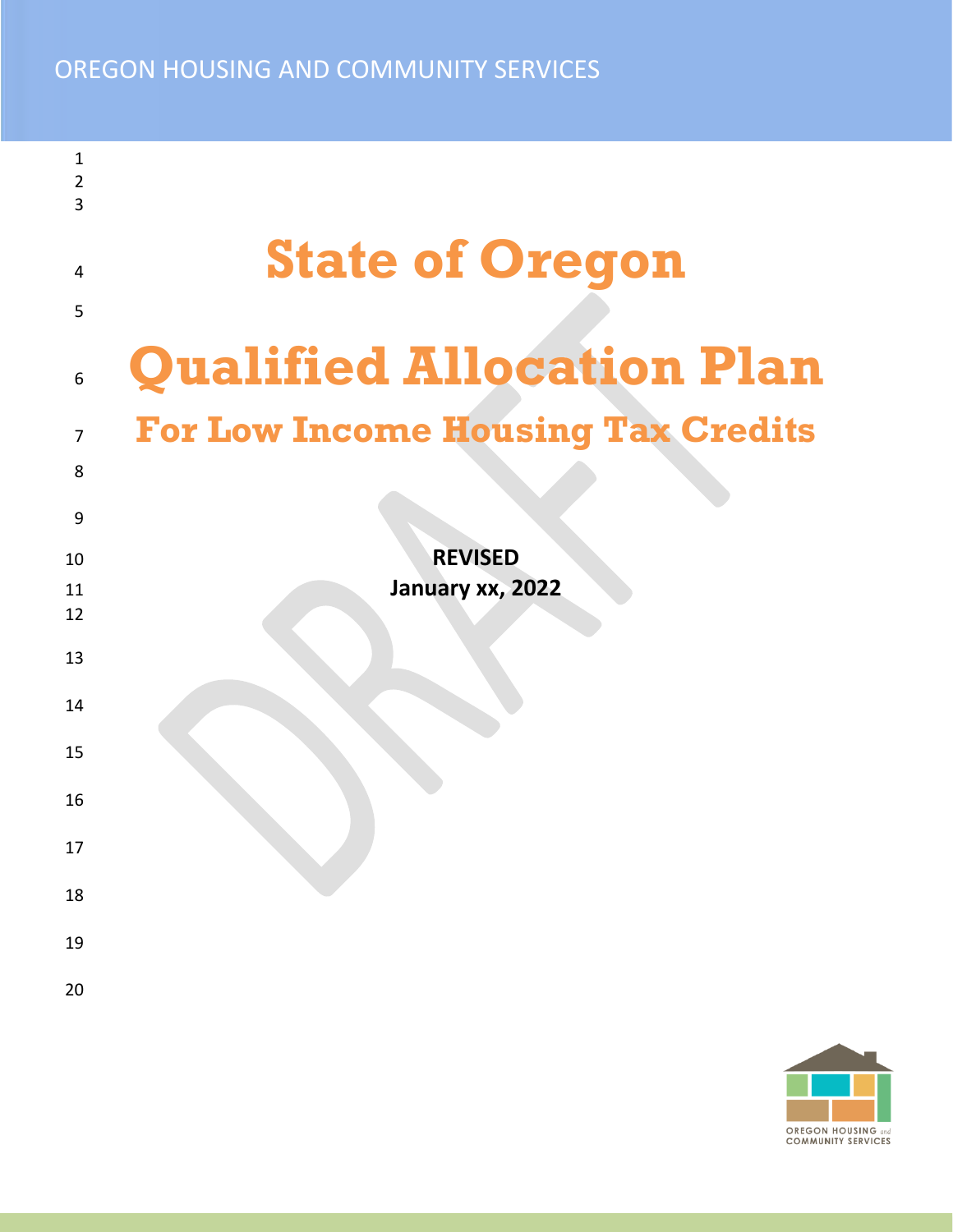OREGON HOUSING AND COMMUNITY SERVICES

# State of Oregon

# Qualified Allocation Plan

## For Low Income Housing Tax Credits

**REVISED**
**January xx, 2022**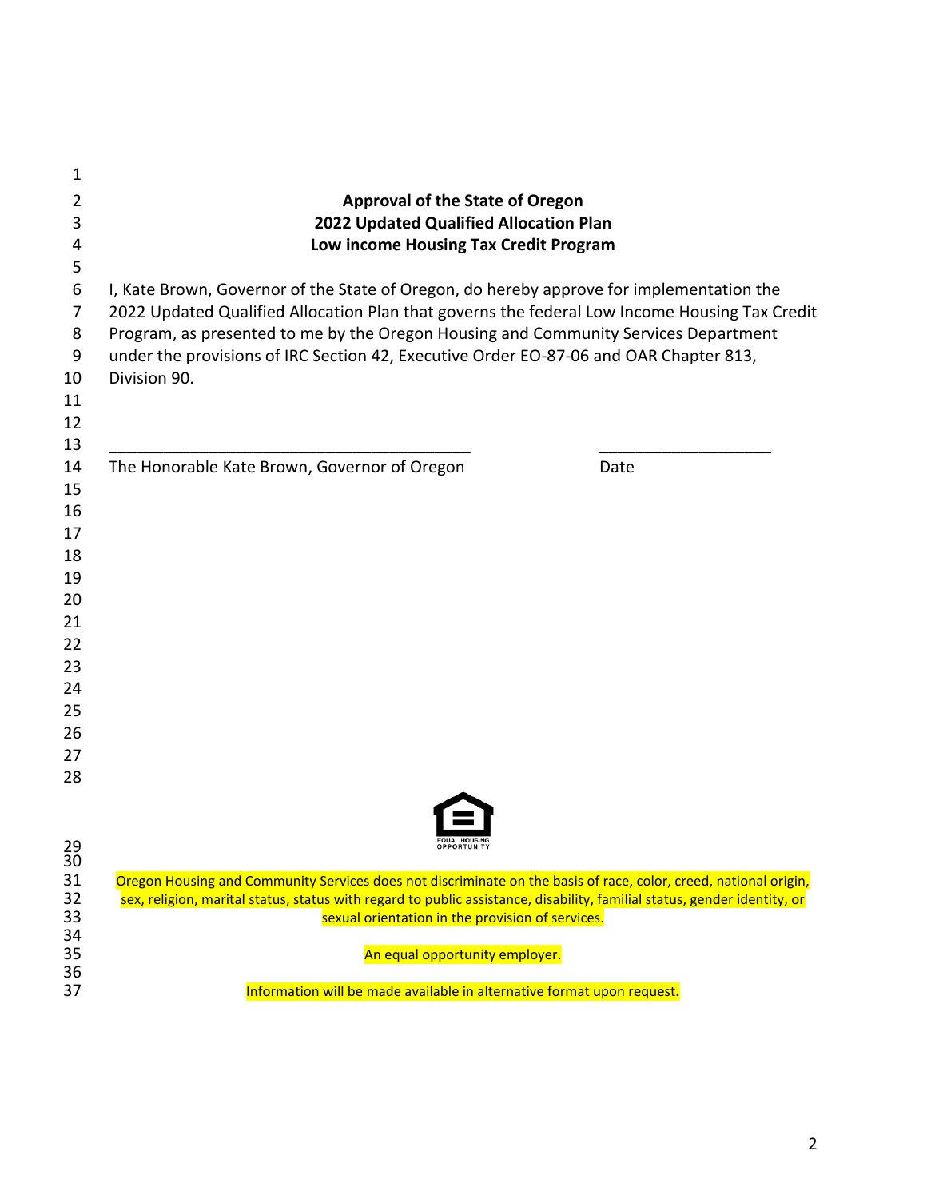## Approval of the State of Oregon
## 2022 Updated Qualified Allocation Plan
## Low income Housing Tax Credit Program

I, Kate Brown, Governor of the State of Oregon, do hereby approve for implementation the 2022 Updated Qualified Allocation Plan that governs the federal Low Income Housing Tax Credit Program, as presented to me by the Oregon Housing and Community Services Department under the provisions of IRC Section 42, Executive Order EO-87-06 and OAR Chapter 813, Division 90.

\_\_\_\_\_\_\_\_\_\_\_\_\_\_\_\_\_\_\_\_\_\_\_\_\_\_\_\_\_\_\_\_\_\_\_\_\_\_\_\_ \_\_\_\_\_\_\_\_\_\_\_\_\_\_\_\_\_\_\_\_

The Honorable Kate Brown, Governor of Oregon Date

EQUAL HOUSING OPPORTUNITY

Oregon Housing and Community Services does not discriminate on the basis of race, color, creed, national origin, sex, religion, marital status, status with regard to public assistance, disability, familial status, gender identity, or sexual orientation in the provision of services.

An equal opportunity employer.

Information will be made available in alternative format upon request.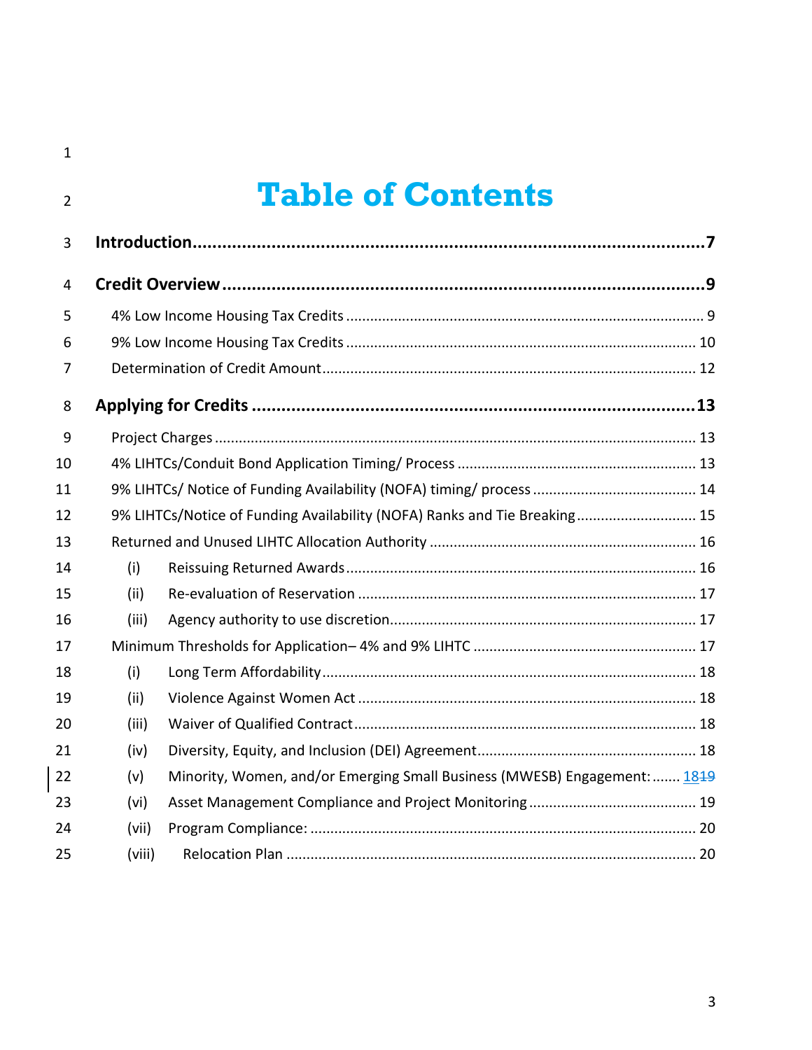# Table of Contents

**Introduction....................................................................................................7**

**Credit Overview .............................................................................................9**

4% Low Income Housing Tax Credits ........................................................................... 9

9% Low Income Housing Tax Credits ......................................................................... 10

Determination of Credit Amount............................................................................... 12

**Applying for Credits ........................................................................................13**

Project Charges ......................................................................................................... 13

4% LIHTCs/Conduit Bond Application Timing/ Process ............................................. 13

9% LIHTCs/ Notice of Funding Availability (NOFA) timing/ process .......................... 14

9% LIHTCs/Notice of Funding Availability (NOFA) Ranks and Tie Breaking .............. 15

Returned and Unused LIHTC Allocation Authority ................................................... 16

(i) Reissuing Returned Awards ......................................................................... 16

(ii) Re-evaluation of Reservation ...................................................................... 17

(iii) Agency authority to use discretion.............................................................. 17

Minimum Thresholds for Application– 4% and 9% LIHTC ......................................... 17

(i) Long Term Affordability............................................................................... 18

(ii) Violence Against Women Act ...................................................................... 18

(iii) Waiver of Qualified Contract....................................................................... 18

(iv) Diversity, Equity, and Inclusion (DEI) Agreement........................................ 18

(v) Minority, Women, and/or Emerging Small Business (MWESB) Engagement: ....... 18~~19~~

(vi) Asset Management Compliance and Project Monitoring ........................... 19

(vii) Program Compliance: ................................................................................. 20

(viii) Relocation Plan ........................................................................................ 20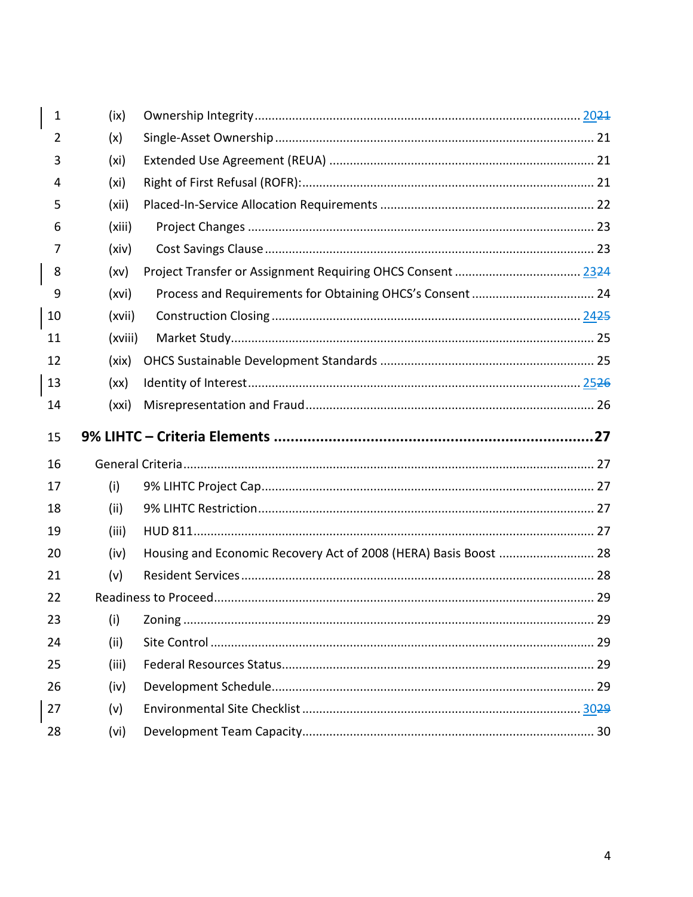(ix) Ownership Integrity ..... 2021

(x) Single-Asset Ownership ..... 21

(xi) Extended Use Agreement (REUA) ..... 21

(xi) Right of First Refusal (ROFR): ..... 21

(xii) Placed-In-Service Allocation Requirements ..... 22

(xiii) Project Changes ..... 23

(xiv) Cost Savings Clause ..... 23

(xv) Project Transfer or Assignment Requiring OHCS Consent ..... 2324

(xvi) Process and Requirements for Obtaining OHCS's Consent ..... 24

(xvii) Construction Closing ..... 2425

(xviii) Market Study ..... 25

(xix) OHCS Sustainable Development Standards ..... 25

(xx) Identity of Interest ..... 2526

(xxi) Misrepresentation and Fraud ..... 26

**9% LIHTC – Criteria Elements ..... 27**

General Criteria ..... 27

(i) 9% LIHTC Project Cap ..... 27

(ii) 9% LIHTC Restriction ..... 27

(iii) HUD 811 ..... 27

(iv) Housing and Economic Recovery Act of 2008 (HERA) Basis Boost ..... 28

(v) Resident Services ..... 28

Readiness to Proceed ..... 29

(i) Zoning ..... 29

(ii) Site Control ..... 29

(iii) Federal Resources Status ..... 29

(iv) Development Schedule ..... 29

(v) Environmental Site Checklist ..... 3029

(vi) Development Team Capacity ..... 30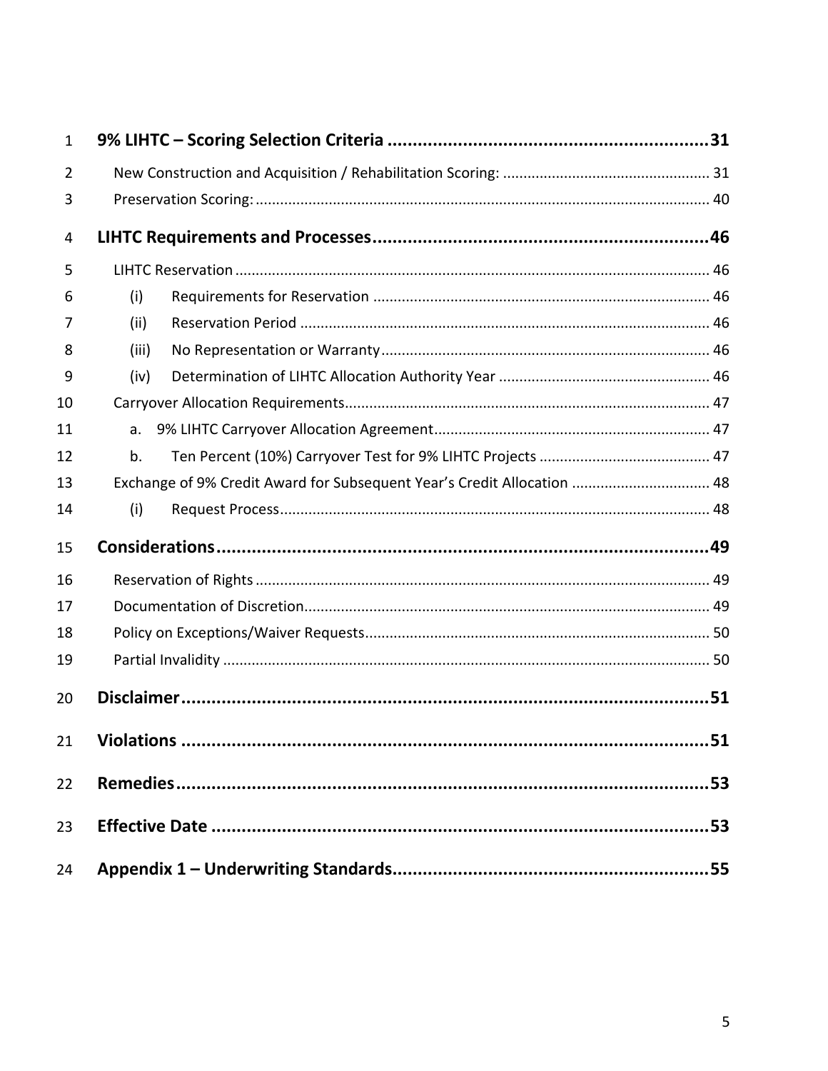9% LIHTC – Scoring Selection Criteria ........................................................ 31

New Construction and Acquisition / Rehabilitation Scoring: ........................................ 31

Preservation Scoring: ........................................................................................ 40

LIHTC Requirements and Processes ........................................................ 46

LIHTC Reservation ............................................................................................ 46

(i) Requirements for Reservation ........................................................................ 46

(ii) Reservation Period ......................................................................................... 46

(iii) No Representation or Warranty ..................................................................... 46

(iv) Determination of LIHTC Allocation Authority Year ........................................ 46

Carryover Allocation Requirements ................................................................... 47

a. 9% LIHTC Carryover Allocation Agreement ........................................................ 47

b. Ten Percent (10%) Carryover Test for 9% LIHTC Projects .................................. 47

Exchange of 9% Credit Award for Subsequent Year's Credit Allocation ..................... 48

(i) Request Process ............................................................................................... 48

Considerations ........................................................................................ 49

Reservation of Rights .......................................................................................... 49

Documentation of Discretion ................................................................................ 49

Policy on Exceptions/Waiver Requests ................................................................. 50

Partial Invalidity ................................................................................................... 50

Disclaimer ............................................................................................... 51

Violations ................................................................................................ 51

Remedies ................................................................................................ 53

Effective Date ......................................................................................... 53

Appendix 1 – Underwriting Standards ..................................................... 55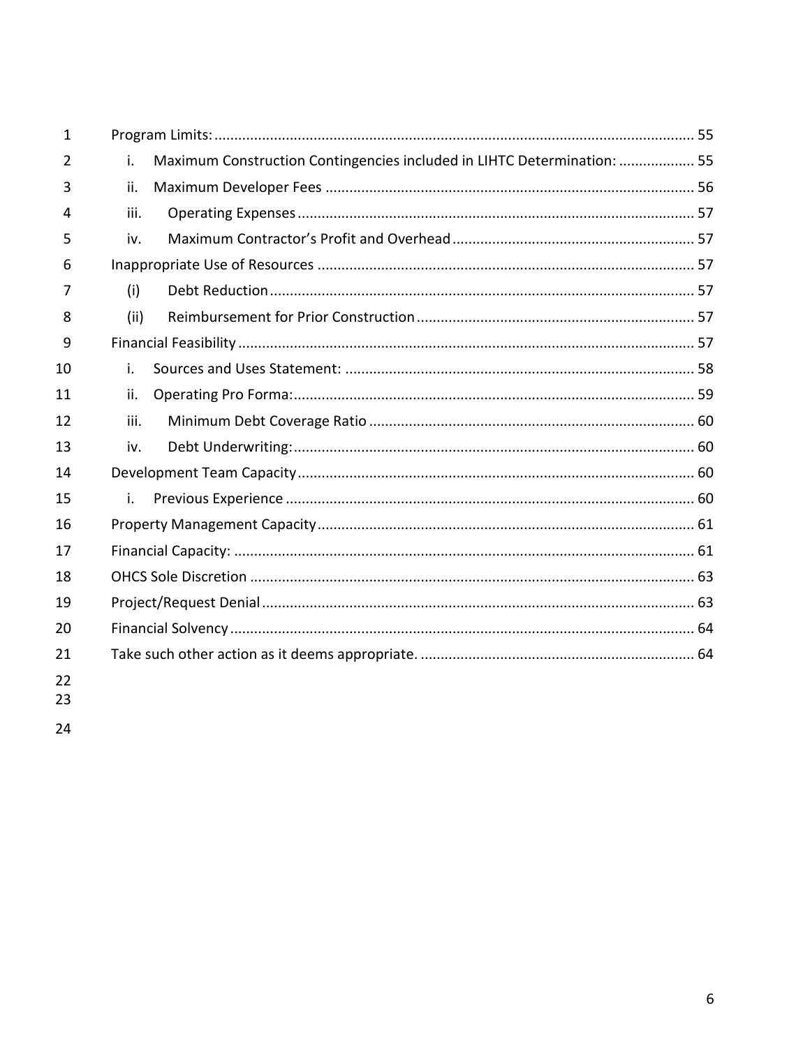Program Limits: ........................................................................................................................ 55

- i. Maximum Construction Contingencies included in LIHTC Determination: .................. 55
- ii. Maximum Developer Fees ............................................................................................ 56
- iii. Operating Expenses .................................................................................................. 57
- iv. Maximum Contractor's Profit and Overhead ............................................................ 57

Inappropriate Use of Resources ............................................................................................. 57

- (i) Debt Reduction ......................................................................................................... 57
- (ii) Reimbursement for Prior Construction ..................................................................... 57

Financial Feasibility ................................................................................................................. 57

- i. Sources and Uses Statement: ....................................................................................... 58
- ii. Operating Pro Forma: .................................................................................................... 59
- iii. Minimum Debt Coverage Ratio ................................................................................. 60
- iv. Debt Underwriting: .................................................................................................... 60

Development Team Capacity ................................................................................................... 60

- i. Previous Experience ...................................................................................................... 60

Property Management Capacity .............................................................................................. 61

Financial Capacity: ................................................................................................................... 61

OHCS Sole Discretion ............................................................................................................... 63

Project/Request Denial ............................................................................................................ 63

Financial Solvency .................................................................................................................... 64

Take such other action as it deems appropriate. .................................................................... 64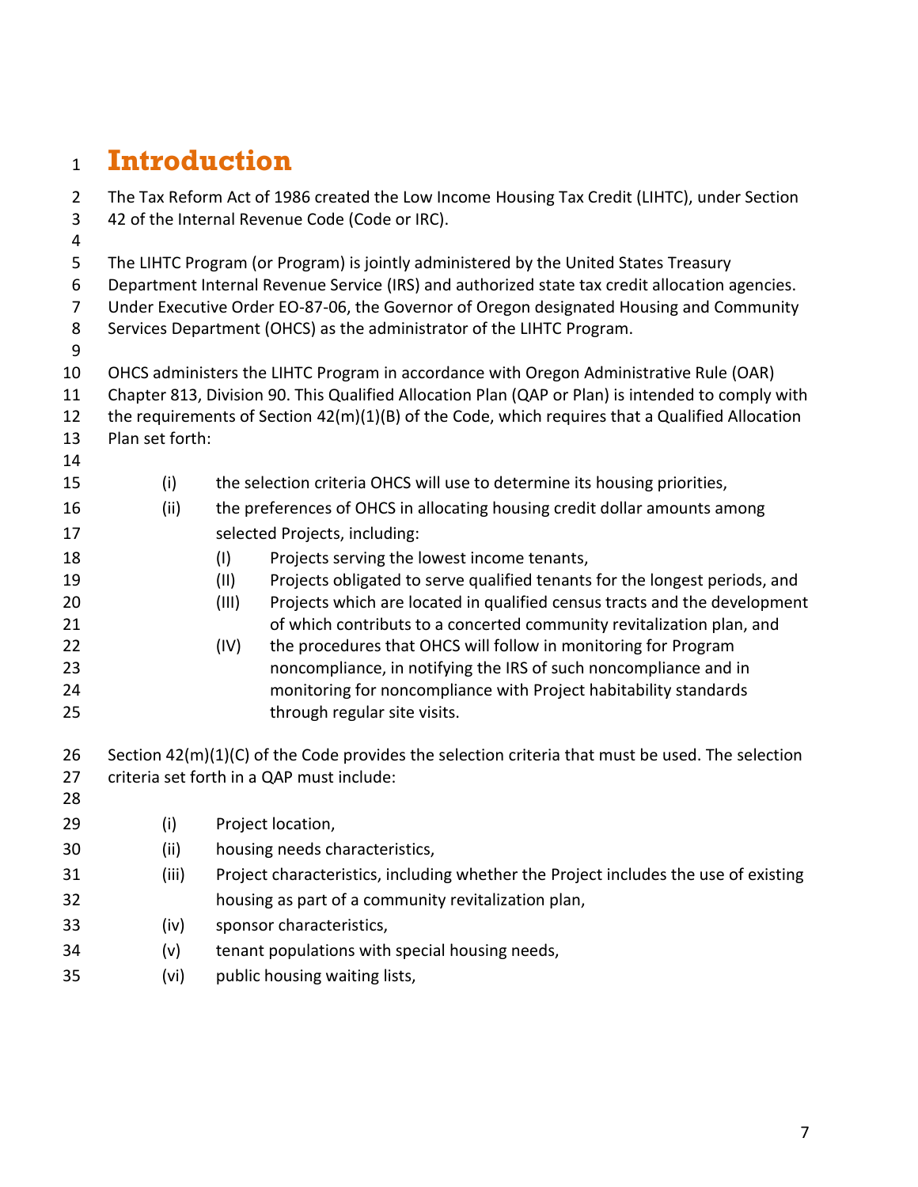# Introduction

The Tax Reform Act of 1986 created the Low Income Housing Tax Credit (LIHTC), under Section 42 of the Internal Revenue Code (Code or IRC).

The LIHTC Program (or Program) is jointly administered by the United States Treasury Department Internal Revenue Service (IRS) and authorized state tax credit allocation agencies. Under Executive Order EO-87-06, the Governor of Oregon designated Housing and Community Services Department (OHCS) as the administrator of the LIHTC Program.

OHCS administers the LIHTC Program in accordance with Oregon Administrative Rule (OAR) Chapter 813, Division 90. This Qualified Allocation Plan (QAP or Plan) is intended to comply with the requirements of Section 42(m)(1)(B) of the Code, which requires that a Qualified Allocation Plan set forth:

- (i) the selection criteria OHCS will use to determine its housing priorities,
- (ii) the preferences of OHCS in allocating housing credit dollar amounts among selected Projects, including:
  - (I) Projects serving the lowest income tenants,
  - (II) Projects obligated to serve qualified tenants for the longest periods, and
  - (III) Projects which are located in qualified census tracts and the development of which contributes to a concerted community revitalization plan, and
  - (IV) the procedures that OHCS will follow in monitoring for Program noncompliance, in notifying the IRS of such noncompliance and in monitoring for noncompliance with Project habitability standards through regular site visits.

Section 42(m)(1)(C) of the Code provides the selection criteria that must be used. The selection criteria set forth in a QAP must include:

- (i) Project location,
- (ii) housing needs characteristics,
- (iii) Project characteristics, including whether the Project includes the use of existing housing as part of a community revitalization plan,
- (iv) sponsor characteristics,
- (v) tenant populations with special housing needs,
- (vi) public housing waiting lists,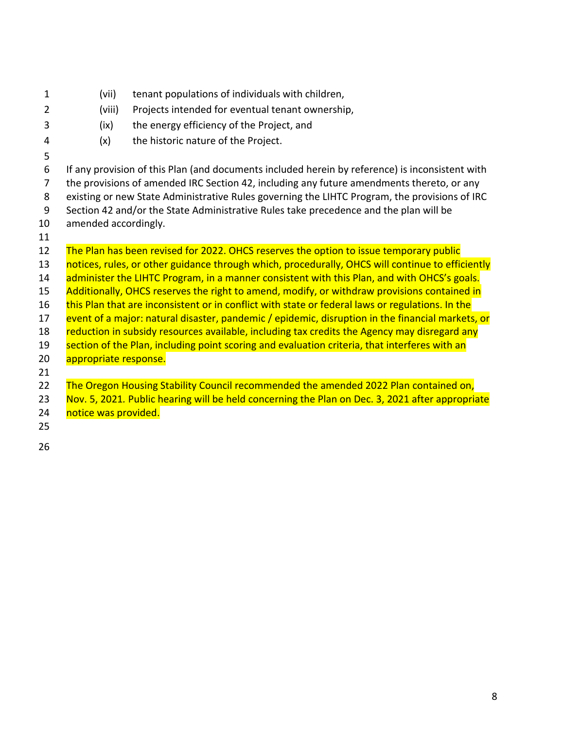(vii) tenant populations of individuals with children,

(viii) Projects intended for eventual tenant ownership,

(ix) the energy efficiency of the Project, and

(x) the historic nature of the Project.

If any provision of this Plan (and documents included herein by reference) is inconsistent with the provisions of amended IRC Section 42, including any future amendments thereto, or any existing or new State Administrative Rules governing the LIHTC Program, the provisions of IRC Section 42 and/or the State Administrative Rules take precedence and the plan will be amended accordingly.

The Plan has been revised for 2022. OHCS reserves the option to issue temporary public notices, rules, or other guidance through which, procedurally, OHCS will continue to efficiently administer the LIHTC Program, in a manner consistent with this Plan, and with OHCS's goals. Additionally, OHCS reserves the right to amend, modify, or withdraw provisions contained in this Plan that are inconsistent or in conflict with state or federal laws or regulations. In the event of a major: natural disaster, pandemic / epidemic, disruption in the financial markets, or reduction in subsidy resources available, including tax credits the Agency may disregard any section of the Plan, including point scoring and evaluation criteria, that interferes with an appropriate response.

The Oregon Housing Stability Council recommended the amended 2022 Plan contained on, Nov. 5, 2021. Public hearing will be held concerning the Plan on Dec. 3, 2021 after appropriate notice was provided.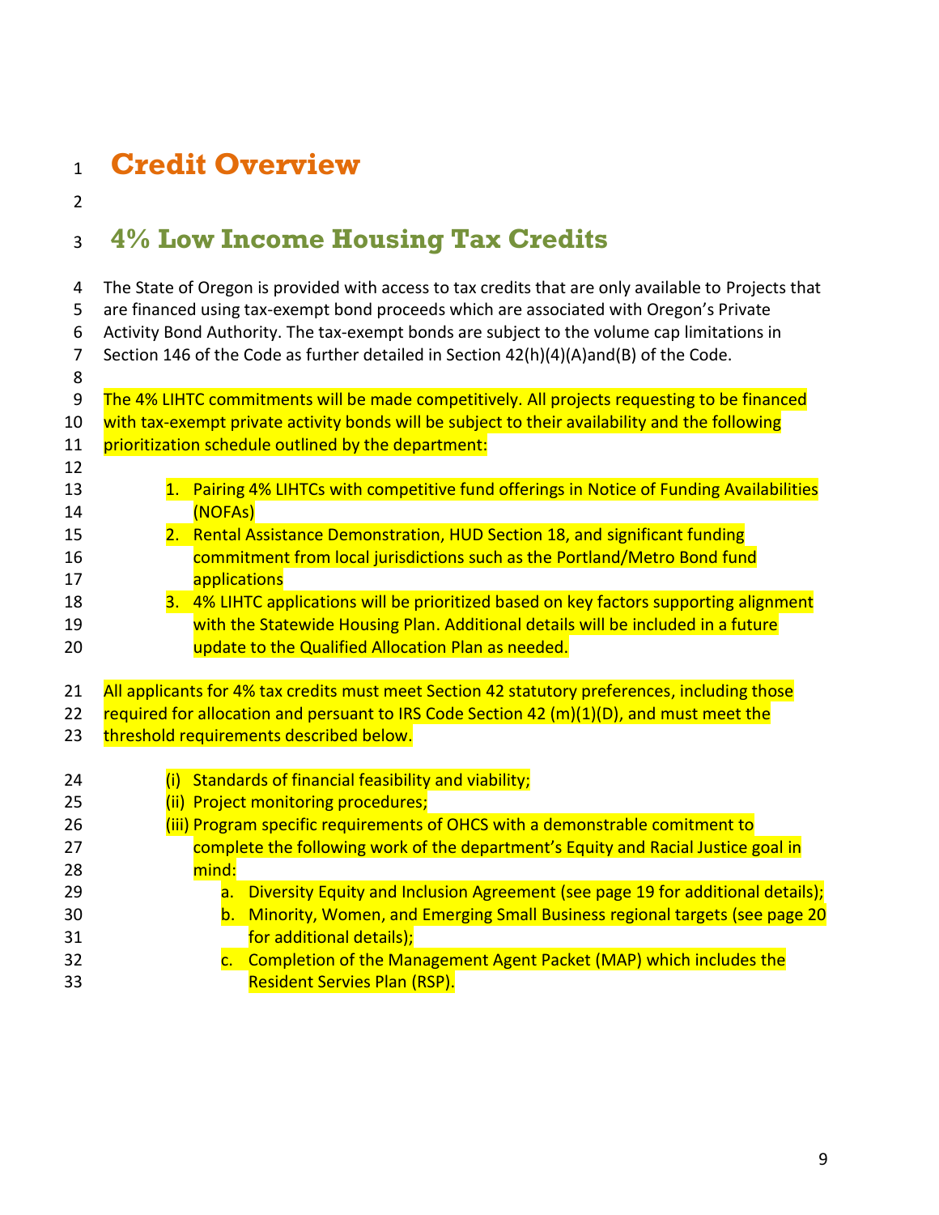# Credit Overview

## 4% Low Income Housing Tax Credits

The State of Oregon is provided with access to tax credits that are only available to Projects that are financed using tax-exempt bond proceeds which are associated with Oregon's Private Activity Bond Authority. The tax-exempt bonds are subject to the volume cap limitations in Section 146 of the Code as further detailed in Section 42(h)(4)(A)and(B) of the Code.

The 4% LIHTC commitments will be made competitively. All projects requesting to be financed with tax-exempt private activity bonds will be subject to their availability and the following prioritization schedule outlined by the department:

1. Pairing 4% LIHTCs with competitive fund offerings in Notice of Funding Availabilities (NOFAs)
2. Rental Assistance Demonstration, HUD Section 18, and significant funding commitment from local jurisdictions such as the Portland/Metro Bond fund applications
3. 4% LIHTC applications will be prioritized based on key factors supporting alignment with the Statewide Housing Plan. Additional details will be included in a future update to the Qualified Allocation Plan as needed.

All applicants for 4% tax credits must meet Section 42 statutory preferences, including those required for allocation and persuant to IRS Code Section 42 (m)(1)(D), and must meet the threshold requirements described below.

(i) Standards of financial feasibility and viability;

(ii) Project monitoring procedures;

(iii) Program specific requirements of OHCS with a demonstrable comitment to complete the following work of the department's Equity and Racial Justice goal in mind:

   a. Diversity Equity and Inclusion Agreement (see page 19 for additional details);
   b. Minority, Women, and Emerging Small Business regional targets (see page 20 for additional details);
   c. Completion of the Management Agent Packet (MAP) which includes the Resident Servies Plan (RSP).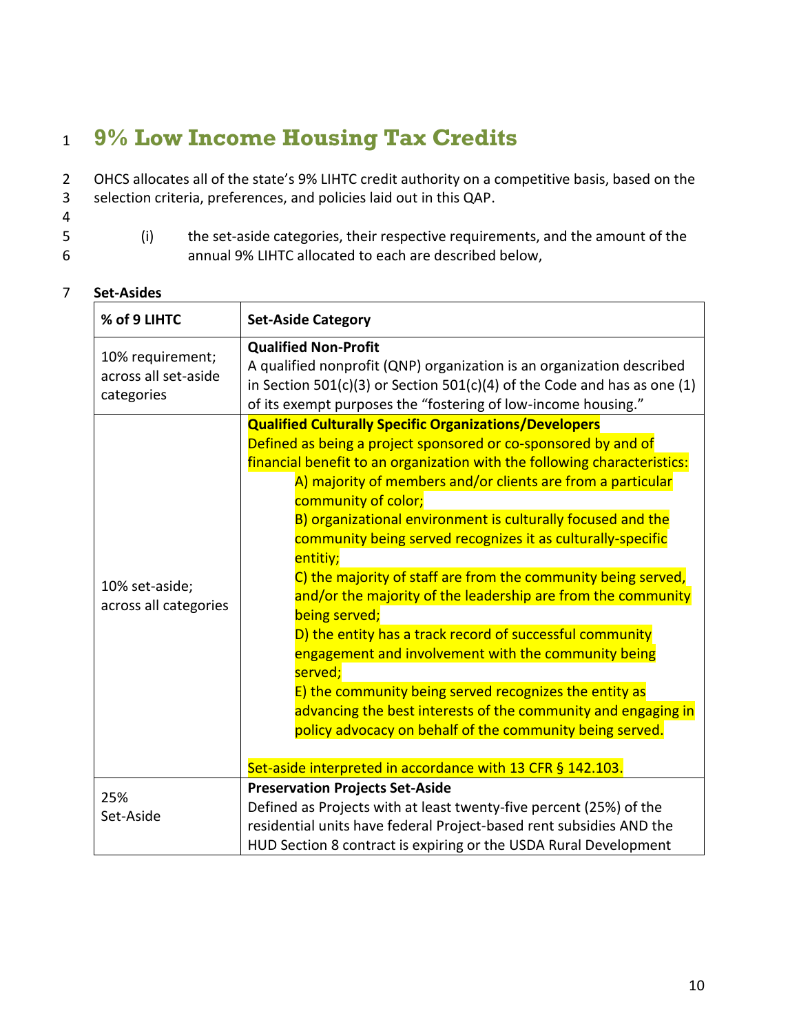# 9% Low Income Housing Tax Credits

OHCS allocates all of the state's 9% LIHTC credit authority on a competitive basis, based on the selection criteria, preferences, and policies laid out in this QAP.

(i) the set-aside categories, their respective requirements, and the amount of the annual 9% LIHTC allocated to each are described below,

**Set-Asides**

| % of 9 LIHTC | Set-Aside Category |
|---|---|
| 10% requirement; across all set-aside categories | **Qualified Non-Profit**<br>A qualified nonprofit (QNP) organization is an organization described in Section 501(c)(3) or Section 501(c)(4) of the Code and has as one (1) of its exempt purposes the "fostering of low-income housing." |
| 10% set-aside; across all categories | **Qualified Culturally Specific Organizations/Developers**<br>Defined as being a project sponsored or co-sponsored by and of financial benefit to an organization with the following characteristics:<br>A) majority of members and/or clients are from a particular community of color;<br>B) organizational environment is culturally focused and the community being served recognizes it as culturally-specific entitiy;<br>C) the majority of staff are from the community being served, and/or the majority of the leadership are from the community being served;<br>D) the entity has a track record of successful community engagement and involvement with the community being served;<br>E) the community being served recognizes the entity as advancing the best interests of the community and engaging in policy advocacy on behalf of the community being served.<br><br>Set-aside interpreted in accordance with 13 CFR § 142.103. |
| 25% Set-Aside | **Preservation Projects Set-Aside**<br>Defined as Projects with at least twenty-five percent (25%) of the residential units have federal Project-based rent subsidies AND the HUD Section 8 contract is expiring or the USDA Rural Development |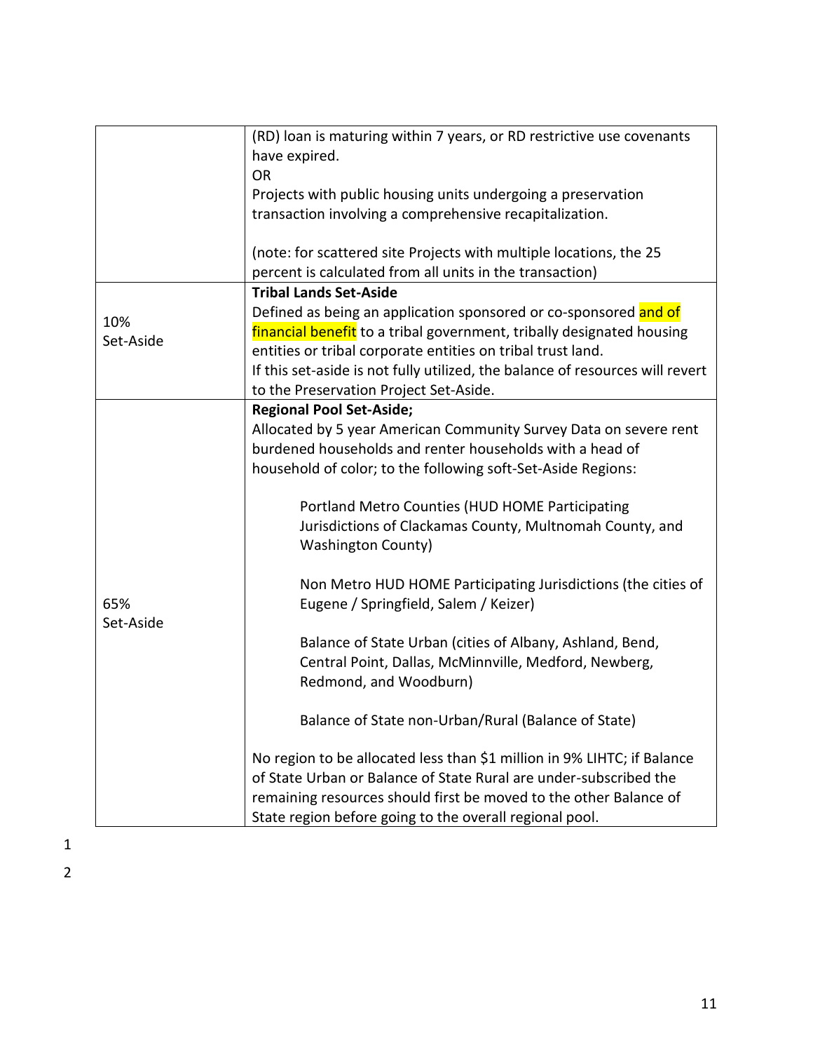| | |
|---|---|
| | (RD) loan is maturing within 7 years, or RD restrictive use covenants have expired.<br>OR<br>Projects with public housing units undergoing a preservation transaction involving a comprehensive recapitalization.<br><br>(note: for scattered site Projects with multiple locations, the 25 percent is calculated from all units in the transaction) |
| 10%<br>Set-Aside | **Tribal Lands Set-Aside**<br>Defined as being an application sponsored or co-sponsored and of financial benefit to a tribal government, tribally designated housing entities or tribal corporate entities on tribal trust land.<br>If this set-aside is not fully utilized, the balance of resources will revert to the Preservation Project Set-Aside. |
| 65%<br>Set-Aside | **Regional Pool Set-Aside;**<br>Allocated by 5 year American Community Survey Data on severe rent burdened households and renter households with a head of household of color; to the following soft-Set-Aside Regions:<br><br>Portland Metro Counties (HUD HOME Participating Jurisdictions of Clackamas County, Multnomah County, and Washington County)<br><br>Non Metro HUD HOME Participating Jurisdictions (the cities of Eugene / Springfield, Salem / Keizer)<br><br>Balance of State Urban (cities of Albany, Ashland, Bend, Central Point, Dallas, McMinnville, Medford, Newberg, Redmond, and Woodburn)<br><br>Balance of State non-Urban/Rural (Balance of State)<br><br>No region to be allocated less than $1 million in 9% LIHTC; if Balance of State Urban or Balance of State Rural are under-subscribed the remaining resources should first be moved to the other Balance of State region before going to the overall regional pool. |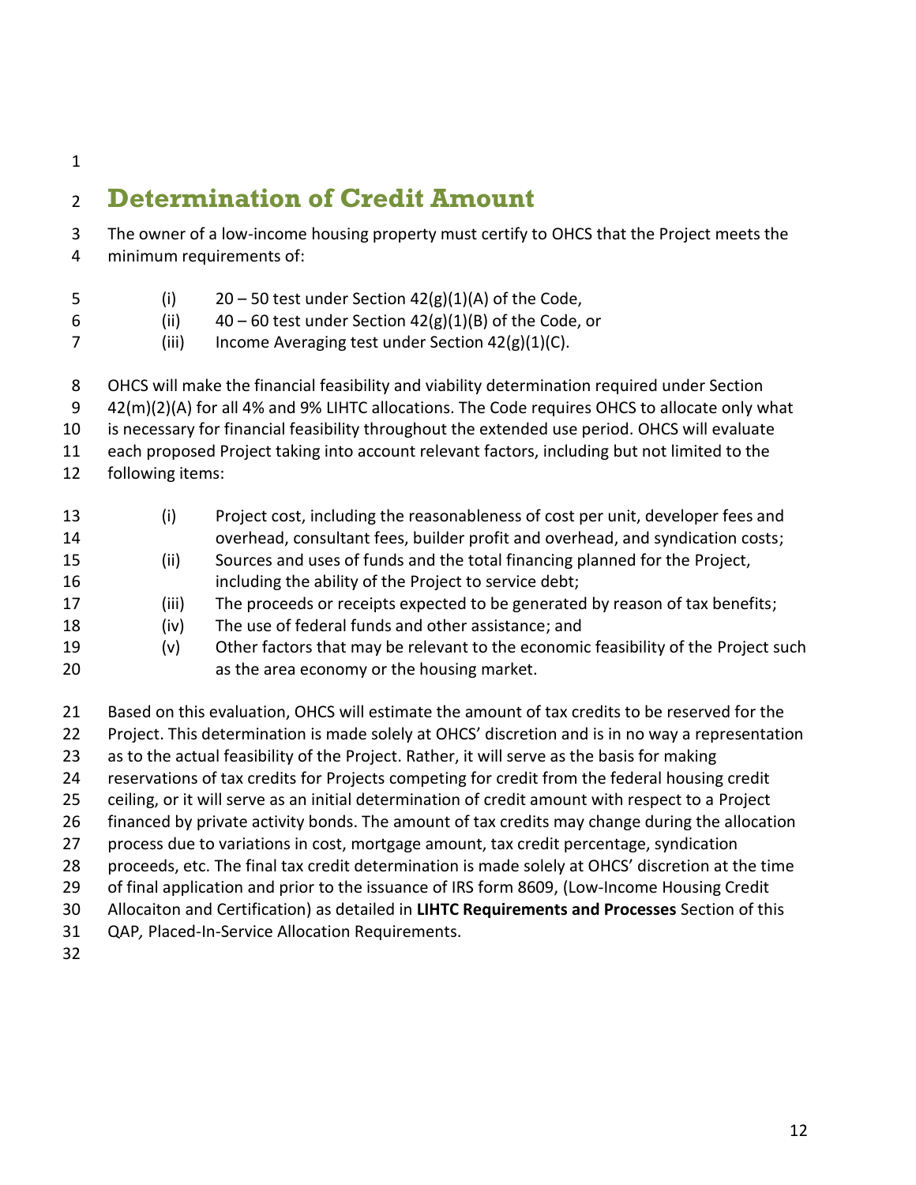## Determination of Credit Amount

The owner of a low-income housing property must certify to OHCS that the Project meets the minimum requirements of:

(i) 20 – 50 test under Section 42(g)(1)(A) of the Code,
(ii) 40 – 60 test under Section 42(g)(1)(B) of the Code, or
(iii) Income Averaging test under Section 42(g)(1)(C).

OHCS will make the financial feasibility and viability determination required under Section 42(m)(2)(A) for all 4% and 9% LIHTC allocations. The Code requires OHCS to allocate only what is necessary for financial feasibility throughout the extended use period. OHCS will evaluate each proposed Project taking into account relevant factors, including but not limited to the following items:

(i) Project cost, including the reasonableness of cost per unit, developer fees and overhead, consultant fees, builder profit and overhead, and syndication costs;
(ii) Sources and uses of funds and the total financing planned for the Project, including the ability of the Project to service debt;
(iii) The proceeds or receipts expected to be generated by reason of tax benefits;
(iv) The use of federal funds and other assistance; and
(v) Other factors that may be relevant to the economic feasibility of the Project such as the area economy or the housing market.

Based on this evaluation, OHCS will estimate the amount of tax credits to be reserved for the Project. This determination is made solely at OHCS' discretion and is in no way a representation as to the actual feasibility of the Project. Rather, it will serve as the basis for making reservations of tax credits for Projects competing for credit from the federal housing credit ceiling, or it will serve as an initial determination of credit amount with respect to a Project financed by private activity bonds. The amount of tax credits may change during the allocation process due to variations in cost, mortgage amount, tax credit percentage, syndication proceeds, etc. The final tax credit determination is made solely at OHCS' discretion at the time of final application and prior to the issuance of IRS form 8609, (Low-Income Housing Credit Allocaiton and Certification) as detailed in **LIHTC Requirements and Processes** Section of this QAP*,* Placed-In-Service Allocation Requirements.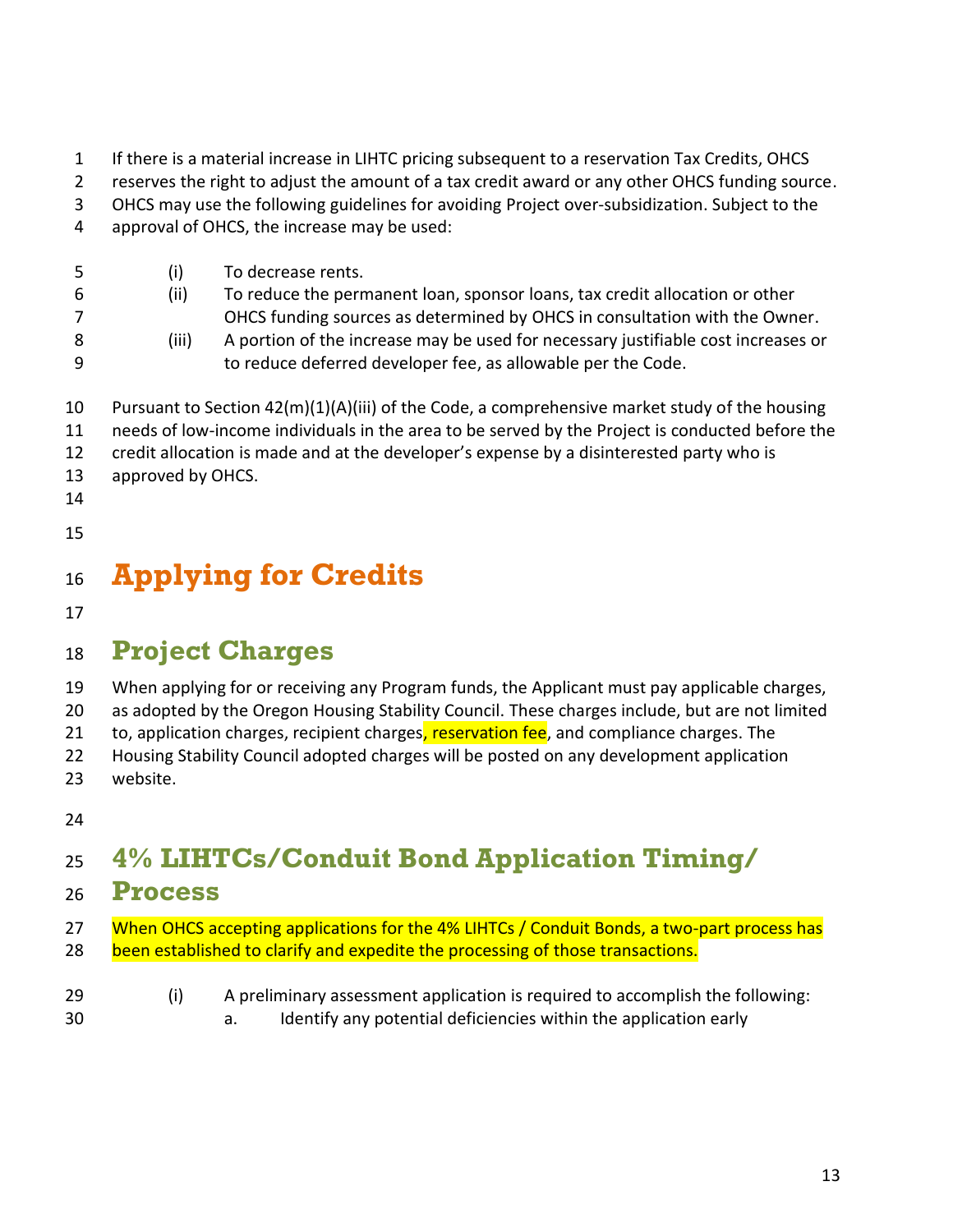If there is a material increase in LIHTC pricing subsequent to a reservation Tax Credits, OHCS reserves the right to adjust the amount of a tax credit award or any other OHCS funding source. OHCS may use the following guidelines for avoiding Project over-subsidization. Subject to the approval of OHCS, the increase may be used:

(i) To decrease rents.

(ii) To reduce the permanent loan, sponsor loans, tax credit allocation or other OHCS funding sources as determined by OHCS in consultation with the Owner.

(iii) A portion of the increase may be used for necessary justifiable cost increases or to reduce deferred developer fee, as allowable per the Code.

Pursuant to Section 42(m)(1)(A)(iii) of the Code, a comprehensive market study of the housing needs of low-income individuals in the area to be served by the Project is conducted before the credit allocation is made and at the developer's expense by a disinterested party who is approved by OHCS.

# Applying for Credits

## Project Charges

When applying for or receiving any Program funds, the Applicant must pay applicable charges, as adopted by the Oregon Housing Stability Council. These charges include, but are not limited to, application charges, recipient charges, reservation fee, and compliance charges. The Housing Stability Council adopted charges will be posted on any development application website.

## 4% LIHTCs/Conduit Bond Application Timing/ Process

When OHCS accepting applications for the 4% LIHTCs / Conduit Bonds, a two-part process has been established to clarify and expedite the processing of those transactions.

(i) A preliminary assessment application is required to accomplish the following:

a. Identify any potential deficiencies within the application early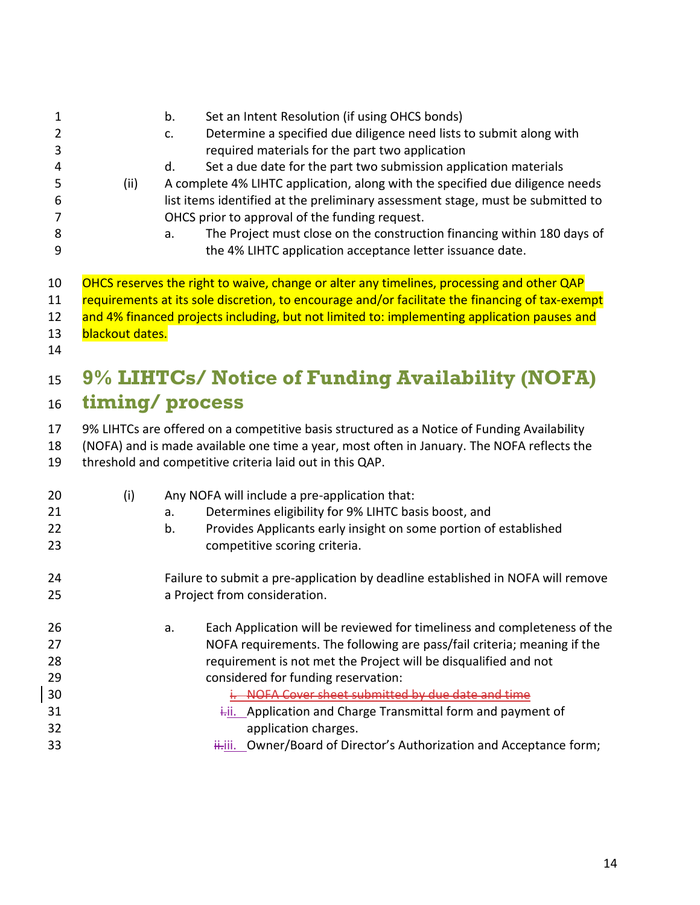b. Set an Intent Resolution (if using OHCS bonds)

c. Determine a specified due diligence need lists to submit along with required materials for the part two application

d. Set a due date for the part two submission application materials

(ii) A complete 4% LIHTC application, along with the specified due diligence needs list items identified at the preliminary assessment stage, must be submitted to OHCS prior to approval of the funding request.

a. The Project must close on the construction financing within 180 days of the 4% LIHTC application acceptance letter issuance date.

OHCS reserves the right to waive, change or alter any timelines, processing and other QAP requirements at its sole discretion, to encourage and/or facilitate the financing of tax-exempt and 4% financed projects including, but not limited to: implementing application pauses and blackout dates.

## 9% LIHTCs/ Notice of Funding Availability (NOFA) timing/ process

9% LIHTCs are offered on a competitive basis structured as a Notice of Funding Availability (NOFA) and is made available one time a year, most often in January. The NOFA reflects the threshold and competitive criteria laid out in this QAP.

(i) Any NOFA will include a pre-application that:

a. Determines eligibility for 9% LIHTC basis boost, and

b. Provides Applicants early insight on some portion of established competitive scoring criteria.

Failure to submit a pre-application by deadline established in NOFA will remove a Project from consideration.

a. Each Application will be reviewed for timeliness and completeness of the NOFA requirements. The following are pass/fail criteria; meaning if the requirement is not met the Project will be disqualified and not considered for funding reservation:

~~i. NOFA Cover sheet submitted by due date and time~~

~~i.~~ii. Application and Charge Transmittal form and payment of application charges.

~~ii.~~iii. Owner/Board of Director's Authorization and Acceptance form;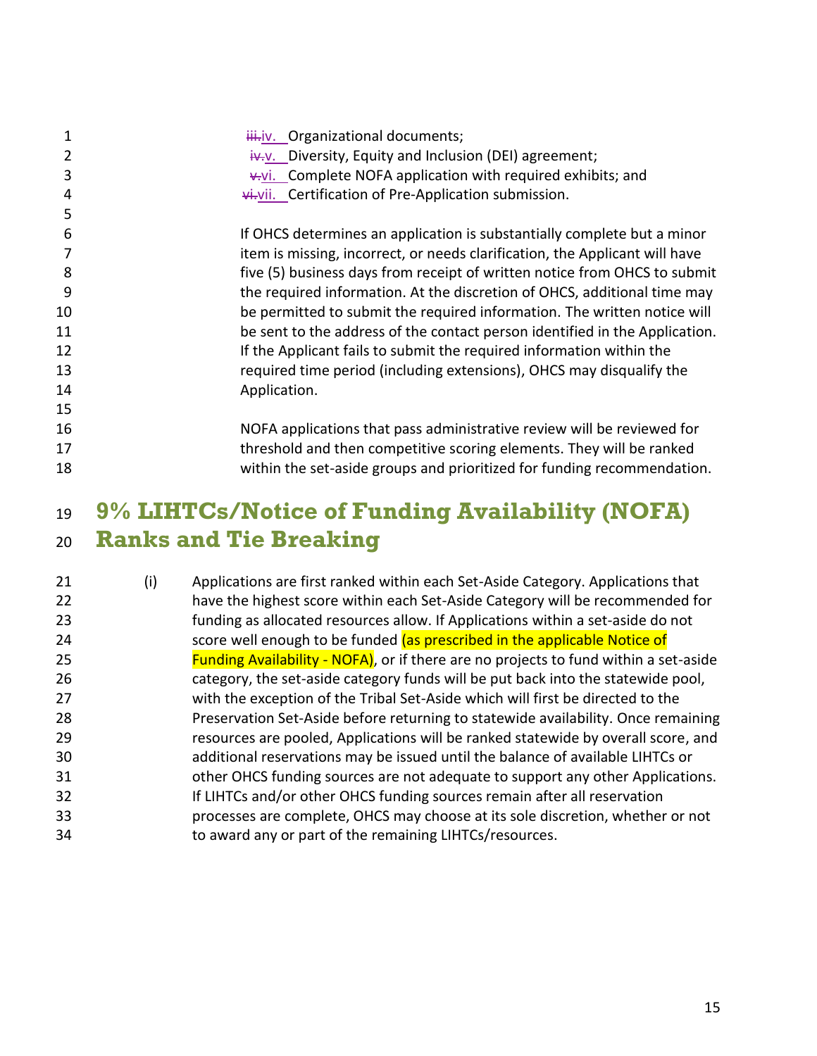iv. Organizational documents;

v. Diversity, Equity and Inclusion (DEI) agreement;

vi. Complete NOFA application with required exhibits; and

vii. Certification of Pre-Application submission.

If OHCS determines an application is substantially complete but a minor item is missing, incorrect, or needs clarification, the Applicant will have five (5) business days from receipt of written notice from OHCS to submit the required information. At the discretion of OHCS, additional time may be permitted to submit the required information. The written notice will be sent to the address of the contact person identified in the Application. If the Applicant fails to submit the required information within the required time period (including extensions), OHCS may disqualify the Application.

NOFA applications that pass administrative review will be reviewed for threshold and then competitive scoring elements. They will be ranked within the set-aside groups and prioritized for funding recommendation.

## 9% LIHTCs/Notice of Funding Availability (NOFA) Ranks and Tie Breaking

(i) Applications are first ranked within each Set-Aside Category. Applications that have the highest score within each Set-Aside Category will be recommended for funding as allocated resources allow. If Applications within a set-aside do not score well enough to be funded (as prescribed in the applicable Notice of Funding Availability - NOFA), or if there are no projects to fund within a set-aside category, the set-aside category funds will be put back into the statewide pool, with the exception of the Tribal Set-Aside which will first be directed to the Preservation Set-Aside before returning to statewide availability. Once remaining resources are pooled, Applications will be ranked statewide by overall score, and additional reservations may be issued until the balance of available LIHTCs or other OHCS funding sources are not adequate to support any other Applications. If LIHTCs and/or other OHCS funding sources remain after all reservation processes are complete, OHCS may choose at its sole discretion, whether or not to award any or part of the remaining LIHTCs/resources.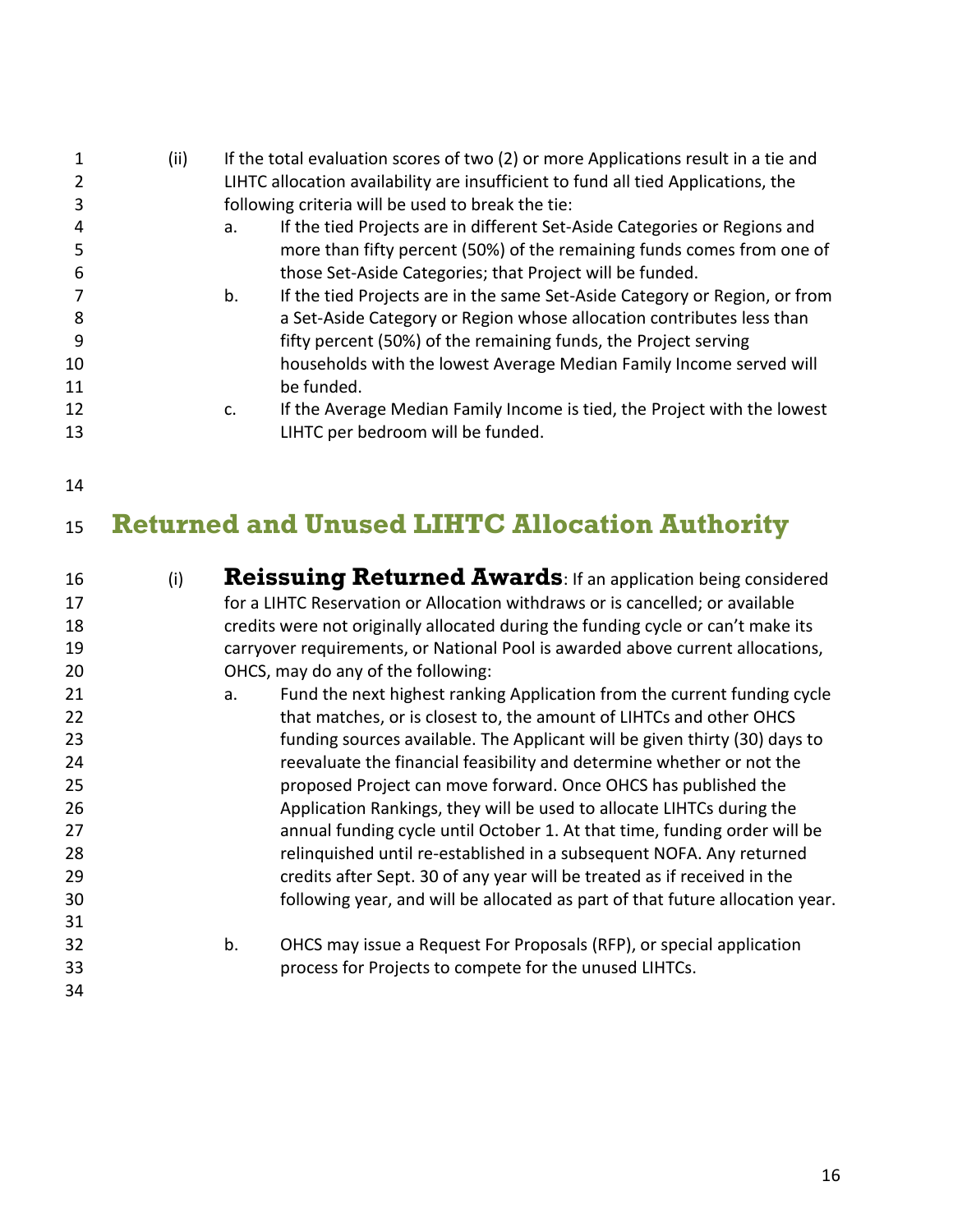(ii) If the total evaluation scores of two (2) or more Applications result in a tie and LIHTC allocation availability are insufficient to fund all tied Applications, the following criteria will be used to break the tie:

a. If the tied Projects are in different Set-Aside Categories or Regions and more than fifty percent (50%) of the remaining funds comes from one of those Set-Aside Categories; that Project will be funded.

b. If the tied Projects are in the same Set-Aside Category or Region, or from a Set-Aside Category or Region whose allocation contributes less than fifty percent (50%) of the remaining funds, the Project serving households with the lowest Average Median Family Income served will be funded.

c. If the Average Median Family Income is tied, the Project with the lowest LIHTC per bedroom will be funded.

# Returned and Unused LIHTC Allocation Authority

(i) **Reissuing Returned Awards**: If an application being considered for a LIHTC Reservation or Allocation withdraws or is cancelled; or available credits were not originally allocated during the funding cycle or can't make its carryover requirements, or National Pool is awarded above current allocations, OHCS, may do any of the following:

a. Fund the next highest ranking Application from the current funding cycle that matches, or is closest to, the amount of LIHTCs and other OHCS funding sources available. The Applicant will be given thirty (30) days to reevaluate the financial feasibility and determine whether or not the proposed Project can move forward. Once OHCS has published the Application Rankings, they will be used to allocate LIHTCs during the annual funding cycle until October 1. At that time, funding order will be relinquished until re-established in a subsequent NOFA. Any returned credits after Sept. 30 of any year will be treated as if received in the following year, and will be allocated as part of that future allocation year.

b. OHCS may issue a Request For Proposals (RFP), or special application process for Projects to compete for the unused LIHTCs.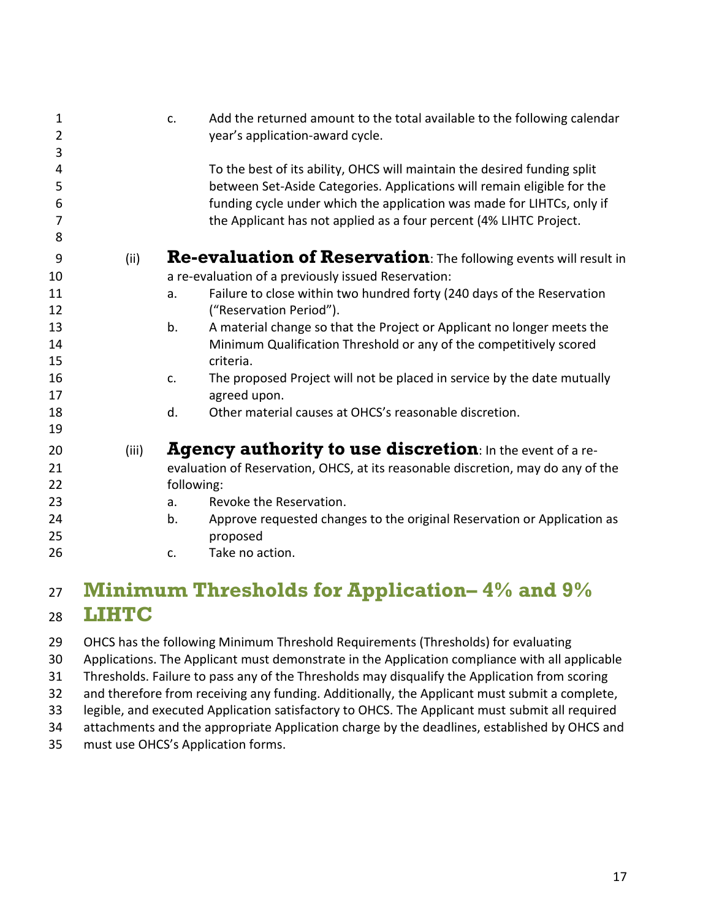c. Add the returned amount to the total available to the following calendar year's application-award cycle.

To the best of its ability, OHCS will maintain the desired funding split between Set-Aside Categories. Applications will remain eligible for the funding cycle under which the application was made for LIHTCs, only if the Applicant has not applied as a four percent (4% LIHTC Project.

(ii) **Re-evaluation of Reservation**: The following events will result in a re-evaluation of a previously issued Reservation:

a. Failure to close within two hundred forty (240 days of the Reservation ("Reservation Period").
b. A material change so that the Project or Applicant no longer meets the Minimum Qualification Threshold or any of the competitively scored criteria.
c. The proposed Project will not be placed in service by the date mutually agreed upon.
d. Other material causes at OHCS's reasonable discretion.

(iii) **Agency authority to use discretion**: In the event of a re-evaluation of Reservation, OHCS, at its reasonable discretion, may do any of the following:

a. Revoke the Reservation.
b. Approve requested changes to the original Reservation or Application as proposed
c. Take no action.

## Minimum Thresholds for Application– 4% and 9% LIHTC

OHCS has the following Minimum Threshold Requirements (Thresholds) for evaluating Applications. The Applicant must demonstrate in the Application compliance with all applicable Thresholds. Failure to pass any of the Thresholds may disqualify the Application from scoring and therefore from receiving any funding. Additionally, the Applicant must submit a complete, legible, and executed Application satisfactory to OHCS. The Applicant must submit all required attachments and the appropriate Application charge by the deadlines, established by OHCS and must use OHCS's Application forms.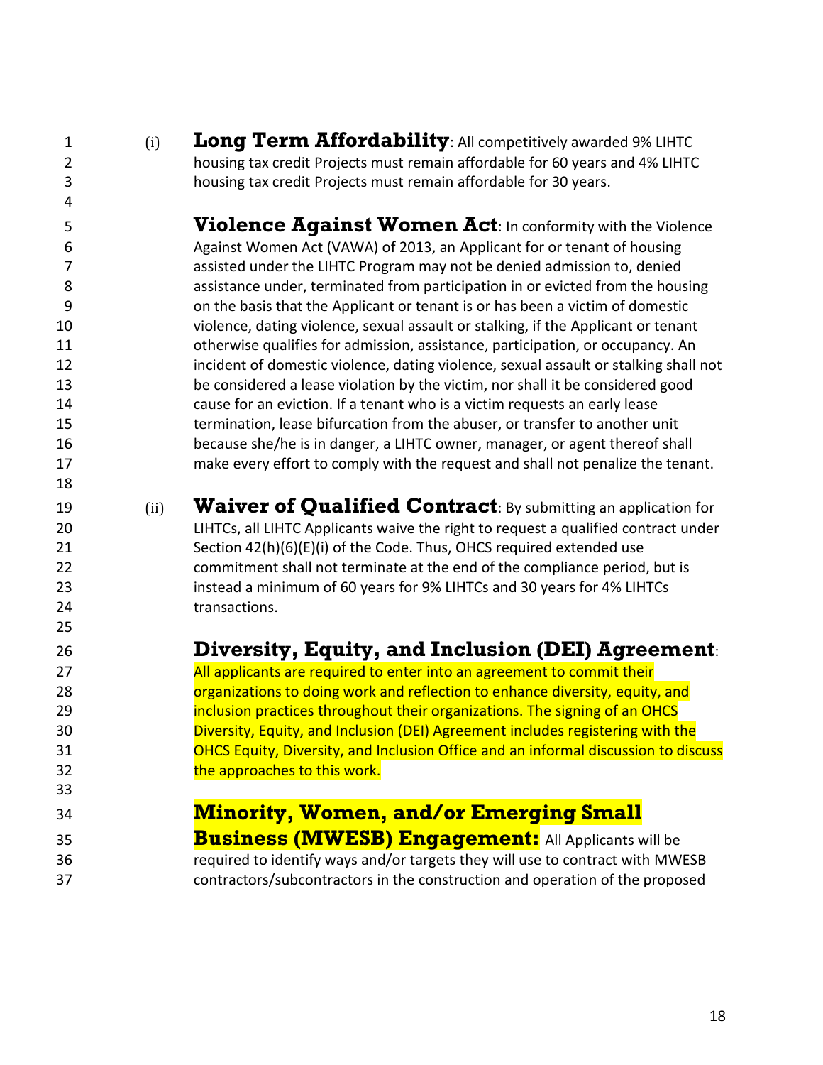(i) **Long Term Affordability**: All competitively awarded 9% LIHTC housing tax credit Projects must remain affordable for 60 years and 4% LIHTC housing tax credit Projects must remain affordable for 30 years.

**Violence Against Women Act**: In conformity with the Violence Against Women Act (VAWA) of 2013, an Applicant for or tenant of housing assisted under the LIHTC Program may not be denied admission to, denied assistance under, terminated from participation in or evicted from the housing on the basis that the Applicant or tenant is or has been a victim of domestic violence, dating violence, sexual assault or stalking, if the Applicant or tenant otherwise qualifies for admission, assistance, participation, or occupancy. An incident of domestic violence, dating violence, sexual assault or stalking shall not be considered a lease violation by the victim, nor shall it be considered good cause for an eviction. If a tenant who is a victim requests an early lease termination, lease bifurcation from the abuser, or transfer to another unit because she/he is in danger, a LIHTC owner, manager, or agent thereof shall make every effort to comply with the request and shall not penalize the tenant.

(ii) **Waiver of Qualified Contract**: By submitting an application for LIHTCs, all LIHTC Applicants waive the right to request a qualified contract under Section 42(h)(6)(E)(i) of the Code. Thus, OHCS required extended use commitment shall not terminate at the end of the compliance period, but is instead a minimum of 60 years for 9% LIHTCs and 30 years for 4% LIHTCs transactions.

**Diversity, Equity, and Inclusion (DEI) Agreement**: All applicants are required to enter into an agreement to commit their organizations to doing work and reflection to enhance diversity, equity, and inclusion practices throughout their organizations. The signing of an OHCS Diversity, Equity, and Inclusion (DEI) Agreement includes registering with the OHCS Equity, Diversity, and Inclusion Office and an informal discussion to discuss the approaches to this work.

**Minority, Women, and/or Emerging Small Business (MWESB) Engagement:** All Applicants will be required to identify ways and/or targets they will use to contract with MWESB contractors/subcontractors in the construction and operation of the proposed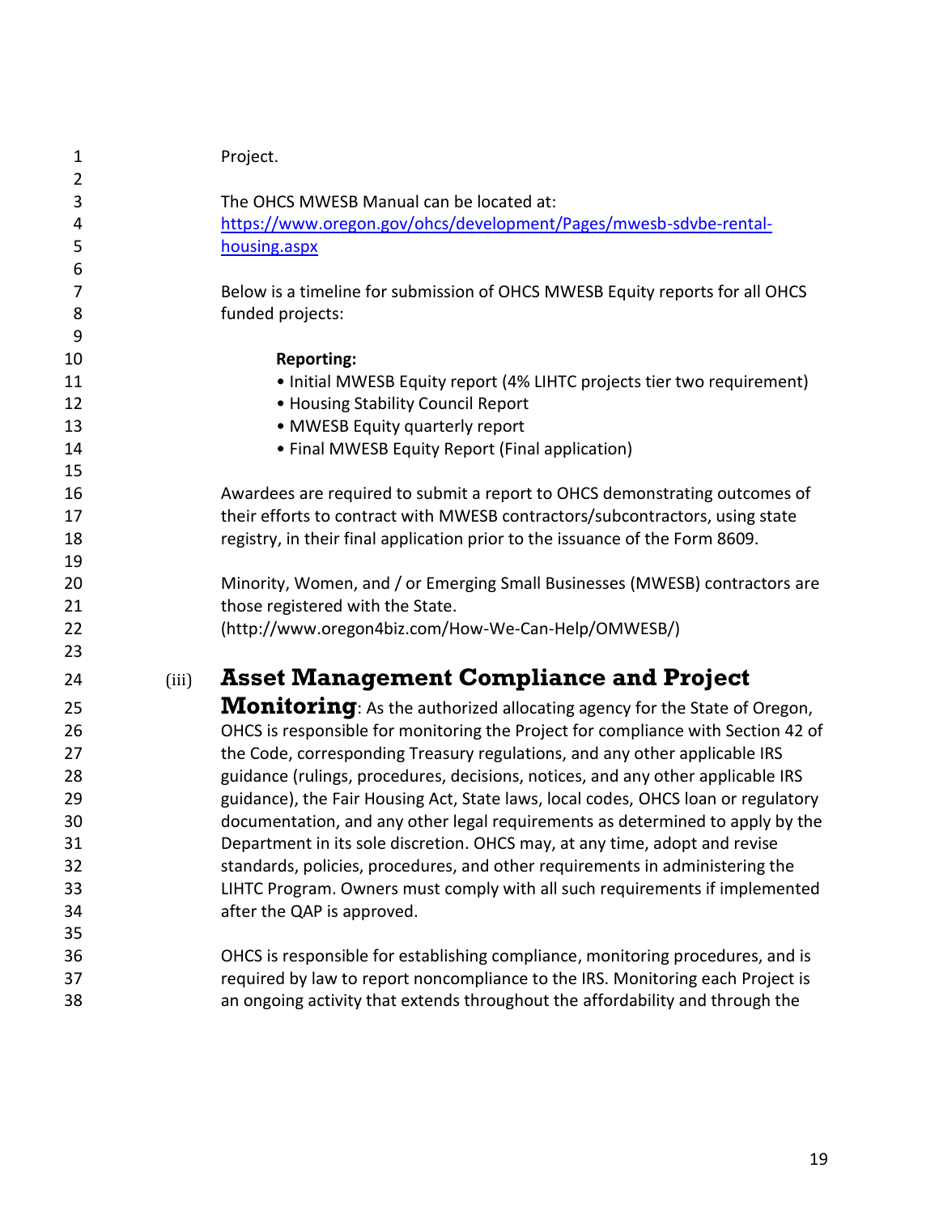Project.

The OHCS MWESB Manual can be located at:
[https://www.oregon.gov/ohcs/development/Pages/mwesb-sdvbe-rental-housing.aspx](https://www.oregon.gov/ohcs/development/Pages/mwesb-sdvbe-rental-housing.aspx)

Below is a timeline for submission of OHCS MWESB Equity reports for all OHCS funded projects:

**Reporting:**

- Initial MWESB Equity report (4% LIHTC projects tier two requirement)
- Housing Stability Council Report
- MWESB Equity quarterly report
- Final MWESB Equity Report (Final application)

Awardees are required to submit a report to OHCS demonstrating outcomes of their efforts to contract with MWESB contractors/subcontractors, using state registry, in their final application prior to the issuance of the Form 8609.

Minority, Women, and / or Emerging Small Businesses (MWESB) contractors are those registered with the State. (http://www.oregon4biz.com/How-We-Can-Help/OMWESB/)

(iii) **Asset Management Compliance and Project Monitoring**: As the authorized allocating agency for the State of Oregon, OHCS is responsible for monitoring the Project for compliance with Section 42 of the Code, corresponding Treasury regulations, and any other applicable IRS guidance (rulings, procedures, decisions, notices, and any other applicable IRS guidance), the Fair Housing Act, State laws, local codes, OHCS loan or regulatory documentation, and any other legal requirements as determined to apply by the Department in its sole discretion. OHCS may, at any time, adopt and revise standards, policies, procedures, and other requirements in administering the LIHTC Program. Owners must comply with all such requirements if implemented after the QAP is approved.

OHCS is responsible for establishing compliance, monitoring procedures, and is required by law to report noncompliance to the IRS. Monitoring each Project is an ongoing activity that extends throughout the affordability and through the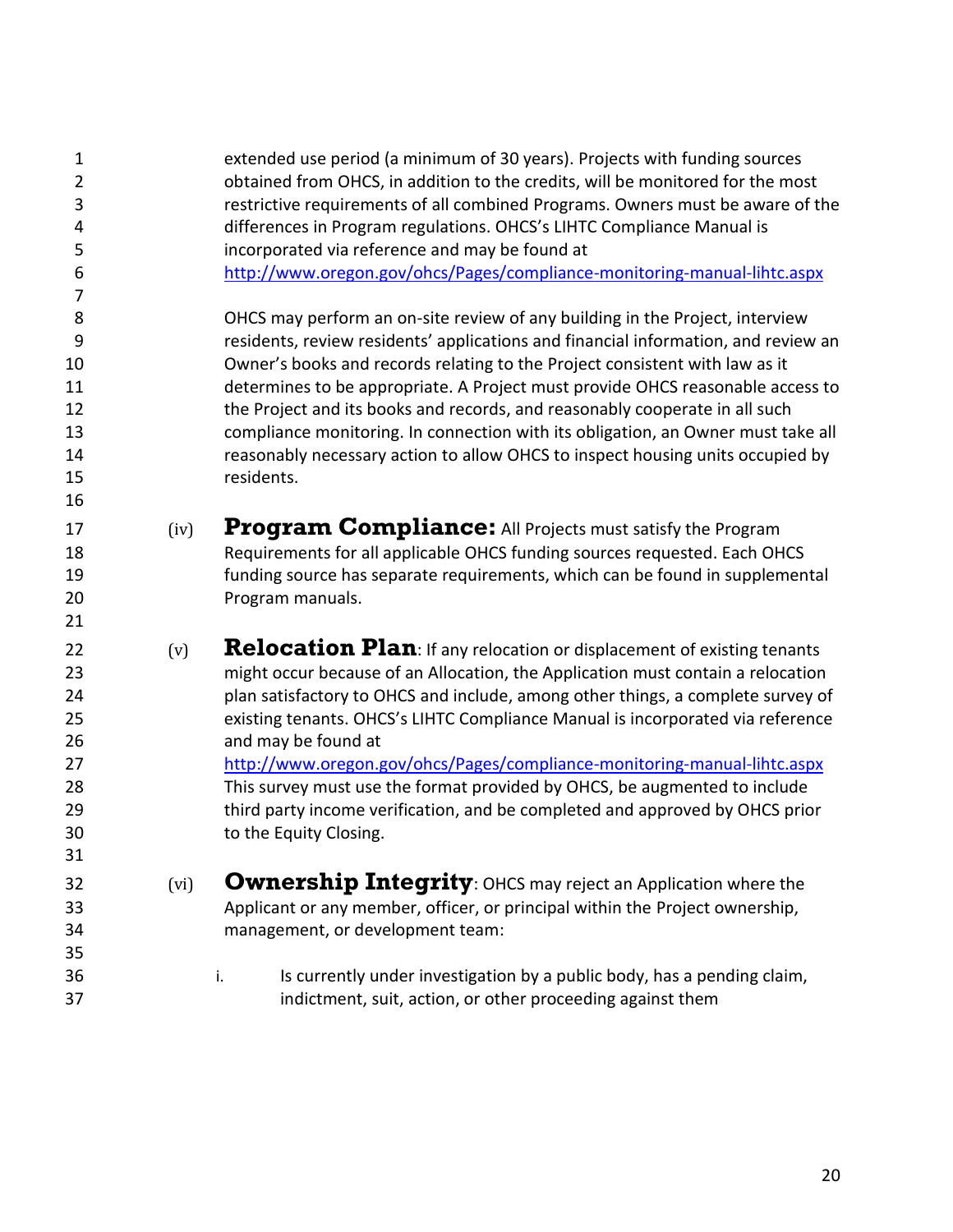extended use period (a minimum of 30 years). Projects with funding sources obtained from OHCS, in addition to the credits, will be monitored for the most restrictive requirements of all combined Programs. Owners must be aware of the differences in Program regulations. OHCS's LIHTC Compliance Manual is incorporated via reference and may be found at http://www.oregon.gov/ohcs/Pages/compliance-monitoring-manual-lihtc.aspx

OHCS may perform an on-site review of any building in the Project, interview residents, review residents' applications and financial information, and review an Owner's books and records relating to the Project consistent with law as it determines to be appropriate. A Project must provide OHCS reasonable access to the Project and its books and records, and reasonably cooperate in all such compliance monitoring. In connection with its obligation, an Owner must take all reasonably necessary action to allow OHCS to inspect housing units occupied by residents.

(iv) **Program Compliance:** All Projects must satisfy the Program Requirements for all applicable OHCS funding sources requested. Each OHCS funding source has separate requirements, which can be found in supplemental Program manuals.

(v) **Relocation Plan**: If any relocation or displacement of existing tenants might occur because of an Allocation, the Application must contain a relocation plan satisfactory to OHCS and include, among other things, a complete survey of existing tenants. OHCS's LIHTC Compliance Manual is incorporated via reference and may be found at http://www.oregon.gov/ohcs/Pages/compliance-monitoring-manual-lihtc.aspx This survey must use the format provided by OHCS, be augmented to include third party income verification, and be completed and approved by OHCS prior to the Equity Closing.

(vi) **Ownership Integrity**: OHCS may reject an Application where the Applicant or any member, officer, or principal within the Project ownership, management, or development team:

i. Is currently under investigation by a public body, has a pending claim, indictment, suit, action, or other proceeding against them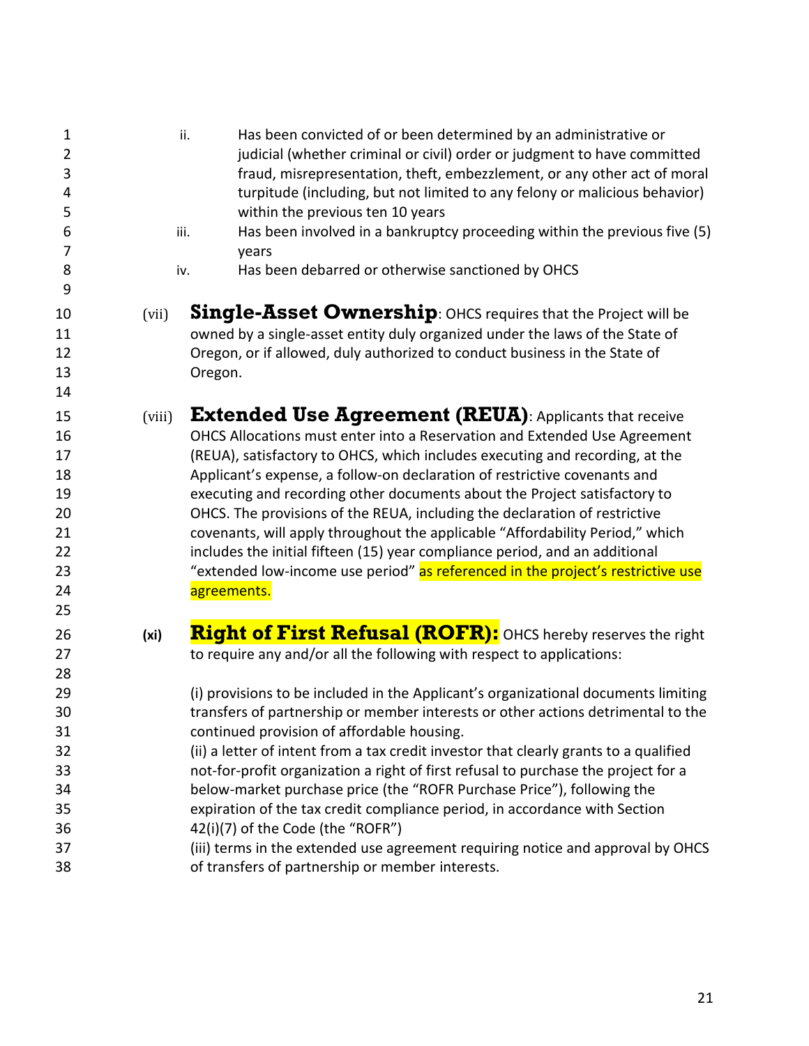ii. Has been convicted of or been determined by an administrative or judicial (whether criminal or civil) order or judgment to have committed fraud, misrepresentation, theft, embezzlement, or any other act of moral turpitude (including, but not limited to any felony or malicious behavior) within the previous ten 10 years

iii. Has been involved in a bankruptcy proceeding within the previous five (5) years

iv. Has been debarred or otherwise sanctioned by OHCS

(vii) **Single-Asset Ownership**: OHCS requires that the Project will be owned by a single-asset entity duly organized under the laws of the State of Oregon, or if allowed, duly authorized to conduct business in the State of Oregon.

(viii) **Extended Use Agreement (REUA)**: Applicants that receive OHCS Allocations must enter into a Reservation and Extended Use Agreement (REUA), satisfactory to OHCS, which includes executing and recording, at the Applicant's expense, a follow-on declaration of restrictive covenants and executing and recording other documents about the Project satisfactory to OHCS. The provisions of the REUA, including the declaration of restrictive covenants, will apply throughout the applicable "Affordability Period," which includes the initial fifteen (15) year compliance period, and an additional "extended low-income use period" as referenced in the project's restrictive use agreements.

**(xi)** **Right of First Refusal (ROFR):** OHCS hereby reserves the right to require any and/or all the following with respect to applications:

(i) provisions to be included in the Applicant's organizational documents limiting transfers of partnership or member interests or other actions detrimental to the continued provision of affordable housing.
(ii) a letter of intent from a tax credit investor that clearly grants to a qualified not-for-profit organization a right of first refusal to purchase the project for a below-market purchase price (the "ROFR Purchase Price"), following the expiration of the tax credit compliance period, in accordance with Section 42(i)(7) of the Code (the "ROFR")
(iii) terms in the extended use agreement requiring notice and approval by OHCS of transfers of partnership or member interests.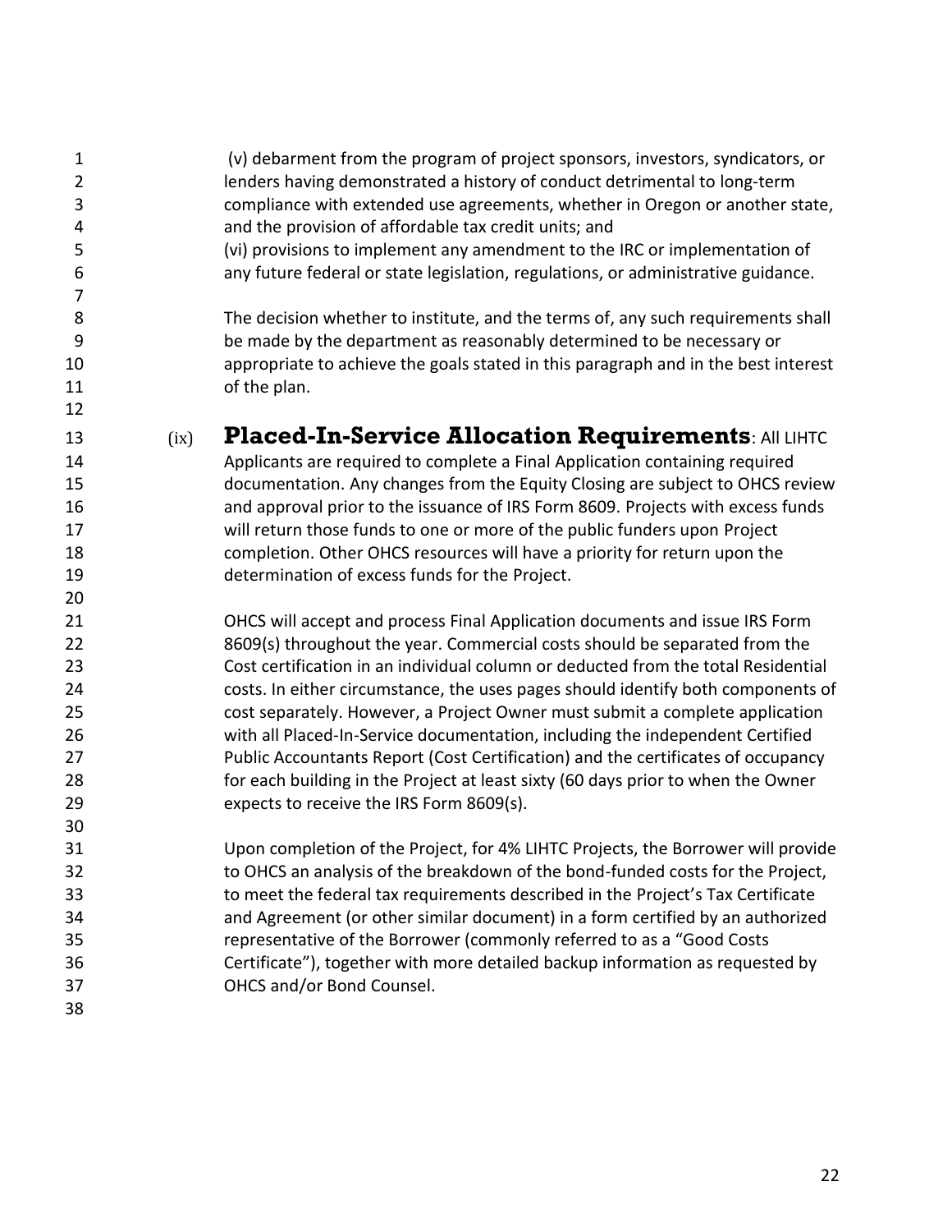(v) debarment from the program of project sponsors, investors, syndicators, or lenders having demonstrated a history of conduct detrimental to long-term compliance with extended use agreements, whether in Oregon or another state, and the provision of affordable tax credit units; and

(vi) provisions to implement any amendment to the IRC or implementation of any future federal or state legislation, regulations, or administrative guidance.

The decision whether to institute, and the terms of, any such requirements shall be made by the department as reasonably determined to be necessary or appropriate to achieve the goals stated in this paragraph and in the best interest of the plan.

(ix) **Placed-In-Service Allocation Requirements**: All LIHTC Applicants are required to complete a Final Application containing required documentation. Any changes from the Equity Closing are subject to OHCS review and approval prior to the issuance of IRS Form 8609. Projects with excess funds will return those funds to one or more of the public funders upon Project completion. Other OHCS resources will have a priority for return upon the determination of excess funds for the Project.

OHCS will accept and process Final Application documents and issue IRS Form 8609(s) throughout the year. Commercial costs should be separated from the Cost certification in an individual column or deducted from the total Residential costs. In either circumstance, the uses pages should identify both components of cost separately. However, a Project Owner must submit a complete application with all Placed-In-Service documentation, including the independent Certified Public Accountants Report (Cost Certification) and the certificates of occupancy for each building in the Project at least sixty (60 days prior to when the Owner expects to receive the IRS Form 8609(s).

Upon completion of the Project, for 4% LIHTC Projects, the Borrower will provide to OHCS an analysis of the breakdown of the bond-funded costs for the Project, to meet the federal tax requirements described in the Project's Tax Certificate and Agreement (or other similar document) in a form certified by an authorized representative of the Borrower (commonly referred to as a "Good Costs Certificate"), together with more detailed backup information as requested by OHCS and/or Bond Counsel.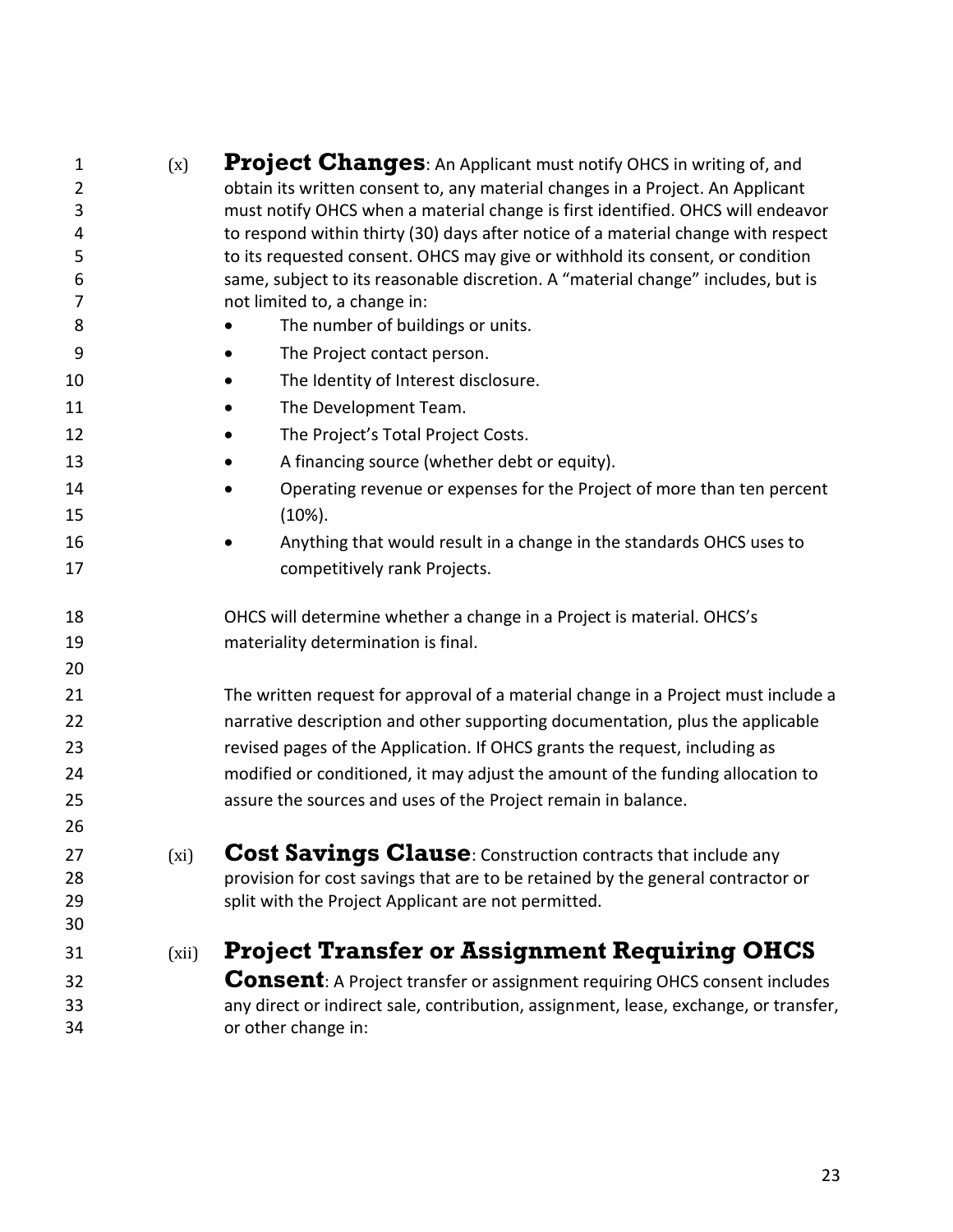(x) **Project Changes**: An Applicant must notify OHCS in writing of, and obtain its written consent to, any material changes in a Project. An Applicant must notify OHCS when a material change is first identified. OHCS will endeavor to respond within thirty (30) days after notice of a material change with respect to its requested consent. OHCS may give or withhold its consent, or condition same, subject to its reasonable discretion. A "material change" includes, but is not limited to, a change in:

- The number of buildings or units.
- The Project contact person.
- The Identity of Interest disclosure.
- The Development Team.
- The Project's Total Project Costs.
- A financing source (whether debt or equity).
- Operating revenue or expenses for the Project of more than ten percent (10%).
- Anything that would result in a change in the standards OHCS uses to competitively rank Projects.

OHCS will determine whether a change in a Project is material. OHCS's materiality determination is final.

The written request for approval of a material change in a Project must include a narrative description and other supporting documentation, plus the applicable revised pages of the Application. If OHCS grants the request, including as modified or conditioned, it may adjust the amount of the funding allocation to assure the sources and uses of the Project remain in balance.

(xi) **Cost Savings Clause**: Construction contracts that include any provision for cost savings that are to be retained by the general contractor or split with the Project Applicant are not permitted.

(xii) **Project Transfer or Assignment Requiring OHCS Consent**: A Project transfer or assignment requiring OHCS consent includes any direct or indirect sale, contribution, assignment, lease, exchange, or transfer, or other change in: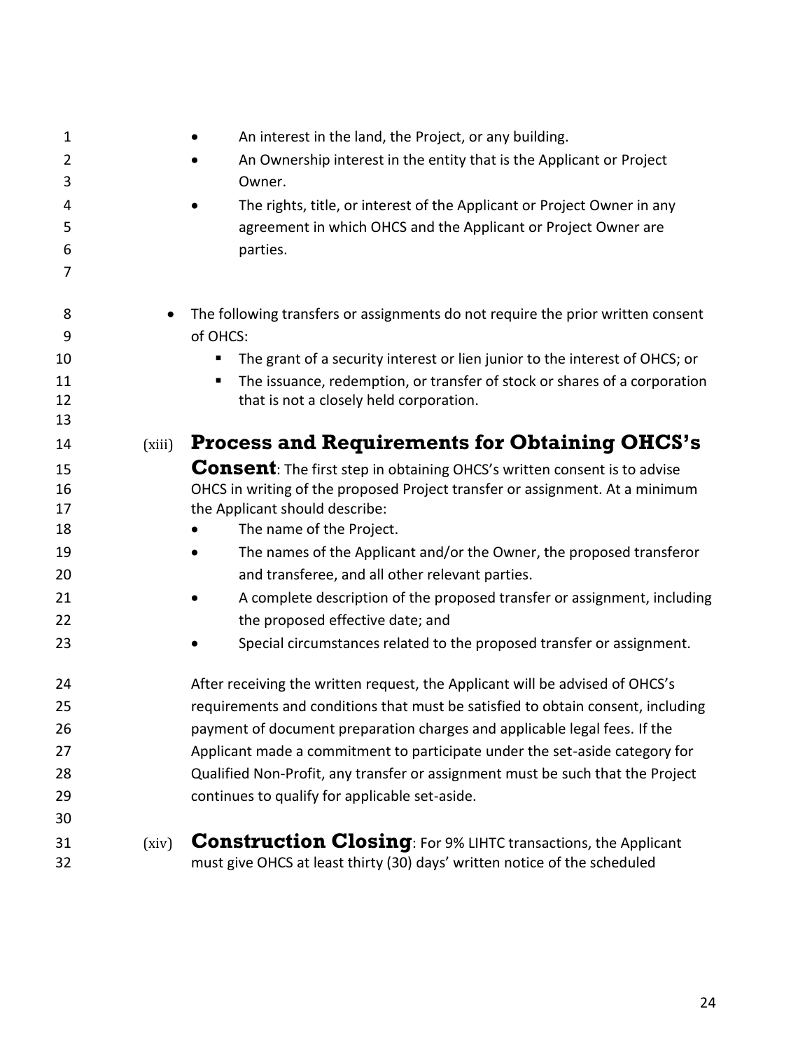- An interest in the land, the Project, or any building.
- An Ownership interest in the entity that is the Applicant or Project Owner.
- The rights, title, or interest of the Applicant or Project Owner in any agreement in which OHCS and the Applicant or Project Owner are parties.

- The following transfers or assignments do not require the prior written consent of OHCS:
  - The grant of a security interest or lien junior to the interest of OHCS; or
  - The issuance, redemption, or transfer of stock or shares of a corporation that is not a closely held corporation.

(xiii) **Process and Requirements for Obtaining OHCS's Consent**: The first step in obtaining OHCS's written consent is to advise OHCS in writing of the proposed Project transfer or assignment. At a minimum the Applicant should describe:

- The name of the Project.
- The names of the Applicant and/or the Owner, the proposed transferor and transferee, and all other relevant parties.
- A complete description of the proposed transfer or assignment, including the proposed effective date; and
- Special circumstances related to the proposed transfer or assignment.

After receiving the written request, the Applicant will be advised of OHCS's requirements and conditions that must be satisfied to obtain consent, including payment of document preparation charges and applicable legal fees. If the Applicant made a commitment to participate under the set-aside category for Qualified Non-Profit, any transfer or assignment must be such that the Project continues to qualify for applicable set-aside.

(xiv) **Construction Closing**: For 9% LIHTC transactions, the Applicant must give OHCS at least thirty (30) days' written notice of the scheduled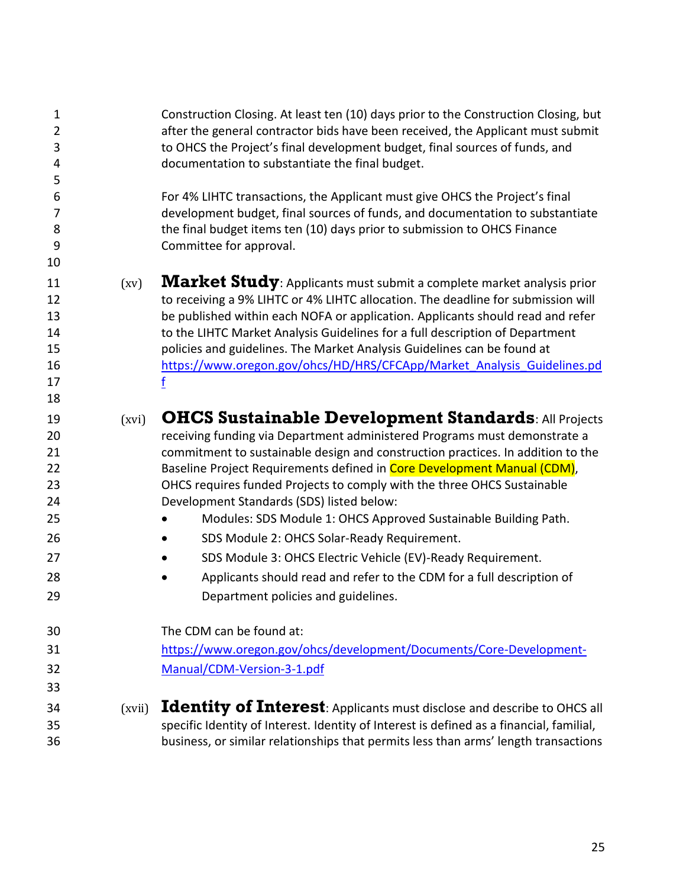Construction Closing. At least ten (10) days prior to the Construction Closing, but after the general contractor bids have been received, the Applicant must submit to OHCS the Project's final development budget, final sources of funds, and documentation to substantiate the final budget.

For 4% LIHTC transactions, the Applicant must give OHCS the Project's final development budget, final sources of funds, and documentation to substantiate the final budget items ten (10) days prior to submission to OHCS Finance Committee for approval.

(xv) **Market Study**: Applicants must submit a complete market analysis prior to receiving a 9% LIHTC or 4% LIHTC allocation. The deadline for submission will be published within each NOFA or application. Applicants should read and refer to the LIHTC Market Analysis Guidelines for a full description of Department policies and guidelines. The Market Analysis Guidelines can be found at [https://www.oregon.gov/ohcs/HD/HRS/CFCApp/Market_Analysis_Guidelines.pdf](https://www.oregon.gov/ohcs/HD/HRS/CFCApp/Market_Analysis_Guidelines.pdf)

(xvi) **OHCS Sustainable Development Standards**: All Projects receiving funding via Department administered Programs must demonstrate a commitment to sustainable design and construction practices. In addition to the Baseline Project Requirements defined in Core Development Manual (CDM), OHCS requires funded Projects to comply with the three OHCS Sustainable Development Standards (SDS) listed below:

- Modules: SDS Module 1: OHCS Approved Sustainable Building Path.
- SDS Module 2: OHCS Solar-Ready Requirement.
- SDS Module 3: OHCS Electric Vehicle (EV)-Ready Requirement.
- Applicants should read and refer to the CDM for a full description of Department policies and guidelines.

The CDM can be found at: [https://www.oregon.gov/ohcs/development/Documents/Core-Development-Manual/CDM-Version-3-1.pdf](https://www.oregon.gov/ohcs/development/Documents/Core-Development-Manual/CDM-Version-3-1.pdf)

(xvii) **Identity of Interest**: Applicants must disclose and describe to OHCS all specific Identity of Interest. Identity of Interest is defined as a financial, familial, business, or similar relationships that permits less than arms' length transactions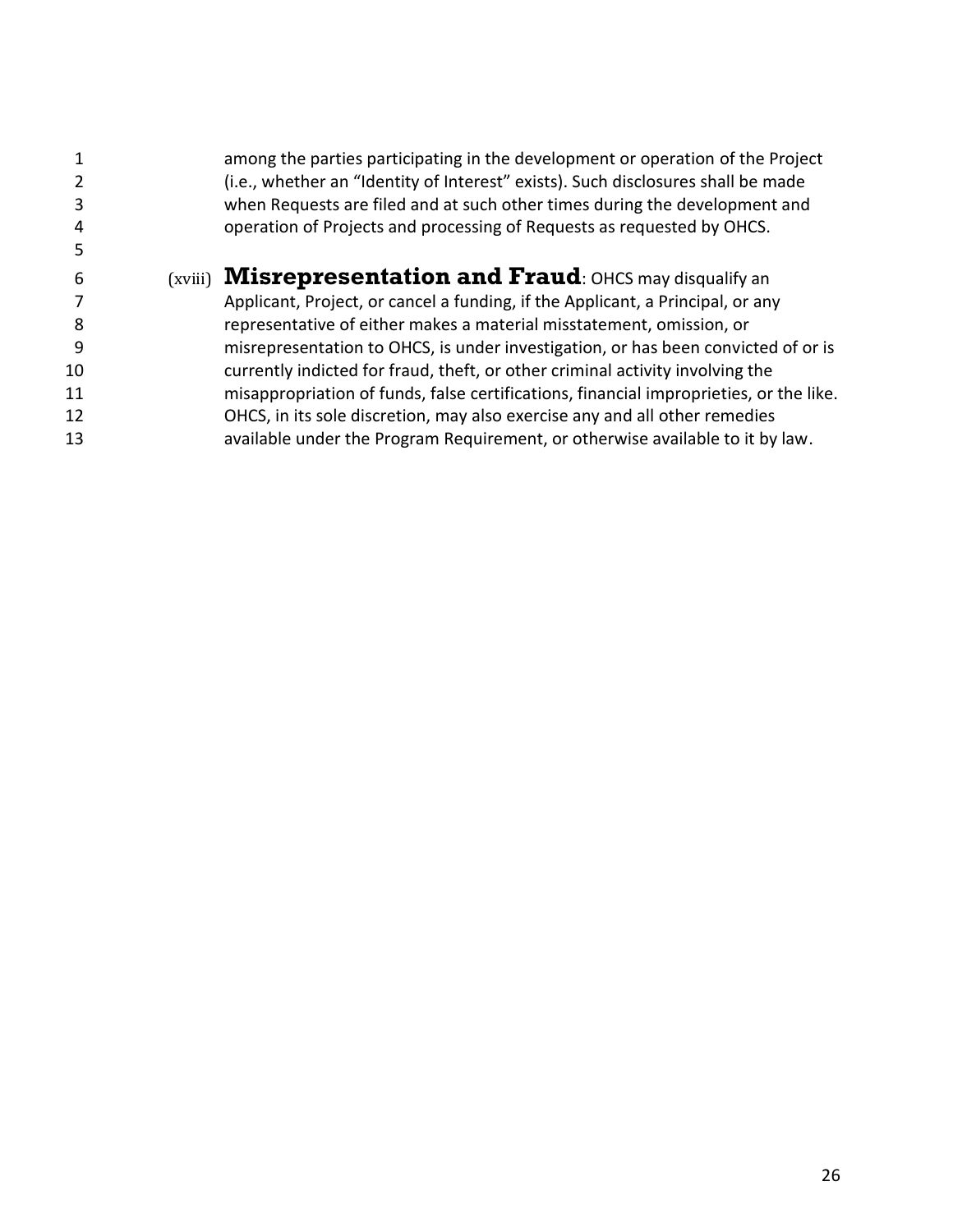among the parties participating in the development or operation of the Project (i.e., whether an "Identity of Interest" exists). Such disclosures shall be made when Requests are filed and at such other times during the development and operation of Projects and processing of Requests as requested by OHCS.

(xviii) **Misrepresentation and Fraud**: OHCS may disqualify an Applicant, Project, or cancel a funding, if the Applicant, a Principal, or any representative of either makes a material misstatement, omission, or misrepresentation to OHCS, is under investigation, or has been convicted of or is currently indicted for fraud, theft, or other criminal activity involving the misappropriation of funds, false certifications, financial improprieties, or the like. OHCS, in its sole discretion, may also exercise any and all other remedies available under the Program Requirement, or otherwise available to it by law.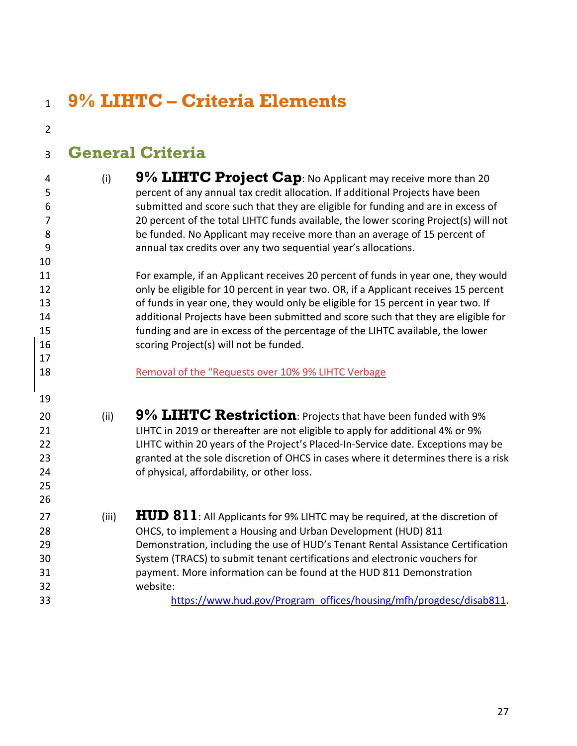# 9% LIHTC – Criteria Elements

## General Criteria

(i) **9% LIHTC Project Cap**: No Applicant may receive more than 20 percent of any annual tax credit allocation. If additional Projects have been submitted and score such that they are eligible for funding and are in excess of 20 percent of the total LIHTC funds available, the lower scoring Project(s) will not be funded. No Applicant may receive more than an average of 15 percent of annual tax credits over any two sequential year's allocations.

For example, if an Applicant receives 20 percent of funds in year one, they would only be eligible for 10 percent in year two. OR, if a Applicant receives 15 percent of funds in year one, they would only be eligible for 15 percent in year two. If additional Projects have been submitted and score such that they are eligible for funding and are in excess of the percentage of the LIHTC available, the lower scoring Project(s) will not be funded.

Removal of the "Requests over 10% 9% LIHTC Verbage

(ii) **9% LIHTC Restriction**: Projects that have been funded with 9% LIHTC in 2019 or thereafter are not eligible to apply for additional 4% or 9% LIHTC within 20 years of the Project's Placed-In-Service date. Exceptions may be granted at the sole discretion of OHCS in cases where it determines there is a risk of physical, affordability, or other loss.

(iii) **HUD 811**: All Applicants for 9% LIHTC may be required, at the discretion of OHCS, to implement a Housing and Urban Development (HUD) 811 Demonstration, including the use of HUD's Tenant Rental Assistance Certification System (TRACS) to submit tenant certifications and electronic vouchers for payment. More information can be found at the HUD 811 Demonstration website:
https://www.hud.gov/Program_offices/housing/mfh/progdesc/disab811.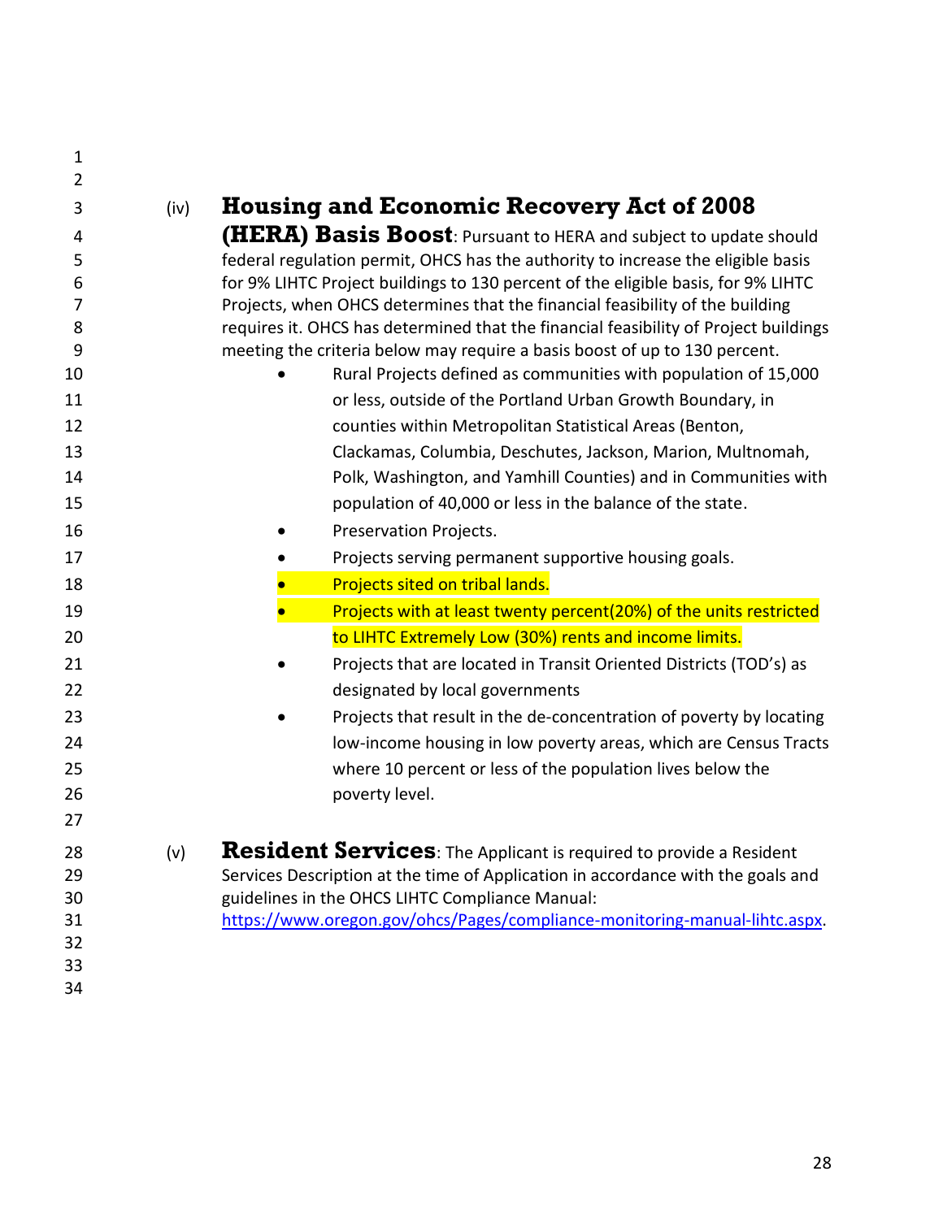(iv) **Housing and Economic Recovery Act of 2008 (HERA) Basis Boost**: Pursuant to HERA and subject to update should federal regulation permit, OHCS has the authority to increase the eligible basis for 9% LIHTC Project buildings to 130 percent of the eligible basis, for 9% LIHTC Projects, when OHCS determines that the financial feasibility of the building requires it. OHCS has determined that the financial feasibility of Project buildings meeting the criteria below may require a basis boost of up to 130 percent.

- Rural Projects defined as communities with population of 15,000 or less, outside of the Portland Urban Growth Boundary, in counties within Metropolitan Statistical Areas (Benton, Clackamas, Columbia, Deschutes, Jackson, Marion, Multnomah, Polk, Washington, and Yamhill Counties) and in Communities with population of 40,000 or less in the balance of the state.
- Preservation Projects.
- Projects serving permanent supportive housing goals.
- Projects sited on tribal lands.
- Projects with at least twenty percent(20%) of the units restricted to LIHTC Extremely Low (30%) rents and income limits.
- Projects that are located in Transit Oriented Districts (TOD's) as designated by local governments
- Projects that result in the de-concentration of poverty by locating low-income housing in low poverty areas, which are Census Tracts where 10 percent or less of the population lives below the poverty level.

(v) **Resident Services**: The Applicant is required to provide a Resident Services Description at the time of Application in accordance with the goals and guidelines in the OHCS LIHTC Compliance Manual: https://www.oregon.gov/ohcs/Pages/compliance-monitoring-manual-lihtc.aspx.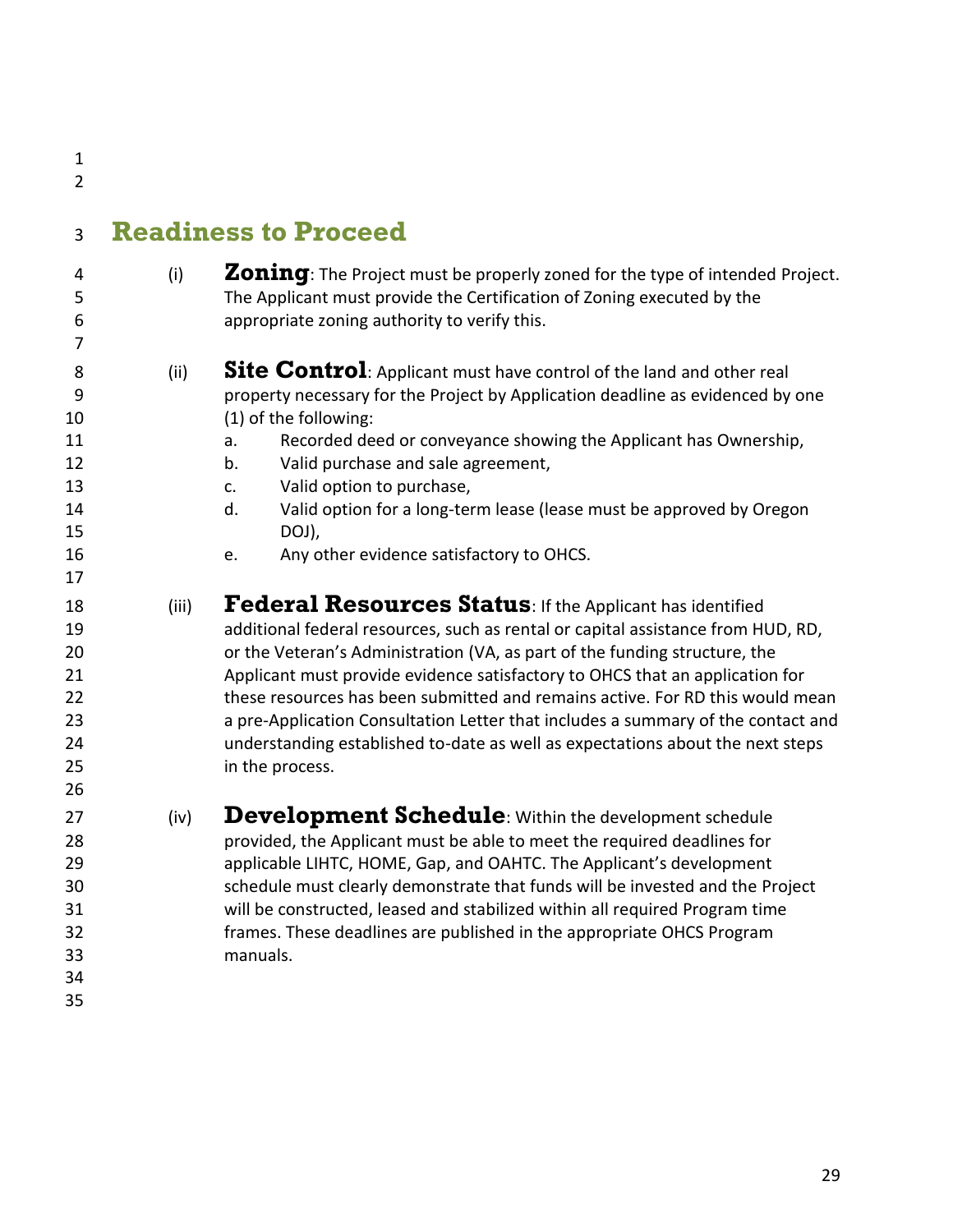## Readiness to Proceed

(i) **Zoning**: The Project must be properly zoned for the type of intended Project. The Applicant must provide the Certification of Zoning executed by the appropriate zoning authority to verify this.

(ii) **Site Control**: Applicant must have control of the land and other real property necessary for the Project by Application deadline as evidenced by one (1) of the following:

a. Recorded deed or conveyance showing the Applicant has Ownership,
b. Valid purchase and sale agreement,
c. Valid option to purchase,
d. Valid option for a long-term lease (lease must be approved by Oregon DOJ),
e. Any other evidence satisfactory to OHCS.

(iii) **Federal Resources Status**: If the Applicant has identified additional federal resources, such as rental or capital assistance from HUD, RD, or the Veteran's Administration (VA, as part of the funding structure, the Applicant must provide evidence satisfactory to OHCS that an application for these resources has been submitted and remains active. For RD this would mean a pre-Application Consultation Letter that includes a summary of the contact and understanding established to-date as well as expectations about the next steps in the process.

(iv) **Development Schedule**: Within the development schedule provided, the Applicant must be able to meet the required deadlines for applicable LIHTC, HOME, Gap, and OAHTC. The Applicant's development schedule must clearly demonstrate that funds will be invested and the Project will be constructed, leased and stabilized within all required Program time frames. These deadlines are published in the appropriate OHCS Program manuals.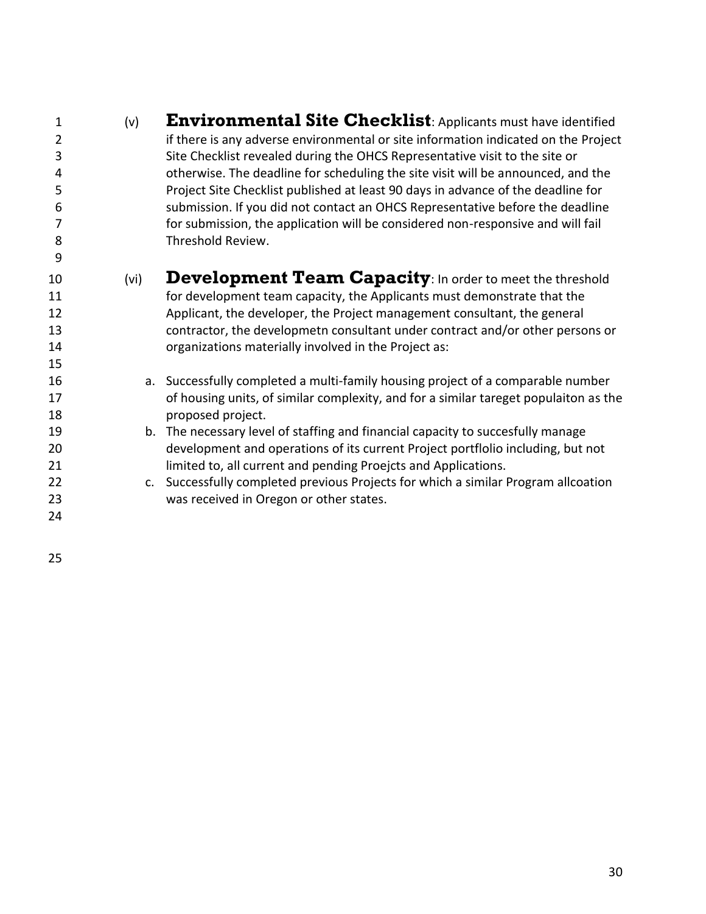(v) **Environmental Site Checklist**: Applicants must have identified if there is any adverse environmental or site information indicated on the Project Site Checklist revealed during the OHCS Representative visit to the site or otherwise. The deadline for scheduling the site visit will be announced, and the Project Site Checklist published at least 90 days in advance of the deadline for submission. If you did not contact an OHCS Representative before the deadline for submission, the application will be considered non-responsive and will fail Threshold Review.

(vi) **Development Team Capacity**: In order to meet the threshold for development team capacity, the Applicants must demonstrate that the Applicant, the developer, the Project management consultant, the general contractor, the developmetn consultant under contract and/or other persons or organizations materially involved in the Project as:

a. Successfully completed a multi-family housing project of a comparable number of housing units, of similar complexity, and for a similar tareget populaiton as the proposed project.
b. The necessary level of staffing and financial capacity to succesfully manage development and operations of its current Project portflolio including, but not limited to, all current and pending Proejcts and Applications.
c. Successfully completed previous Projects for which a similar Program allcoation was received in Oregon or other states.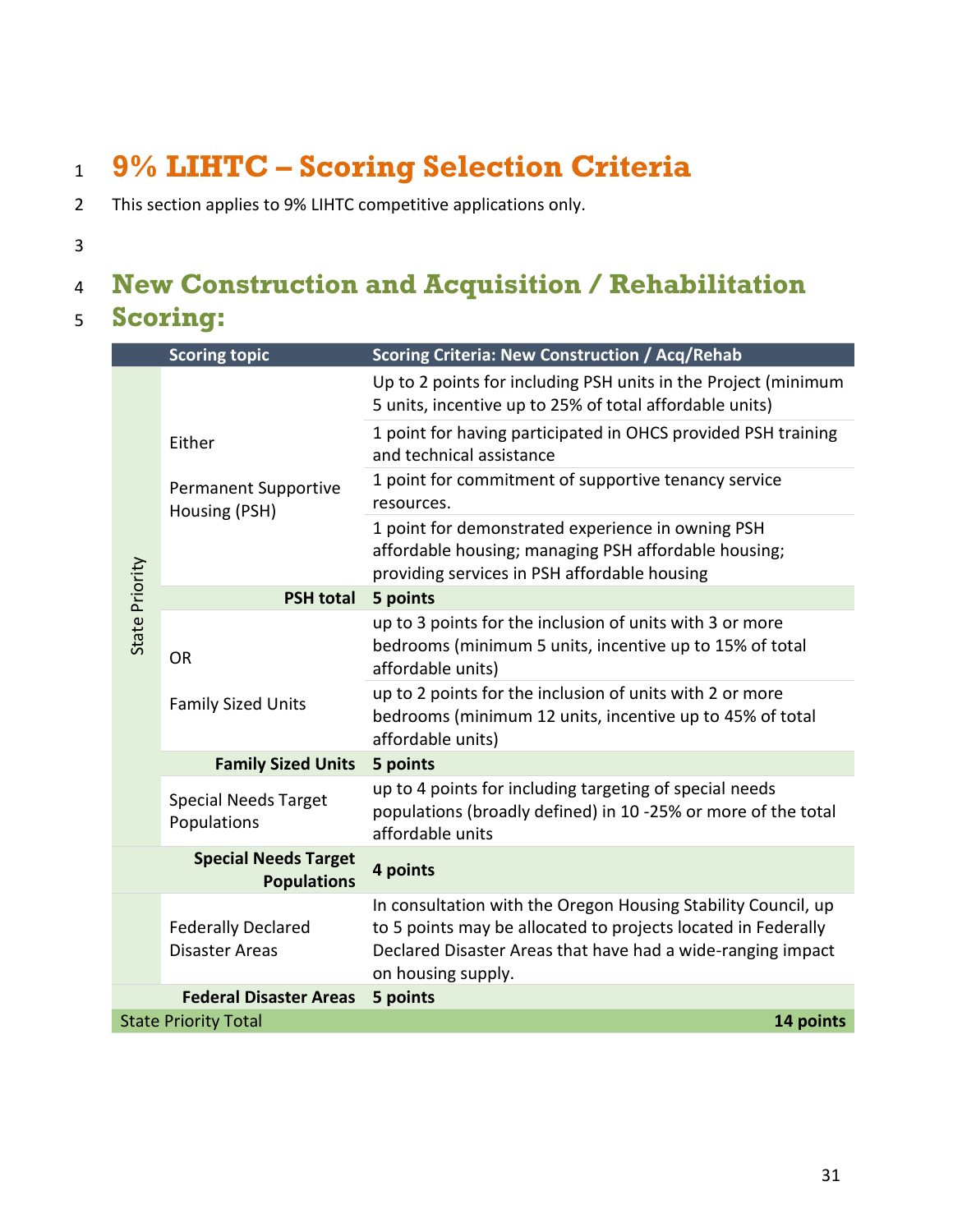# 9% LIHTC – Scoring Selection Criteria

This section applies to 9% LIHTC competitive applications only.

## New Construction and Acquisition / Rehabilitation Scoring:

| | Scoring topic | Scoring Criteria: New Construction / Acq/Rehab |
|---|---|---|
| State Priority | Either<br><br>Permanent Supportive Housing (PSH) | Up to 2 points for including PSH units in the Project (minimum 5 units, incentive up to 25% of total affordable units) |
| | | 1 point for having participated in OHCS provided PSH training and technical assistance |
| | | 1 point for commitment of supportive tenancy service resources. |
| | | 1 point for demonstrated experience in owning PSH affordable housing; managing PSH affordable housing; providing services in PSH affordable housing |
| | **PSH total** | **5 points** |
| | OR<br><br>Family Sized Units | up to 3 points for the inclusion of units with 3 or more bedrooms (minimum 5 units, incentive up to 15% of total affordable units) |
| | | up to 2 points for the inclusion of units with 2 or more bedrooms (minimum 12 units, incentive up to 45% of total affordable units) |
| | **Family Sized Units** | **5 points** |
| | Special Needs Target Populations | up to 4 points for including targeting of special needs populations (broadly defined) in 10 -25% or more of the total affordable units |
| | **Special Needs Target Populations** | **4 points** |
| | Federally Declared Disaster Areas | In consultation with the Oregon Housing Stability Council, up to 5 points may be allocated to projects located in Federally Declared Disaster Areas that have had a wide-ranging impact on housing supply. |
| | **Federal Disaster Areas** | **5 points** |
| State Priority Total | | **14 points** |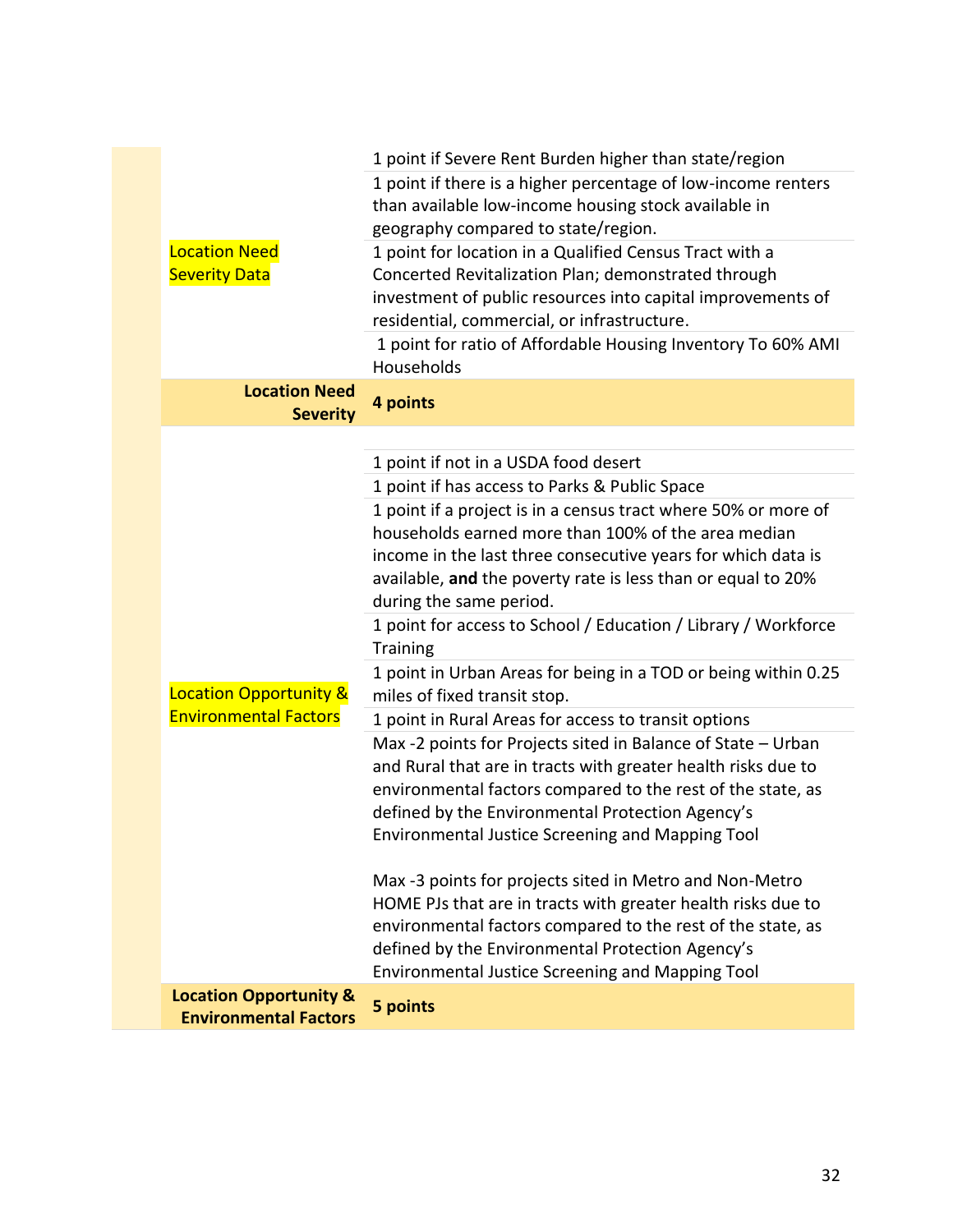| Category | Criteria |
| --- | --- |
| Location Need Severity Data | 1 point if Severe Rent Burden higher than state/region |
| | 1 point if there is a higher percentage of low-income renters than available low-income housing stock available in geography compared to state/region. |
| | 1 point for location in a Qualified Census Tract with a Concerted Revitalization Plan; demonstrated through investment of public resources into capital improvements of residential, commercial, or infrastructure. |
| | 1 point for ratio of Affordable Housing Inventory To 60% AMI Households |
| **Location Need Severity** | **4 points** |
| Location Opportunity & Environmental Factors | 1 point if not in a USDA food desert |
| | 1 point if has access to Parks & Public Space |
| | 1 point if a project is in a census tract where 50% or more of households earned more than 100% of the area median income in the last three consecutive years for which data is available, **and** the poverty rate is less than or equal to 20% during the same period. |
| | 1 point for access to School / Education / Library / Workforce Training |
| | 1 point in Urban Areas for being in a TOD or being within 0.25 miles of fixed transit stop. |
| | 1 point in Rural Areas for access to transit options |
| | Max -2 points for Projects sited in Balance of State – Urban and Rural that are in tracts with greater health risks due to environmental factors compared to the rest of the state, as defined by the Environmental Protection Agency's Environmental Justice Screening and Mapping Tool<br><br>Max -3 points for projects sited in Metro and Non-Metro HOME PJs that are in tracts with greater health risks due to environmental factors compared to the rest of the state, as defined by the Environmental Protection Agency's Environmental Justice Screening and Mapping Tool |
| **Location Opportunity & Environmental Factors** | **5 points** |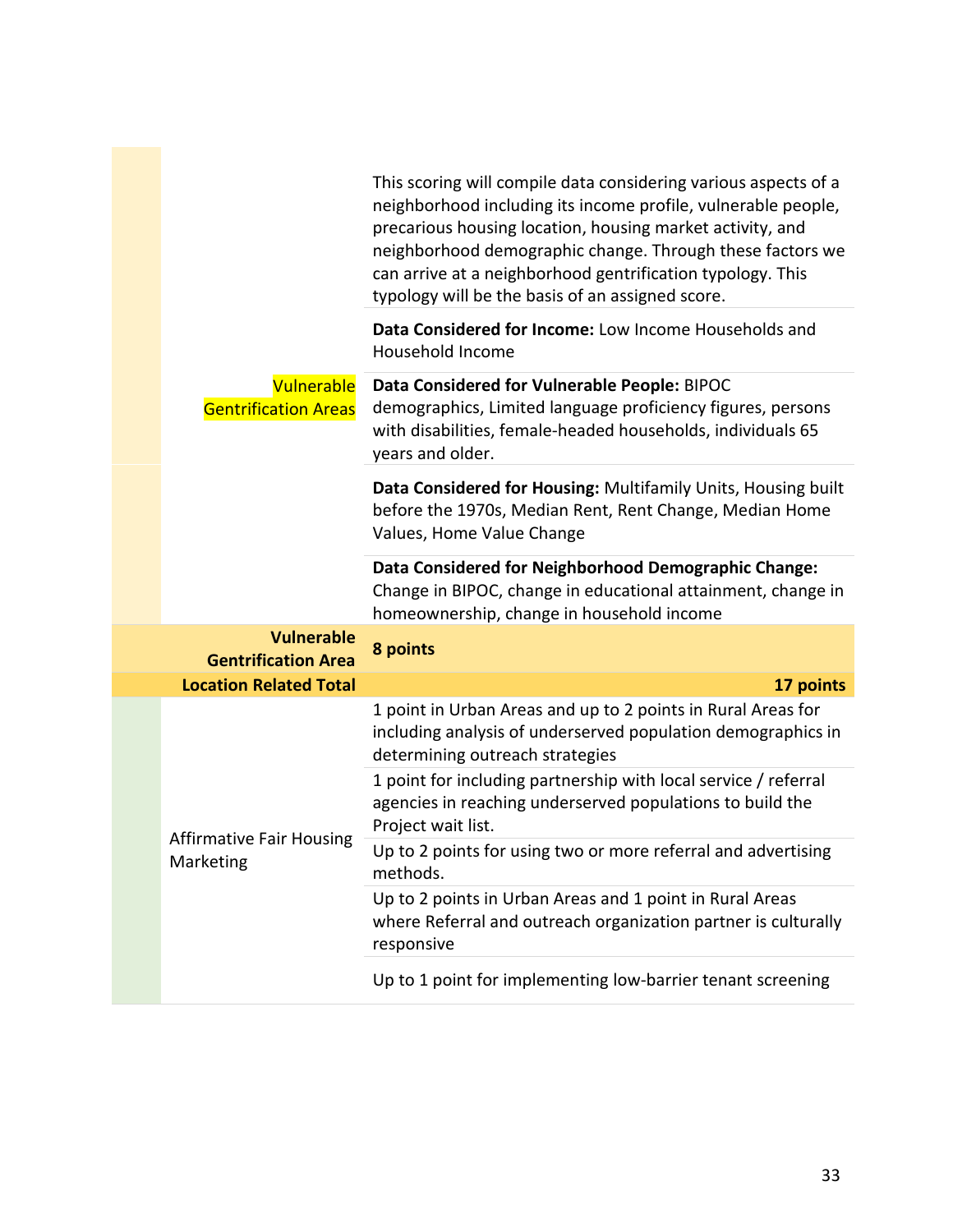| | | |
|---|---|---|
| | Vulnerable Gentrification Areas | This scoring will compile data considering various aspects of a neighborhood including its income profile, vulnerable people, precarious housing location, housing market activity, and neighborhood demographic change. Through these factors we can arrive at a neighborhood gentrification typology. This typology will be the basis of an assigned score. |
| | | **Data Considered for Income:** Low Income Households and Household Income |
| | | **Data Considered for Vulnerable People:** BIPOC demographics, Limited language proficiency figures, persons with disabilities, female-headed households, individuals 65 years and older. |
| | | **Data Considered for Housing:** Multifamily Units, Housing built before the 1970s, Median Rent, Rent Change, Median Home Values, Home Value Change |
| | | **Data Considered for Neighborhood Demographic Change:** Change in BIPOC, change in educational attainment, change in homeownership, change in household income |
| | **Vulnerable Gentrification Area** | **8 points** |
| | **Location Related Total** | **17 points** |
| | Affirmative Fair Housing Marketing | 1 point in Urban Areas and up to 2 points in Rural Areas for including analysis of underserved population demographics in determining outreach strategies |
| | | 1 point for including partnership with local service / referral agencies in reaching underserved populations to build the Project wait list. |
| | | Up to 2 points for using two or more referral and advertising methods. |
| | | Up to 2 points in Urban Areas and 1 point in Rural Areas where Referral and outreach organization partner is culturally responsive |
| | | Up to 1 point for implementing low-barrier tenant screening |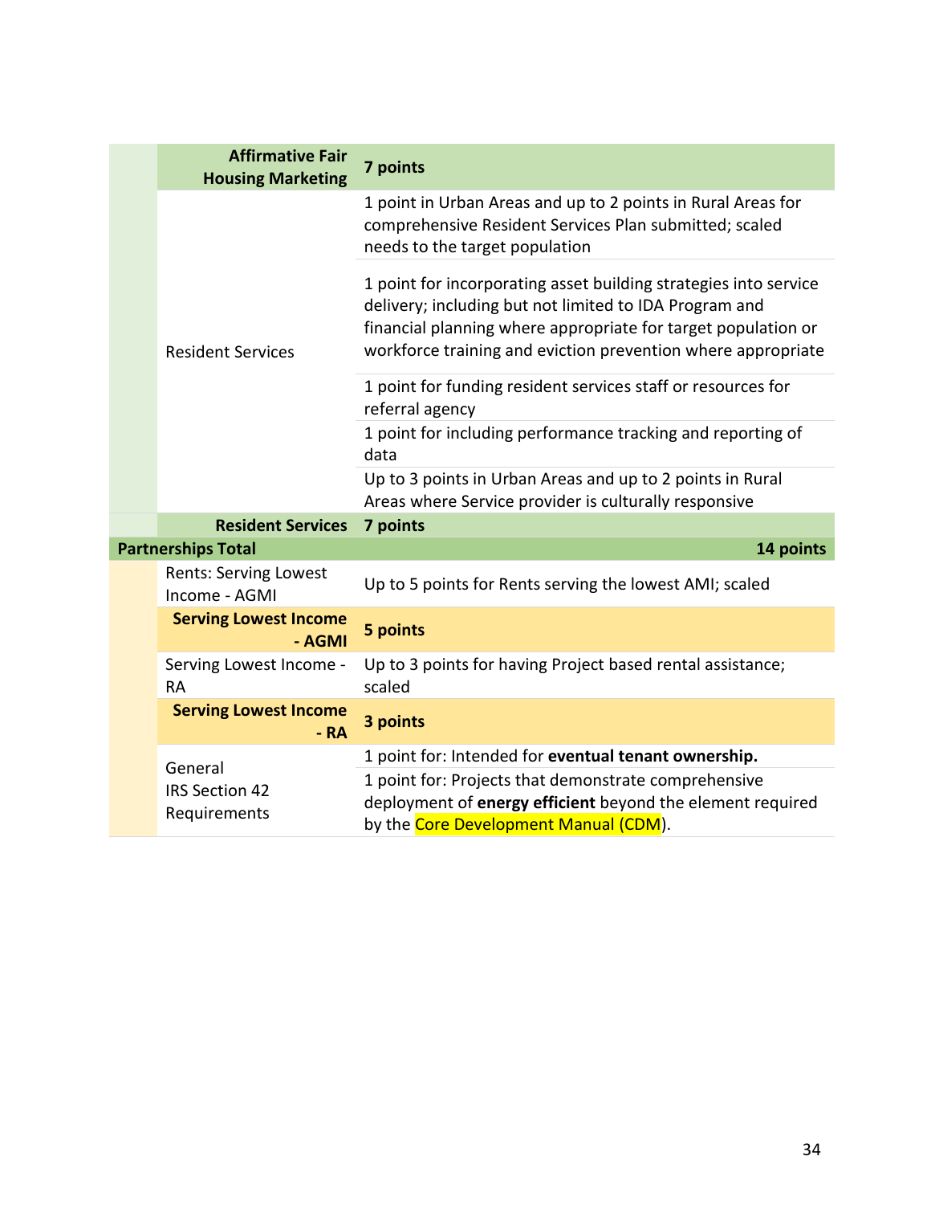| | | |
|---|---|---|
| | **Affirmative Fair Housing Marketing** | **7 points** |
| | Resident Services | 1 point in Urban Areas and up to 2 points in Rural Areas for comprehensive Resident Services Plan submitted; scaled needs to the target population |
| | | 1 point for incorporating asset building strategies into service delivery; including but not limited to IDA Program and financial planning where appropriate for target population or workforce training and eviction prevention where appropriate |
| | | 1 point for funding resident services staff or resources for referral agency |
| | | 1 point for including performance tracking and reporting of data |
| | | Up to 3 points in Urban Areas and up to 2 points in Rural Areas where Service provider is culturally responsive |
| | **Resident Services** | **7 points** |
| **Partnerships Total** | | **14 points** |
| | Rents: Serving Lowest Income - AGMI | Up to 5 points for Rents serving the lowest AMI; scaled |
| | **Serving Lowest Income - AGMI** | **5 points** |
| | Serving Lowest Income - RA | Up to 3 points for having Project based rental assistance; scaled |
| | **Serving Lowest Income - RA** | **3 points** |
| | General IRS Section 42 Requirements | 1 point for: Intended for **eventual tenant ownership.** |
| | | 1 point for: Projects that demonstrate comprehensive deployment of **energy efficient** beyond the element required by the Core Development Manual (CDM). |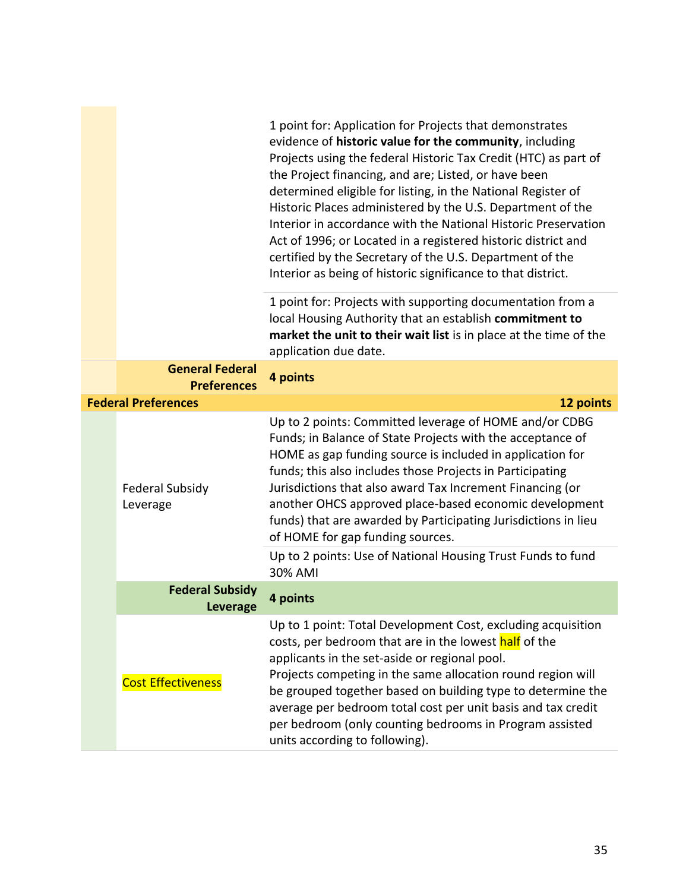| | | |
|---|---|---|
| | | 1 point for: Application for Projects that demonstrates evidence of **historic value for the community**, including Projects using the federal Historic Tax Credit (HTC) as part of the Project financing, and are; Listed, or have been determined eligible for listing, in the National Register of Historic Places administered by the U.S. Department of the Interior in accordance with the National Historic Preservation Act of 1996; or Located in a registered historic district and certified by the Secretary of the U.S. Department of the Interior as being of historic significance to that district. |
| | | 1 point for: Projects with supporting documentation from a local Housing Authority that an establish **commitment to market the unit to their wait list** is in place at the time of the application due date. |
| | **General Federal Preferences** | **4 points** |
| **Federal Preferences** | | **12 points** |
| | Federal Subsidy Leverage | Up to 2 points: Committed leverage of HOME and/or CDBG Funds; in Balance of State Projects with the acceptance of HOME as gap funding source is included in application for funds; this also includes those Projects in Participating Jurisdictions that also award Tax Increment Financing (or another OHCS approved place-based economic development funds) that are awarded by Participating Jurisdictions in lieu of HOME for gap funding sources. |
| | | Up to 2 points: Use of National Housing Trust Funds to fund 30% AMI |
| | **Federal Subsidy Leverage** | **4 points** |
| | Cost Effectiveness | Up to 1 point: Total Development Cost, excluding acquisition costs, per bedroom that are in the lowest half of the applicants in the set-aside or regional pool. Projects competing in the same allocation round region will be grouped together based on building type to determine the average per bedroom total cost per unit basis and tax credit per bedroom (only counting bedrooms in Program assisted units according to following). |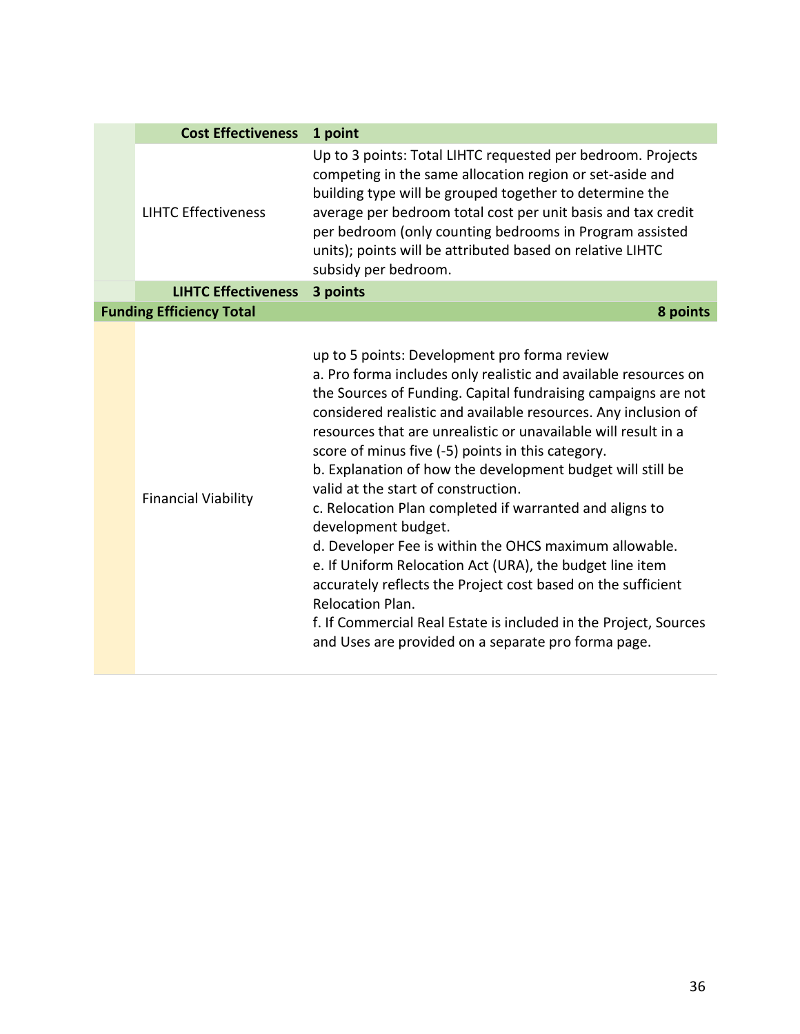| | | |
|---|---|---|
| | **Cost Effectiveness** | **1 point** |
| | LIHTC Effectiveness | Up to 3 points: Total LIHTC requested per bedroom. Projects competing in the same allocation region or set-aside and building type will be grouped together to determine the average per bedroom total cost per unit basis and tax credit per bedroom (only counting bedrooms in Program assisted units); points will be attributed based on relative LIHTC subsidy per bedroom. |
| | **LIHTC Effectiveness** | **3 points** |
| **Funding Efficiency Total** | | **8 points** |
| | Financial Viability | up to 5 points: Development pro forma review<br>a. Pro forma includes only realistic and available resources on the Sources of Funding. Capital fundraising campaigns are not considered realistic and available resources. Any inclusion of resources that are unrealistic or unavailable will result in a score of minus five (-5) points in this category.<br>b. Explanation of how the development budget will still be valid at the start of construction.<br>c. Relocation Plan completed if warranted and aligns to development budget.<br>d. Developer Fee is within the OHCS maximum allowable.<br>e. If Uniform Relocation Act (URA), the budget line item accurately reflects the Project cost based on the sufficient Relocation Plan.<br>f. If Commercial Real Estate is included in the Project, Sources and Uses are provided on a separate pro forma page. |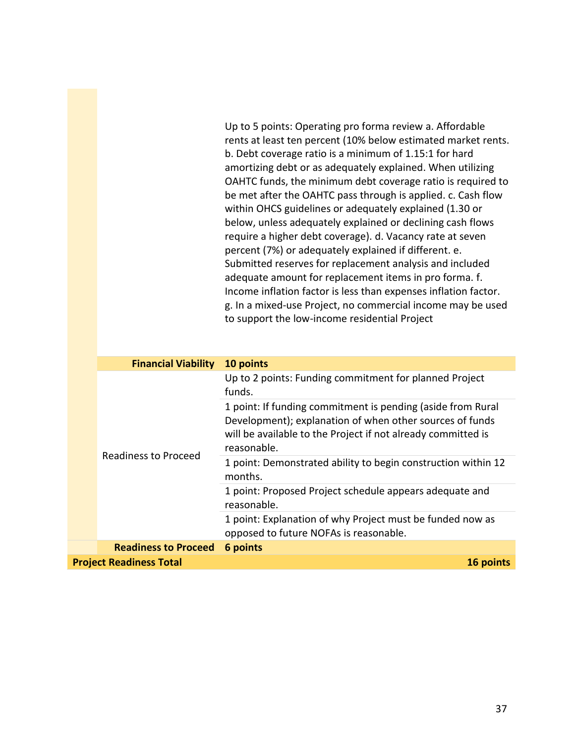| | | |
|---|---|---|
| | | Up to 5 points: Operating pro forma review a. Affordable rents at least ten percent (10% below estimated market rents. b. Debt coverage ratio is a minimum of 1.15:1 for hard amortizing debt or as adequately explained. When utilizing OAHTC funds, the minimum debt coverage ratio is required to be met after the OAHTC pass through is applied. c. Cash flow within OHCS guidelines or adequately explained (1.30 or below, unless adequately explained or declining cash flows require a higher debt coverage). d. Vacancy rate at seven percent (7%) or adequately explained if different. e. Submitted reserves for replacement analysis and included adequate amount for replacement items in pro forma. f. Income inflation factor is less than expenses inflation factor. g. In a mixed-use Project, no commercial income may be used to support the low-income residential Project |
| | **Financial Viability** | **10 points** |
| | Readiness to Proceed | Up to 2 points: Funding commitment for planned Project funds. |
| | | 1 point: If funding commitment is pending (aside from Rural Development); explanation of when other sources of funds will be available to the Project if not already committed is reasonable. |
| | | 1 point: Demonstrated ability to begin construction within 12 months. |
| | | 1 point: Proposed Project schedule appears adequate and reasonable. |
| | | 1 point: Explanation of why Project must be funded now as opposed to future NOFAs is reasonable. |
| | **Readiness to Proceed** | **6 points** |
| **Project Readiness Total** | | **16 points** |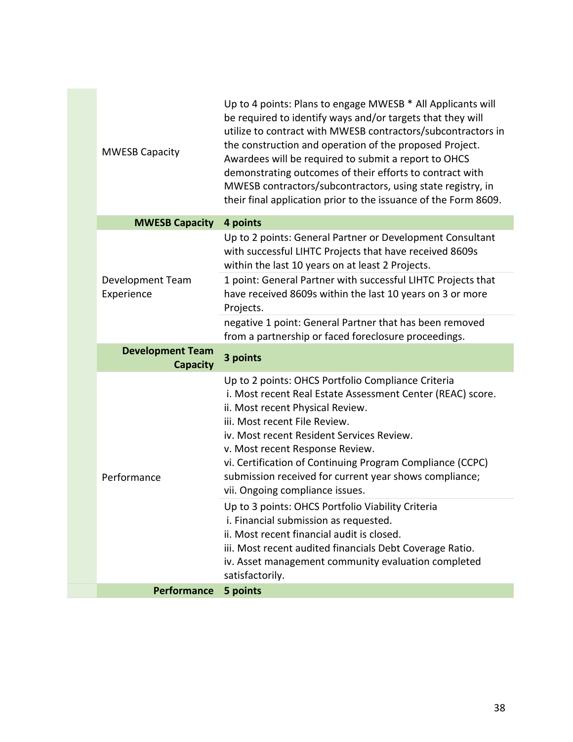| | |
|---|---|
| MWESB Capacity | Up to 4 points: Plans to engage MWESB * All Applicants will be required to identify ways and/or targets that they will utilize to contract with MWESB contractors/subcontractors in the construction and operation of the proposed Project. Awardees will be required to submit a report to OHCS demonstrating outcomes of their efforts to contract with MWESB contractors/subcontractors, using state registry, in their final application prior to the issuance of the Form 8609. |
| **MWESB Capacity** | **4 points** |
| Development Team Experience | Up to 2 points: General Partner or Development Consultant with successful LIHTC Projects that have received 8609s within the last 10 years on at least 2 Projects. |
| | 1 point: General Partner with successful LIHTC Projects that have received 8609s within the last 10 years on 3 or more Projects. |
| | negative 1 point: General Partner that has been removed from a partnership or faced foreclosure proceedings. |
| **Development Team Capacity** | **3 points** |
| Performance | Up to 2 points: OHCS Portfolio Compliance Criteria<br>i. Most recent Real Estate Assessment Center (REAC) score.<br>ii. Most recent Physical Review.<br>iii. Most recent File Review.<br>iv. Most recent Resident Services Review.<br>v. Most recent Response Review.<br>vi. Certification of Continuing Program Compliance (CCPC) submission received for current year shows compliance;<br>vii. Ongoing compliance issues. |
| | Up to 3 points: OHCS Portfolio Viability Criteria<br>i. Financial submission as requested.<br>ii. Most recent financial audit is closed.<br>iii. Most recent audited financials Debt Coverage Ratio.<br>iv. Asset management community evaluation completed satisfactorily. |
| **Performance** | **5 points** |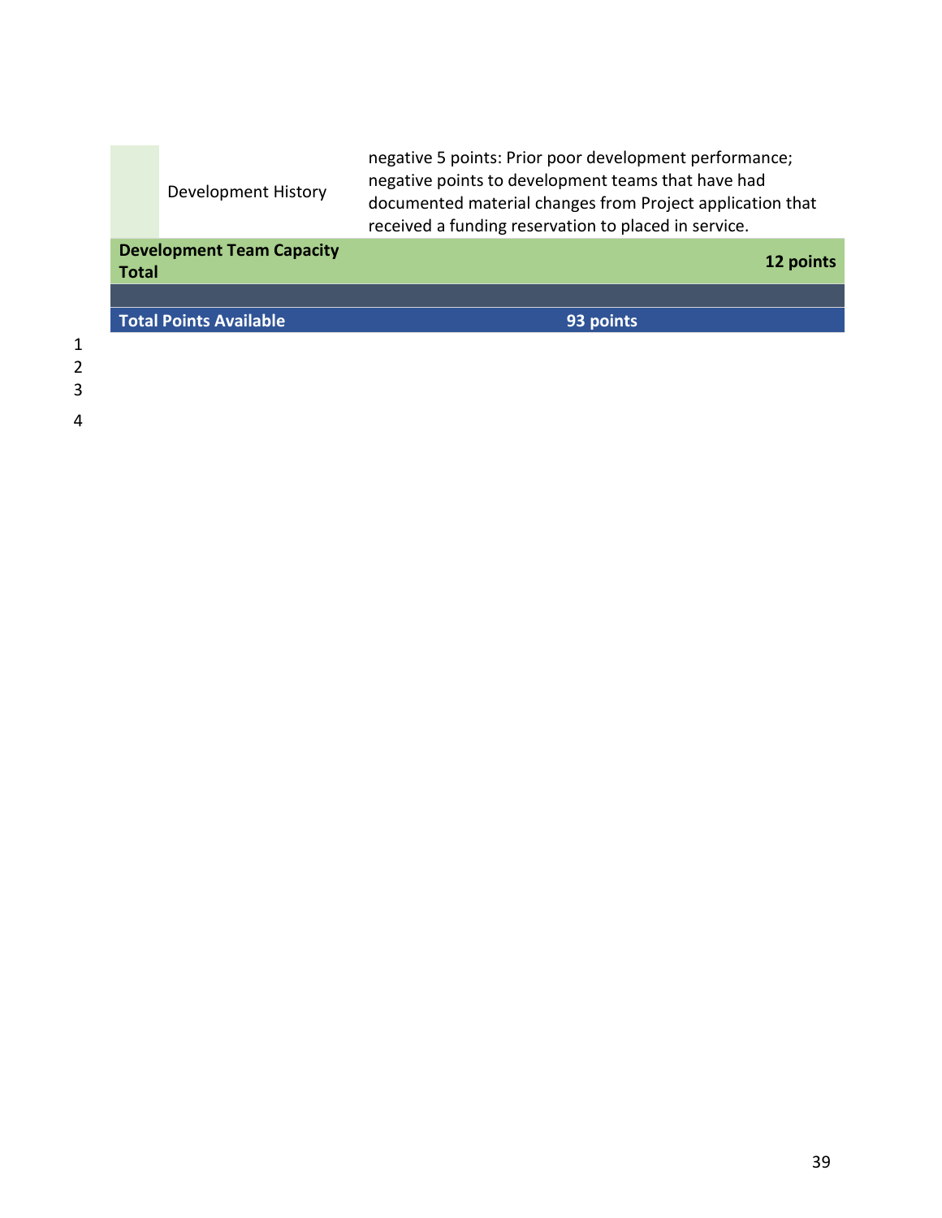| | | |
|---|---|---|
| | Development History | negative 5 points: Prior poor development performance; negative points to development teams that have had documented material changes from Project application that received a funding reservation to placed in service. |
| **Development Team Capacity Total** | | **12 points** |
| | | |
| **Total Points Available** | **93 points** | |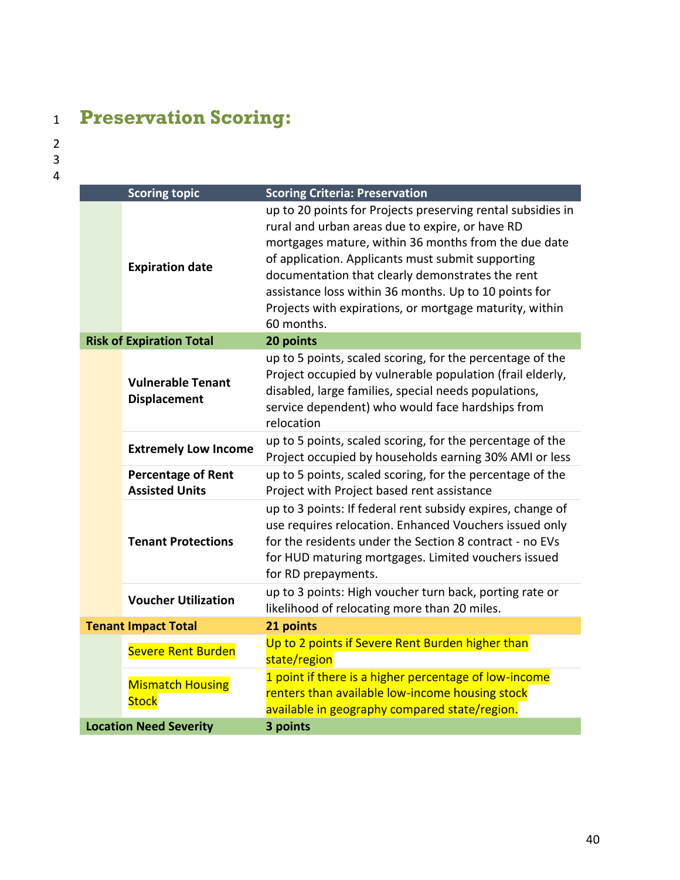# Preservation Scoring:

| Scoring topic | Scoring Criteria: Preservation |
|---|---|
| **Expiration date** | up to 20 points for Projects preserving rental subsidies in rural and urban areas due to expire, or have RD mortgages mature, within 36 months from the due date of application. Applicants must submit supporting documentation that clearly demonstrates the rent assistance loss within 36 months. Up to 10 points for Projects with expirations, or mortgage maturity, within 60 months. |
| **Risk of Expiration Total** | **20 points** |
| **Vulnerable Tenant Displacement** | up to 5 points, scaled scoring, for the percentage of the Project occupied by vulnerable population (frail elderly, disabled, large families, special needs populations, service dependent) who would face hardships from relocation |
| **Extremely Low Income** | up to 5 points, scaled scoring, for the percentage of the Project occupied by households earning 30% AMI or less |
| **Percentage of Rent Assisted Units** | up to 5 points, scaled scoring, for the percentage of the Project with Project based rent assistance |
| **Tenant Protections** | up to 3 points: If federal rent subsidy expires, change of use requires relocation. Enhanced Vouchers issued only for the residents under the Section 8 contract - no EVs for HUD maturing mortgages. Limited vouchers issued for RD prepayments. |
| **Voucher Utilization** | up to 3 points: High voucher turn back, porting rate or likelihood of relocating more than 20 miles. |
| **Tenant Impact Total** | **21 points** |
| Severe Rent Burden | Up to 2 points if Severe Rent Burden higher than state/region |
| Mismatch Housing Stock | 1 point if there is a higher percentage of low-income renters than available low-income housing stock available in geography compared state/region. |
| **Location Need Severity** | **3 points** |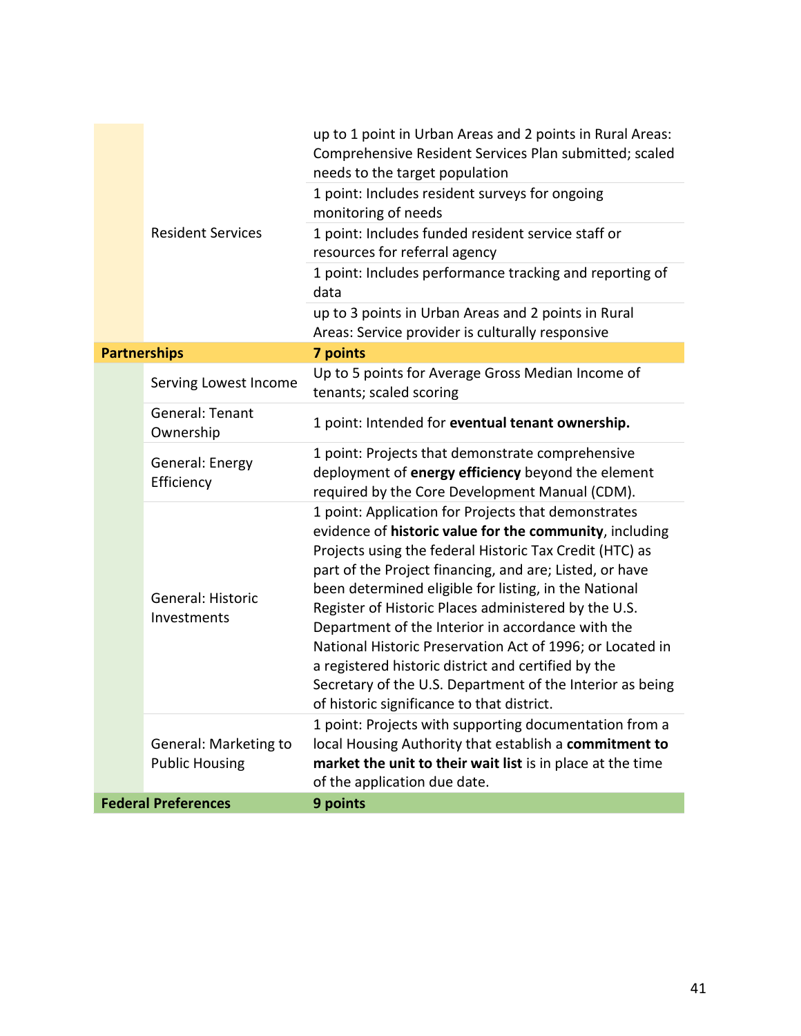| | | |
|---|---|---|
| | Resident Services | up to 1 point in Urban Areas and 2 points in Rural Areas: Comprehensive Resident Services Plan submitted; scaled needs to the target population |
| | | 1 point: Includes resident surveys for ongoing monitoring of needs |
| | | 1 point: Includes funded resident service staff or resources for referral agency |
| | | 1 point: Includes performance tracking and reporting of data |
| | | up to 3 points in Urban Areas and 2 points in Rural Areas: Service provider is culturally responsive |
| **Partnerships** | | **7 points** |
| | Serving Lowest Income | Up to 5 points for Average Gross Median Income of tenants; scaled scoring |
| | General: Tenant Ownership | 1 point: Intended for **eventual tenant ownership.** |
| | General: Energy Efficiency | 1 point: Projects that demonstrate comprehensive deployment of **energy efficiency** beyond the element required by the Core Development Manual (CDM). |
| | General: Historic Investments | 1 point: Application for Projects that demonstrates evidence of **historic value for the community**, including Projects using the federal Historic Tax Credit (HTC) as part of the Project financing, and are; Listed, or have been determined eligible for listing, in the National Register of Historic Places administered by the U.S. Department of the Interior in accordance with the National Historic Preservation Act of 1996; or Located in a registered historic district and certified by the Secretary of the U.S. Department of the Interior as being of historic significance to that district. |
| | General: Marketing to Public Housing | 1 point: Projects with supporting documentation from a local Housing Authority that establish a **commitment to market the unit to their wait list** is in place at the time of the application due date. |
| **Federal Preferences** | | **9 points** |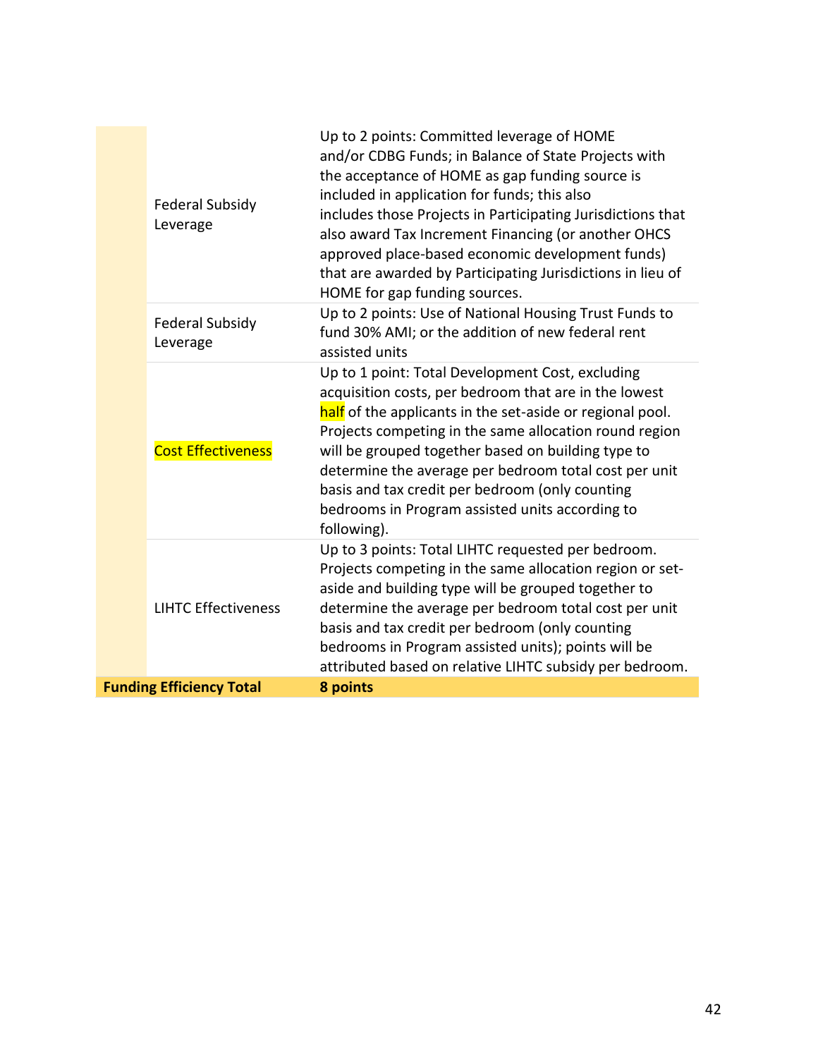| | | |
|---|---|---|
| | Federal Subsidy Leverage | Up to 2 points: Committed leverage of HOME and/or CDBG Funds; in Balance of State Projects with the acceptance of HOME as gap funding source is included in application for funds; this also includes those Projects in Participating Jurisdictions that also award Tax Increment Financing (or another OHCS approved place-based economic development funds) that are awarded by Participating Jurisdictions in lieu of HOME for gap funding sources. |
| | Federal Subsidy Leverage | Up to 2 points: Use of National Housing Trust Funds to fund 30% AMI; or the addition of new federal rent assisted units |
| | Cost Effectiveness | Up to 1 point: Total Development Cost, excluding acquisition costs, per bedroom that are in the lowest half of the applicants in the set-aside or regional pool. Projects competing in the same allocation round region will be grouped together based on building type to determine the average per bedroom total cost per unit basis and tax credit per bedroom (only counting bedrooms in Program assisted units according to following). |
| | LIHTC Effectiveness | Up to 3 points: Total LIHTC requested per bedroom. Projects competing in the same allocation region or set-aside and building type will be grouped together to determine the average per bedroom total cost per unit basis and tax credit per bedroom (only counting bedrooms in Program assisted units); points will be attributed based on relative LIHTC subsidy per bedroom. |
| **Funding Efficiency Total** | | **8 points** |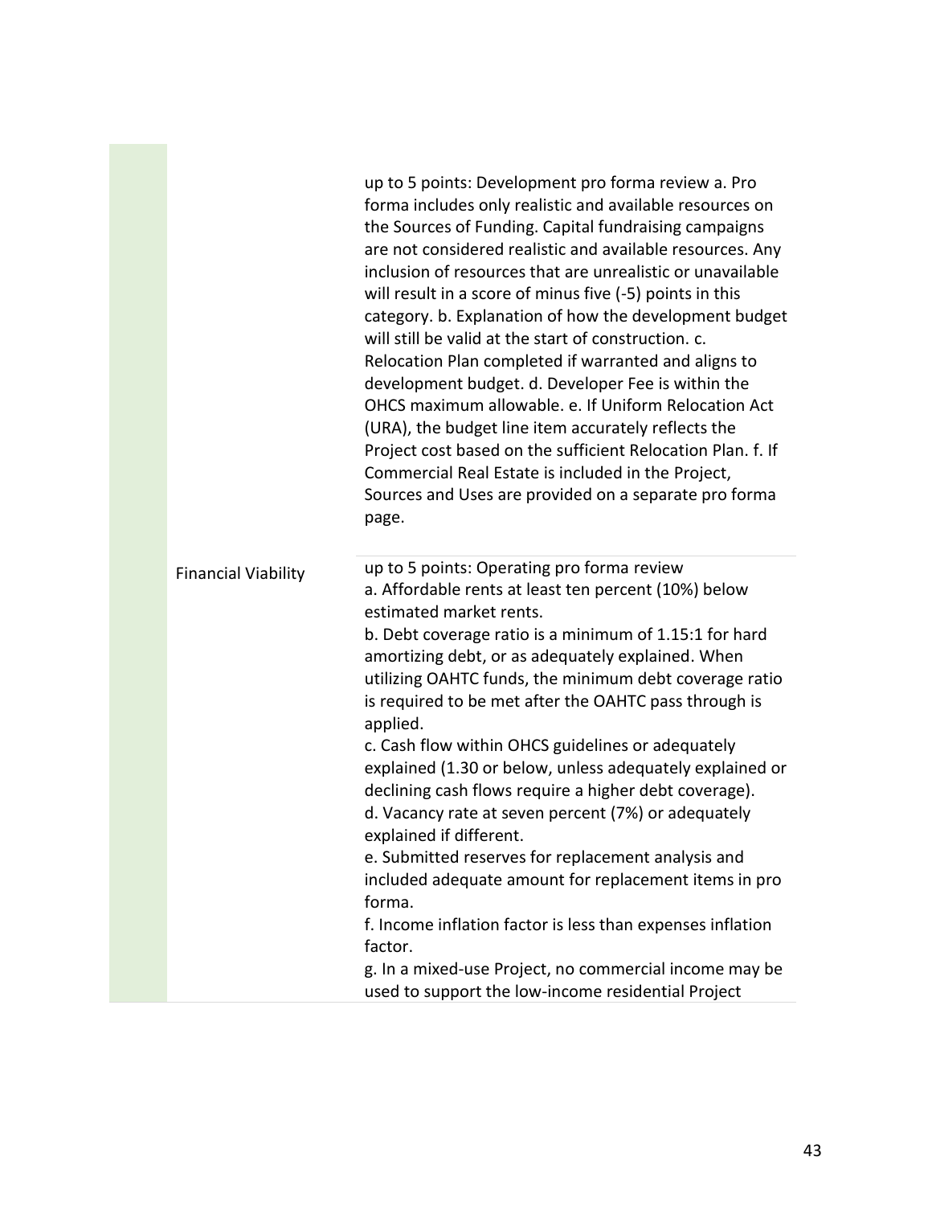| | | |
|---|---|---|
| | | up to 5 points: Development pro forma review a. Pro forma includes only realistic and available resources on the Sources of Funding. Capital fundraising campaigns are not considered realistic and available resources. Any inclusion of resources that are unrealistic or unavailable will result in a score of minus five (-5) points in this category. b. Explanation of how the development budget will still be valid at the start of construction. c. Relocation Plan completed if warranted and aligns to development budget. d. Developer Fee is within the OHCS maximum allowable. e. If Uniform Relocation Act (URA), the budget line item accurately reflects the Project cost based on the sufficient Relocation Plan. f. If Commercial Real Estate is included in the Project, Sources and Uses are provided on a separate pro forma page. |
| | Financial Viability | up to 5 points: Operating pro forma review<br>a. Affordable rents at least ten percent (10%) below estimated market rents.<br>b. Debt coverage ratio is a minimum of 1.15:1 for hard amortizing debt, or as adequately explained. When utilizing OAHTC funds, the minimum debt coverage ratio is required to be met after the OAHTC pass through is applied.<br>c. Cash flow within OHCS guidelines or adequately explained (1.30 or below, unless adequately explained or declining cash flows require a higher debt coverage).<br>d. Vacancy rate at seven percent (7%) or adequately explained if different.<br>e. Submitted reserves for replacement analysis and included adequate amount for replacement items in pro forma.<br>f. Income inflation factor is less than expenses inflation factor.<br>g. In a mixed-use Project, no commercial income may be used to support the low-income residential Project |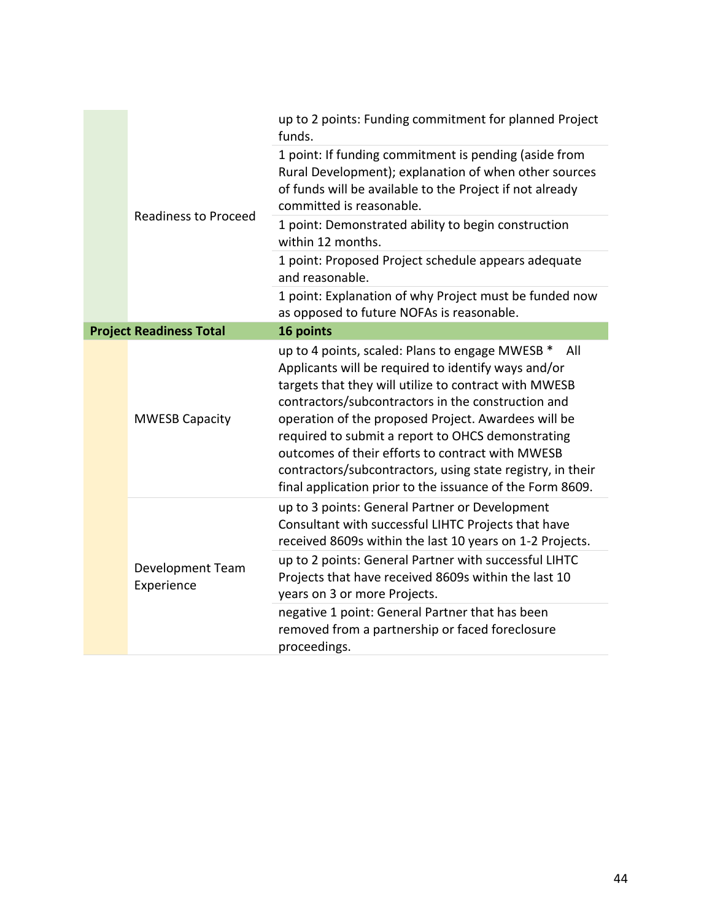| | | |
|---|---|---|
| | Readiness to Proceed | up to 2 points: Funding commitment for planned Project funds. |
| | | 1 point: If funding commitment is pending (aside from Rural Development); explanation of when other sources of funds will be available to the Project if not already committed is reasonable. |
| | | 1 point: Demonstrated ability to begin construction within 12 months. |
| | | 1 point: Proposed Project schedule appears adequate and reasonable. |
| | | 1 point: Explanation of why Project must be funded now as opposed to future NOFAs is reasonable. |
| **Project Readiness Total** | | **16 points** |
| | MWESB Capacity | up to 4 points, scaled: Plans to engage MWESB * All Applicants will be required to identify ways and/or targets that they will utilize to contract with MWESB contractors/subcontractors in the construction and operation of the proposed Project. Awardees will be required to submit a report to OHCS demonstrating outcomes of their efforts to contract with MWESB contractors/subcontractors, using state registry, in their final application prior to the issuance of the Form 8609. |
| | Development Team Experience | up to 3 points: General Partner or Development Consultant with successful LIHTC Projects that have received 8609s within the last 10 years on 1-2 Projects. |
| | | up to 2 points: General Partner with successful LIHTC Projects that have received 8609s within the last 10 years on 3 or more Projects. |
| | | negative 1 point: General Partner that has been removed from a partnership or faced foreclosure proceedings. |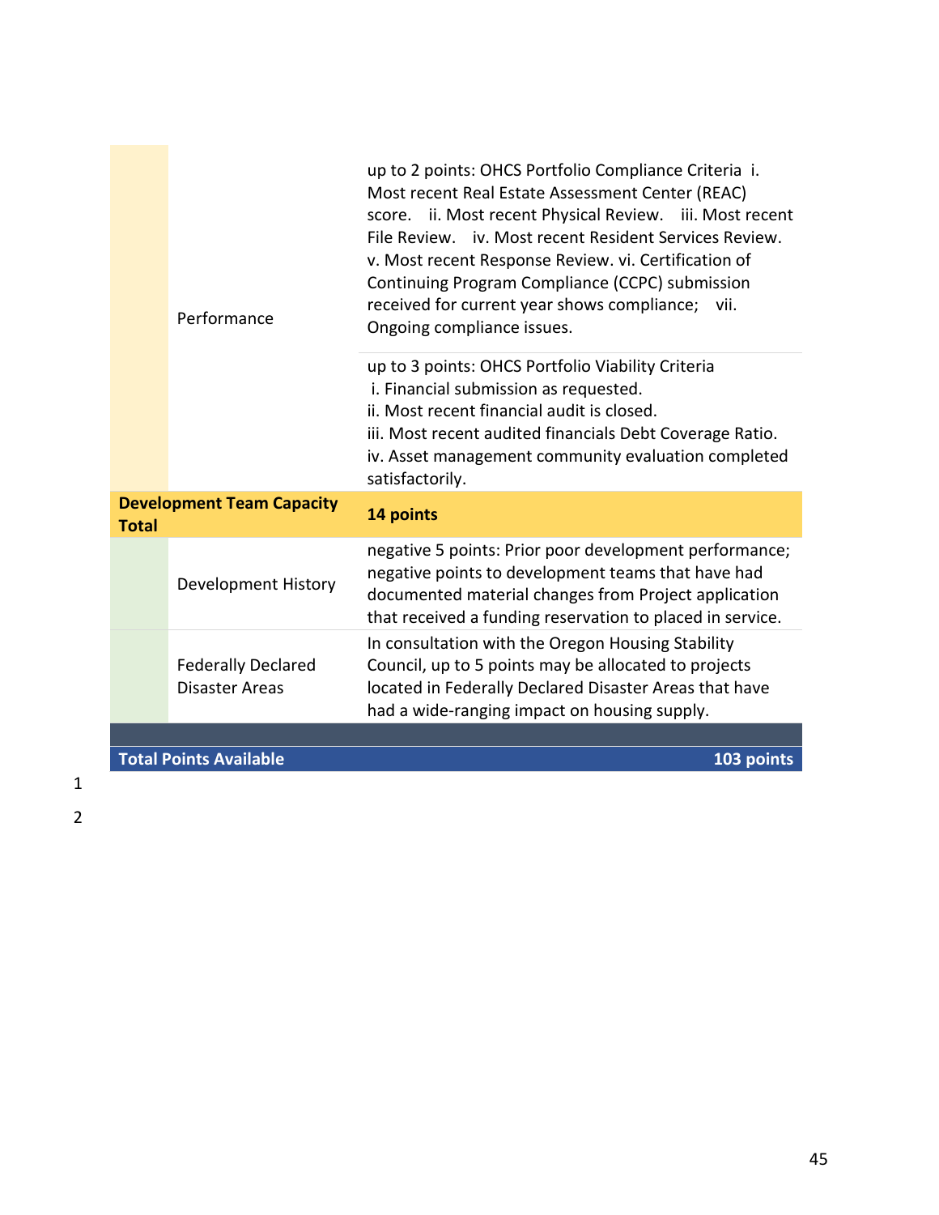| | | |
|---|---|---|
| | Performance | up to 2 points: OHCS Portfolio Compliance Criteria i. Most recent Real Estate Assessment Center (REAC) score. ii. Most recent Physical Review. iii. Most recent File Review. iv. Most recent Resident Services Review. v. Most recent Response Review. vi. Certification of Continuing Program Compliance (CCPC) submission received for current year shows compliance; vii. Ongoing compliance issues. |
| | | up to 3 points: OHCS Portfolio Viability Criteria<br>i. Financial submission as requested.<br>ii. Most recent financial audit is closed.<br>iii. Most recent audited financials Debt Coverage Ratio.<br>iv. Asset management community evaluation completed satisfactorily. |
| **Development Team Capacity Total** | | **14 points** |
| | Development History | negative 5 points: Prior poor development performance; negative points to development teams that have had documented material changes from Project application that received a funding reservation to placed in service. |
| | Federally Declared Disaster Areas | In consultation with the Oregon Housing Stability Council, up to 5 points may be allocated to projects located in Federally Declared Disaster Areas that have had a wide-ranging impact on housing supply. |
| | | |
| **Total Points Available** | | **103 points** |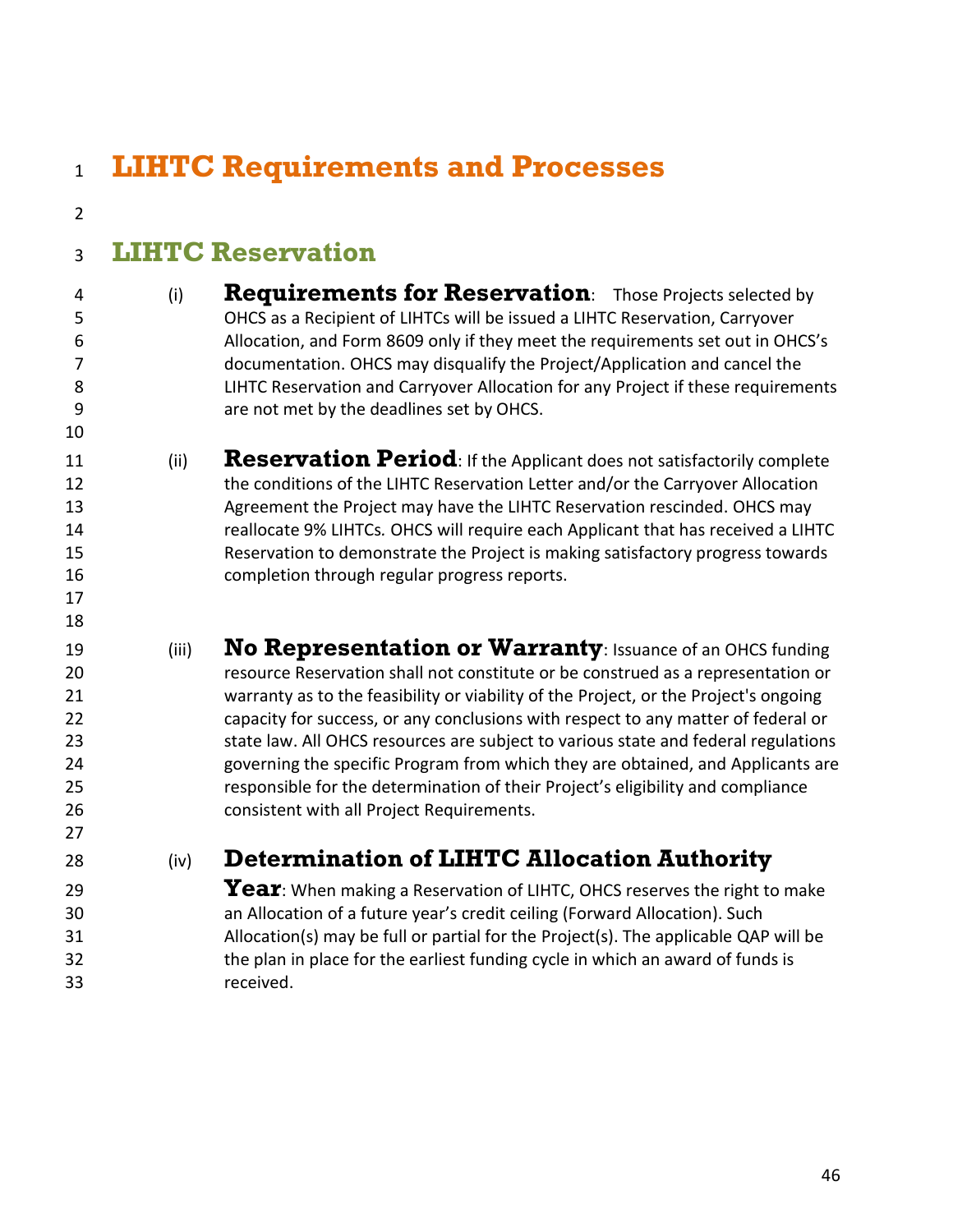# LIHTC Requirements and Processes

## LIHTC Reservation

(i) **Requirements for Reservation**: Those Projects selected by OHCS as a Recipient of LIHTCs will be issued a LIHTC Reservation, Carryover Allocation, and Form 8609 only if they meet the requirements set out in OHCS's documentation. OHCS may disqualify the Project/Application and cancel the LIHTC Reservation and Carryover Allocation for any Project if these requirements are not met by the deadlines set by OHCS.

(ii) **Reservation Period**: If the Applicant does not satisfactorily complete the conditions of the LIHTC Reservation Letter and/or the Carryover Allocation Agreement the Project may have the LIHTC Reservation rescinded. OHCS may reallocate 9% LIHTCs. OHCS will require each Applicant that has received a LIHTC Reservation to demonstrate the Project is making satisfactory progress towards completion through regular progress reports.

(iii) **No Representation or Warranty**: Issuance of an OHCS funding resource Reservation shall not constitute or be construed as a representation or warranty as to the feasibility or viability of the Project, or the Project's ongoing capacity for success, or any conclusions with respect to any matter of federal or state law. All OHCS resources are subject to various state and federal regulations governing the specific Program from which they are obtained, and Applicants are responsible for the determination of their Project's eligibility and compliance consistent with all Project Requirements.

(iv) **Determination of LIHTC Allocation Authority Year**: When making a Reservation of LIHTC, OHCS reserves the right to make an Allocation of a future year's credit ceiling (Forward Allocation). Such Allocation(s) may be full or partial for the Project(s). The applicable QAP will be the plan in place for the earliest funding cycle in which an award of funds is received.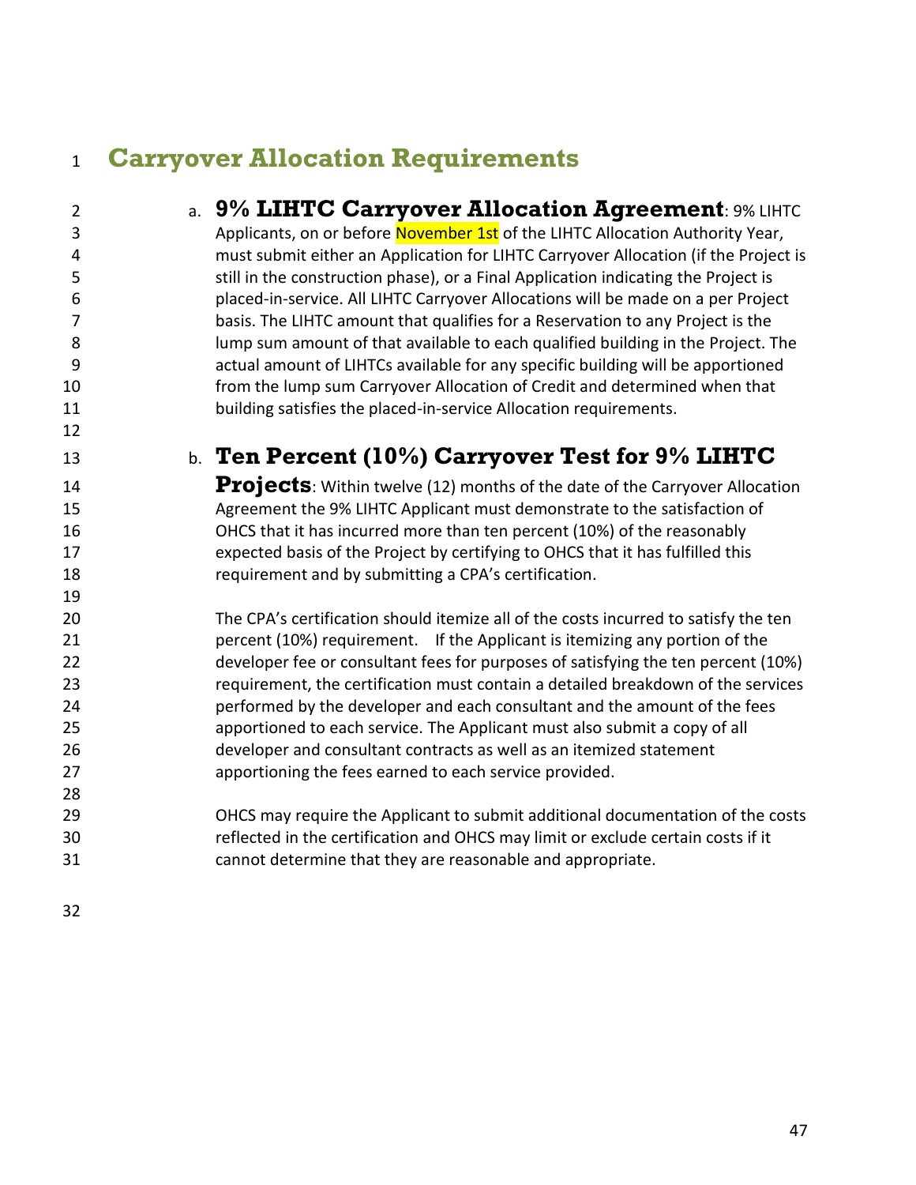# Carryover Allocation Requirements

a. **9% LIHTC Carryover Allocation Agreement**: 9% LIHTC Applicants, on or before November 1st of the LIHTC Allocation Authority Year, must submit either an Application for LIHTC Carryover Allocation (if the Project is still in the construction phase), or a Final Application indicating the Project is placed-in-service. All LIHTC Carryover Allocations will be made on a per Project basis. The LIHTC amount that qualifies for a Reservation to any Project is the lump sum amount of that available to each qualified building in the Project. The actual amount of LIHTCs available for any specific building will be apportioned from the lump sum Carryover Allocation of Credit and determined when that building satisfies the placed-in-service Allocation requirements.

b. **Ten Percent (10%) Carryover Test for 9% LIHTC Projects**: Within twelve (12) months of the date of the Carryover Allocation Agreement the 9% LIHTC Applicant must demonstrate to the satisfaction of OHCS that it has incurred more than ten percent (10%) of the reasonably expected basis of the Project by certifying to OHCS that it has fulfilled this requirement and by submitting a CPA's certification.

   The CPA's certification should itemize all of the costs incurred to satisfy the ten percent (10%) requirement. If the Applicant is itemizing any portion of the developer fee or consultant fees for purposes of satisfying the ten percent (10%) requirement, the certification must contain a detailed breakdown of the services performed by the developer and each consultant and the amount of the fees apportioned to each service. The Applicant must also submit a copy of all developer and consultant contracts as well as an itemized statement apportioning the fees earned to each service provided.

   OHCS may require the Applicant to submit additional documentation of the costs reflected in the certification and OHCS may limit or exclude certain costs if it cannot determine that they are reasonable and appropriate.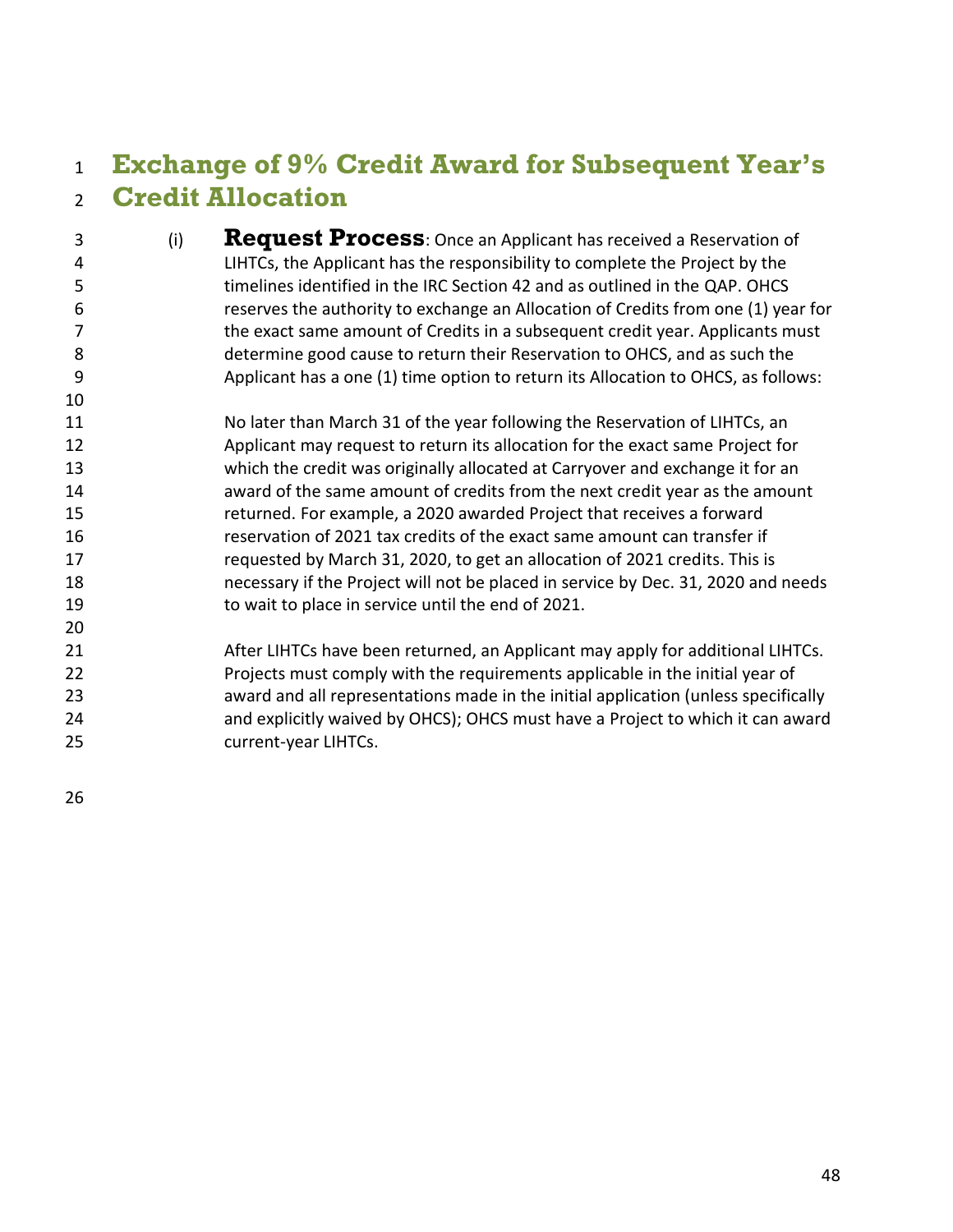# Exchange of 9% Credit Award for Subsequent Year's Credit Allocation

(i) **Request Process**: Once an Applicant has received a Reservation of LIHTCs, the Applicant has the responsibility to complete the Project by the timelines identified in the IRC Section 42 and as outlined in the QAP. OHCS reserves the authority to exchange an Allocation of Credits from one (1) year for the exact same amount of Credits in a subsequent credit year. Applicants must determine good cause to return their Reservation to OHCS, and as such the Applicant has a one (1) time option to return its Allocation to OHCS, as follows:

No later than March 31 of the year following the Reservation of LIHTCs, an Applicant may request to return its allocation for the exact same Project for which the credit was originally allocated at Carryover and exchange it for an award of the same amount of credits from the next credit year as the amount returned. For example, a 2020 awarded Project that receives a forward reservation of 2021 tax credits of the exact same amount can transfer if requested by March 31, 2020, to get an allocation of 2021 credits. This is necessary if the Project will not be placed in service by Dec. 31, 2020 and needs to wait to place in service until the end of 2021.

After LIHTCs have been returned, an Applicant may apply for additional LIHTCs. Projects must comply with the requirements applicable in the initial year of award and all representations made in the initial application (unless specifically and explicitly waived by OHCS); OHCS must have a Project to which it can award current-year LIHTCs.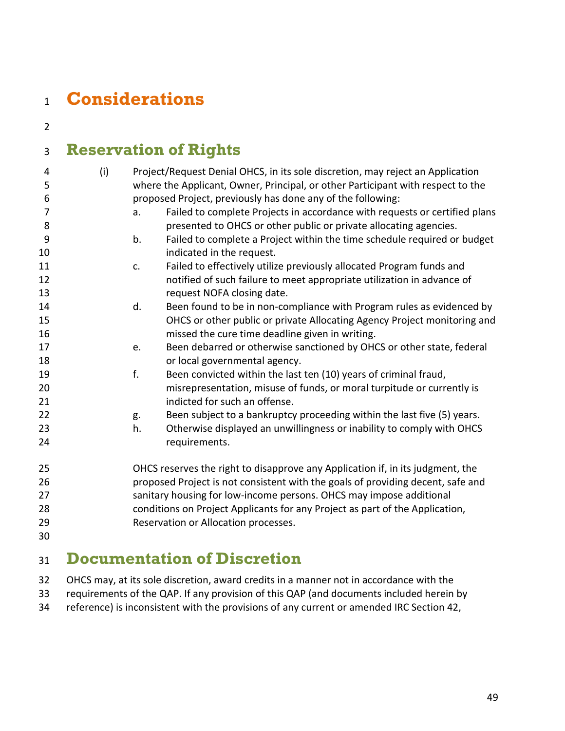# Considerations

## Reservation of Rights

(i) Project/Request Denial OHCS, in its sole discretion, may reject an Application where the Applicant, Owner, Principal, or other Participant with respect to the proposed Project, previously has done any of the following:

a. Failed to complete Projects in accordance with requests or certified plans presented to OHCS or other public or private allocating agencies.

b. Failed to complete a Project within the time schedule required or budget indicated in the request.

c. Failed to effectively utilize previously allocated Program funds and notified of such failure to meet appropriate utilization in advance of request NOFA closing date.

d. Been found to be in non-compliance with Program rules as evidenced by OHCS or other public or private Allocating Agency Project monitoring and missed the cure time deadline given in writing.

e. Been debarred or otherwise sanctioned by OHCS or other state, federal or local governmental agency.

f. Been convicted within the last ten (10) years of criminal fraud, misrepresentation, misuse of funds, or moral turpitude or currently is indicted for such an offense.

g. Been subject to a bankruptcy proceeding within the last five (5) years.

h. Otherwise displayed an unwillingness or inability to comply with OHCS requirements.

OHCS reserves the right to disapprove any Application if, in its judgment, the proposed Project is not consistent with the goals of providing decent, safe and sanitary housing for low-income persons. OHCS may impose additional conditions on Project Applicants for any Project as part of the Application, Reservation or Allocation processes.

## Documentation of Discretion

OHCS may, at its sole discretion, award credits in a manner not in accordance with the requirements of the QAP. If any provision of this QAP (and documents included herein by reference) is inconsistent with the provisions of any current or amended IRC Section 42,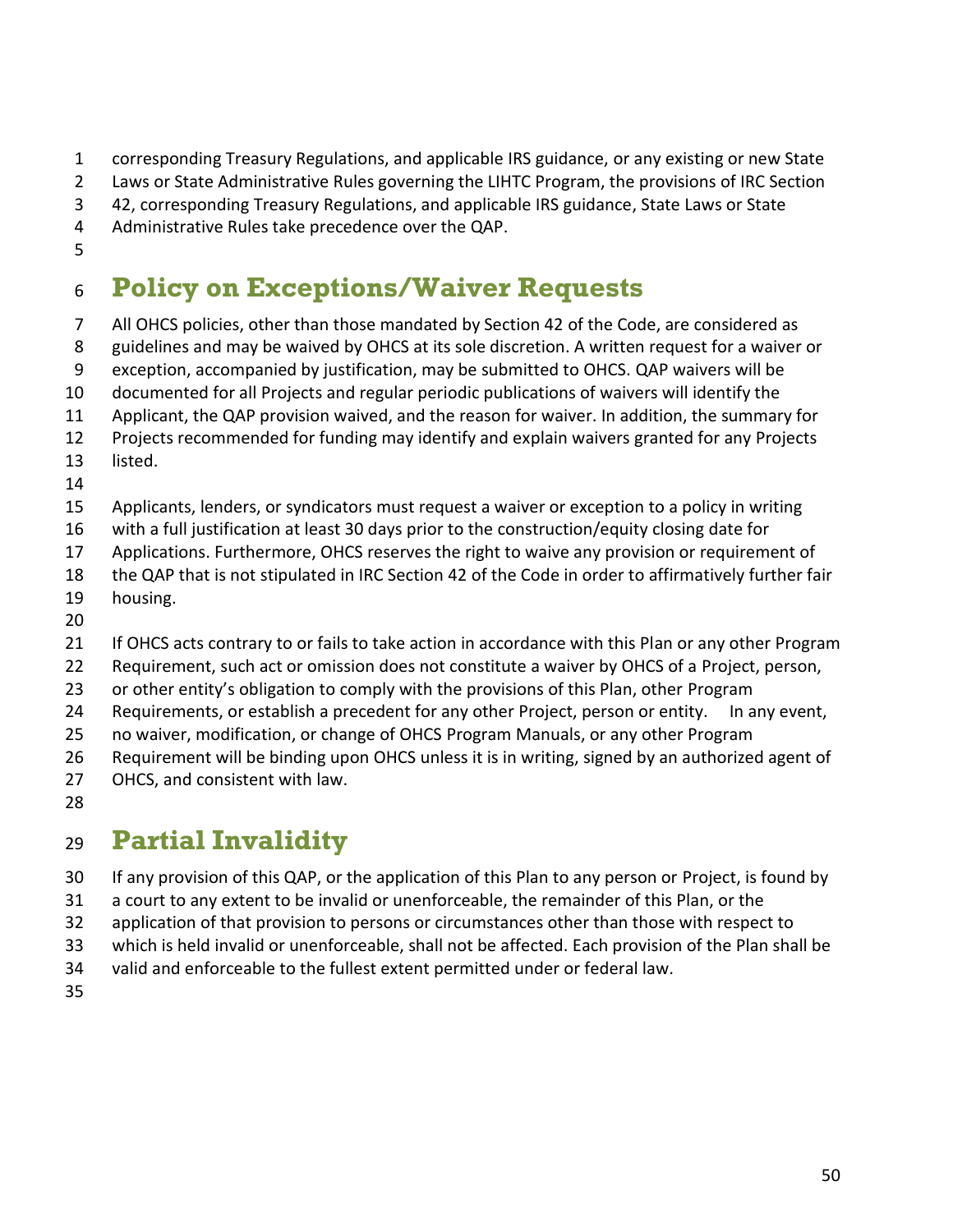corresponding Treasury Regulations, and applicable IRS guidance, or any existing or new State Laws or State Administrative Rules governing the LIHTC Program, the provisions of IRC Section 42, corresponding Treasury Regulations, and applicable IRS guidance, State Laws or State Administrative Rules take precedence over the QAP.

# Policy on Exceptions/Waiver Requests

All OHCS policies, other than those mandated by Section 42 of the Code, are considered as guidelines and may be waived by OHCS at its sole discretion. A written request for a waiver or exception, accompanied by justification, may be submitted to OHCS. QAP waivers will be documented for all Projects and regular periodic publications of waivers will identify the Applicant, the QAP provision waived, and the reason for waiver. In addition, the summary for Projects recommended for funding may identify and explain waivers granted for any Projects listed.

Applicants, lenders, or syndicators must request a waiver or exception to a policy in writing with a full justification at least 30 days prior to the construction/equity closing date for Applications. Furthermore, OHCS reserves the right to waive any provision or requirement of the QAP that is not stipulated in IRC Section 42 of the Code in order to affirmatively further fair housing.

If OHCS acts contrary to or fails to take action in accordance with this Plan or any other Program Requirement, such act or omission does not constitute a waiver by OHCS of a Project, person, or other entity's obligation to comply with the provisions of this Plan, other Program Requirements, or establish a precedent for any other Project, person or entity. In any event, no waiver, modification, or change of OHCS Program Manuals, or any other Program Requirement will be binding upon OHCS unless it is in writing, signed by an authorized agent of OHCS, and consistent with law.

# Partial Invalidity

If any provision of this QAP, or the application of this Plan to any person or Project, is found by a court to any extent to be invalid or unenforceable, the remainder of this Plan, or the application of that provision to persons or circumstances other than those with respect to which is held invalid or unenforceable, shall not be affected. Each provision of the Plan shall be valid and enforceable to the fullest extent permitted under or federal law.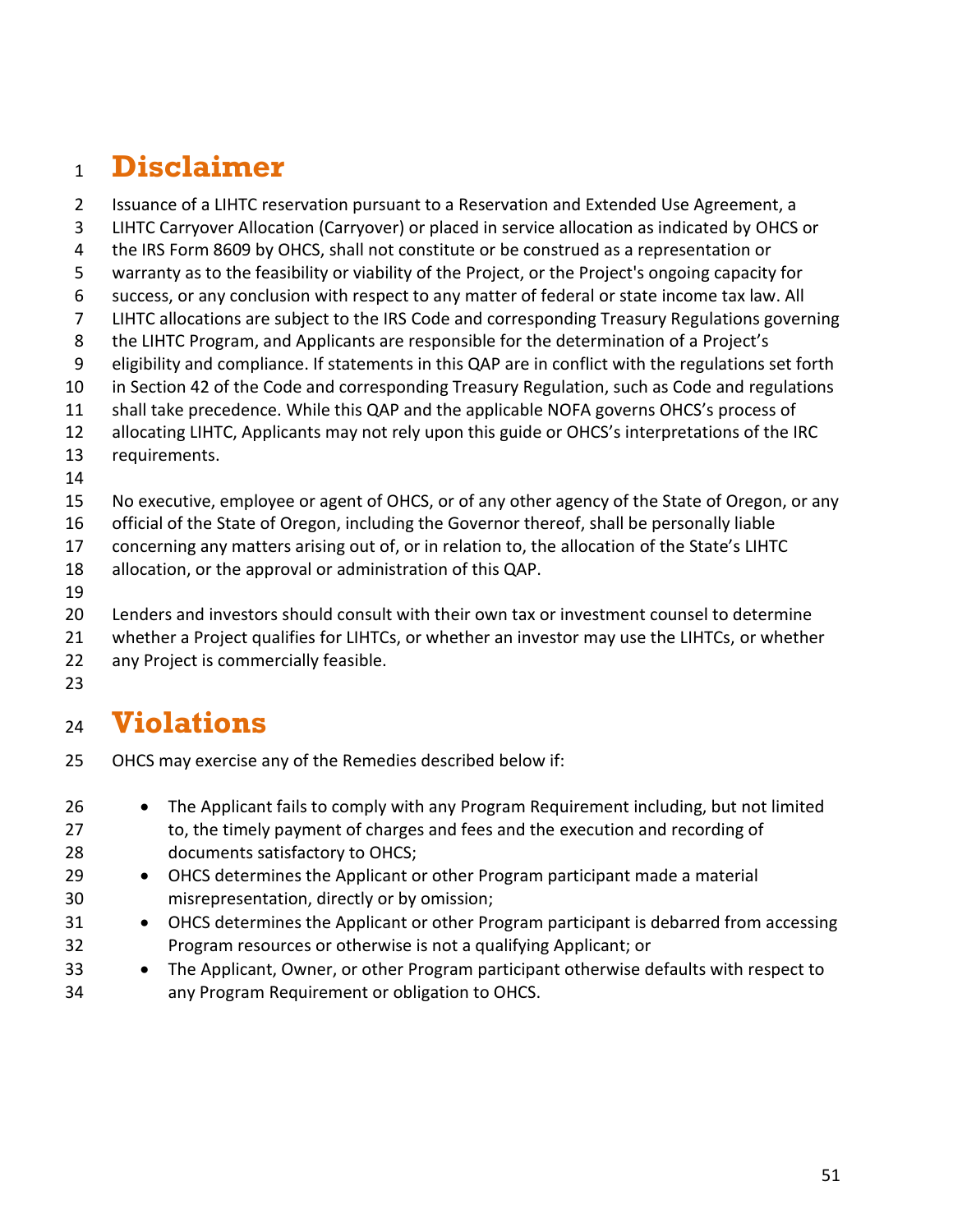# Disclaimer

Issuance of a LIHTC reservation pursuant to a Reservation and Extended Use Agreement, a LIHTC Carryover Allocation (Carryover) or placed in service allocation as indicated by OHCS or the IRS Form 8609 by OHCS, shall not constitute or be construed as a representation or warranty as to the feasibility or viability of the Project, or the Project's ongoing capacity for success, or any conclusion with respect to any matter of federal or state income tax law. All LIHTC allocations are subject to the IRS Code and corresponding Treasury Regulations governing the LIHTC Program, and Applicants are responsible for the determination of a Project's eligibility and compliance. If statements in this QAP are in conflict with the regulations set forth in Section 42 of the Code and corresponding Treasury Regulation, such as Code and regulations shall take precedence. While this QAP and the applicable NOFA governs OHCS's process of allocating LIHTC, Applicants may not rely upon this guide or OHCS's interpretations of the IRC requirements.

No executive, employee or agent of OHCS, or of any other agency of the State of Oregon, or any official of the State of Oregon, including the Governor thereof, shall be personally liable concerning any matters arising out of, or in relation to, the allocation of the State's LIHTC allocation, or the approval or administration of this QAP.

Lenders and investors should consult with their own tax or investment counsel to determine whether a Project qualifies for LIHTCs, or whether an investor may use the LIHTCs, or whether any Project is commercially feasible.

# Violations

OHCS may exercise any of the Remedies described below if:

- The Applicant fails to comply with any Program Requirement including, but not limited to, the timely payment of charges and fees and the execution and recording of documents satisfactory to OHCS;
- OHCS determines the Applicant or other Program participant made a material misrepresentation, directly or by omission;
- OHCS determines the Applicant or other Program participant is debarred from accessing Program resources or otherwise is not a qualifying Applicant; or
- The Applicant, Owner, or other Program participant otherwise defaults with respect to any Program Requirement or obligation to OHCS.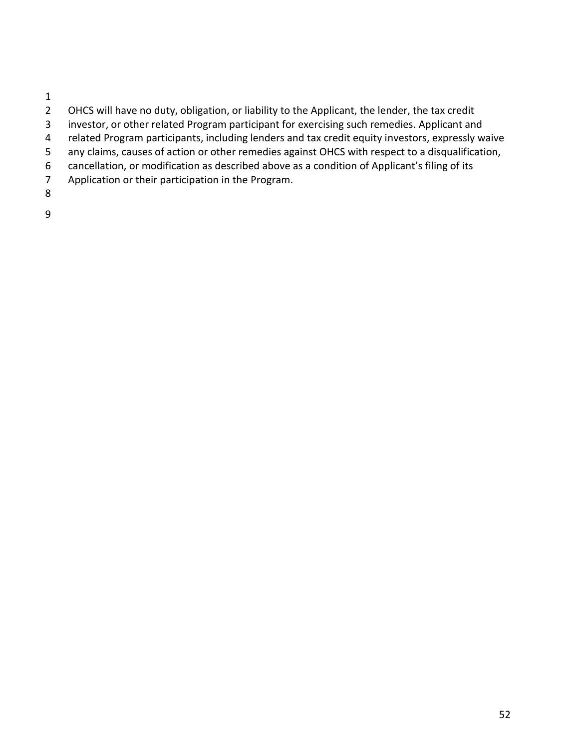OHCS will have no duty, obligation, or liability to the Applicant, the lender, the tax credit investor, or other related Program participant for exercising such remedies. Applicant and related Program participants, including lenders and tax credit equity investors, expressly waive any claims, causes of action or other remedies against OHCS with respect to a disqualification, cancellation, or modification as described above as a condition of Applicant's filing of its Application or their participation in the Program.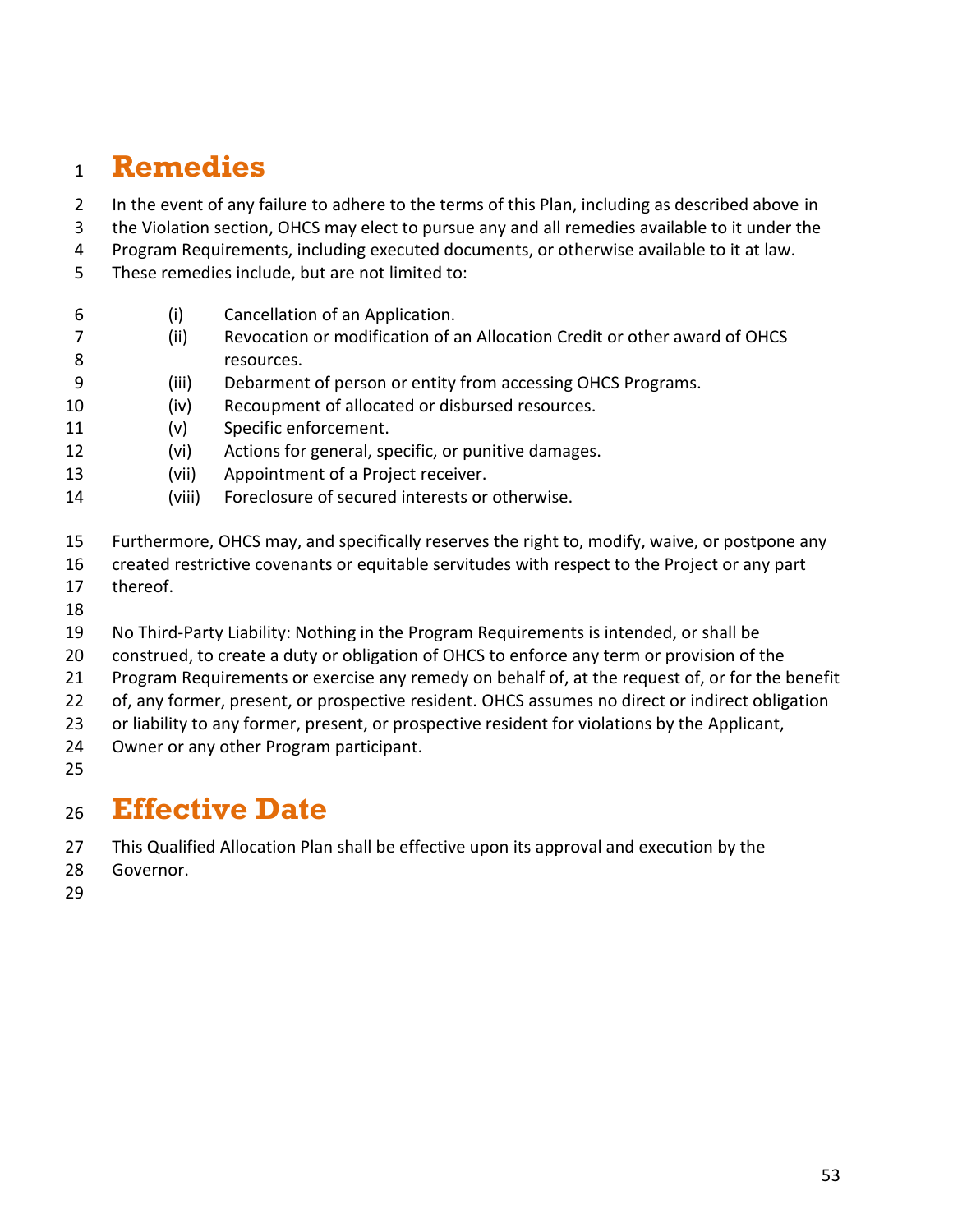# Remedies

In the event of any failure to adhere to the terms of this Plan, including as described above in the Violation section, OHCS may elect to pursue any and all remedies available to it under the Program Requirements, including executed documents, or otherwise available to it at law. These remedies include, but are not limited to:

(i) Cancellation of an Application.
(ii) Revocation or modification of an Allocation Credit or other award of OHCS resources.
(iii) Debarment of person or entity from accessing OHCS Programs.
(iv) Recoupment of allocated or disbursed resources.
(v) Specific enforcement.
(vi) Actions for general, specific, or punitive damages.
(vii) Appointment of a Project receiver.
(viii) Foreclosure of secured interests or otherwise.

Furthermore, OHCS may, and specifically reserves the right to, modify, waive, or postpone any created restrictive covenants or equitable servitudes with respect to the Project or any part thereof.

No Third-Party Liability: Nothing in the Program Requirements is intended, or shall be construed, to create a duty or obligation of OHCS to enforce any term or provision of the Program Requirements or exercise any remedy on behalf of, at the request of, or for the benefit of, any former, present, or prospective resident. OHCS assumes no direct or indirect obligation or liability to any former, present, or prospective resident for violations by the Applicant, Owner or any other Program participant.

# Effective Date

This Qualified Allocation Plan shall be effective upon its approval and execution by the Governor.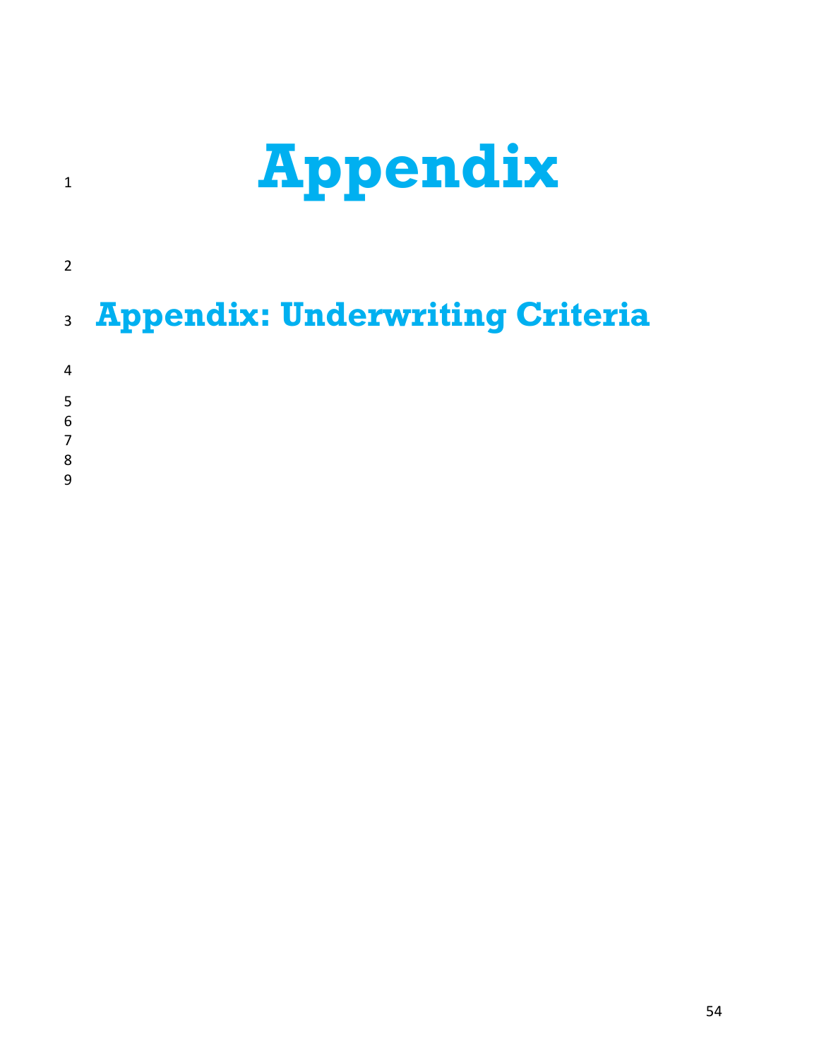# Appendix

## Appendix: Underwriting Criteria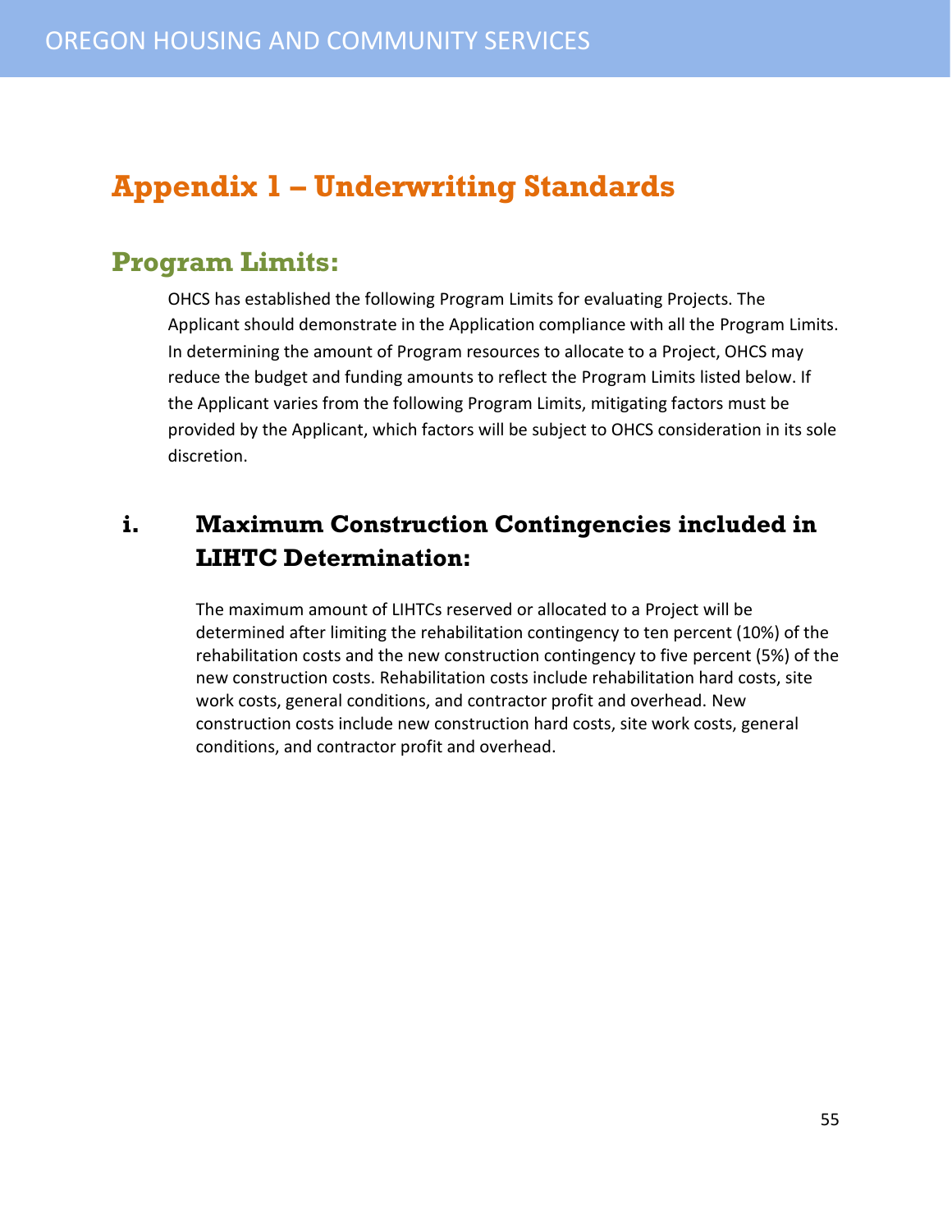# Appendix 1 – Underwriting Standards

## Program Limits:

OHCS has established the following Program Limits for evaluating Projects. The Applicant should demonstrate in the Application compliance with all the Program Limits. In determining the amount of Program resources to allocate to a Project, OHCS may reduce the budget and funding amounts to reflect the Program Limits listed below. If the Applicant varies from the following Program Limits, mitigating factors must be provided by the Applicant, which factors will be subject to OHCS consideration in its sole discretion.

### i. Maximum Construction Contingencies included in LIHTC Determination:

The maximum amount of LIHTCs reserved or allocated to a Project will be determined after limiting the rehabilitation contingency to ten percent (10%) of the rehabilitation costs and the new construction contingency to five percent (5%) of the new construction costs. Rehabilitation costs include rehabilitation hard costs, site work costs, general conditions, and contractor profit and overhead. New construction costs include new construction hard costs, site work costs, general conditions, and contractor profit and overhead.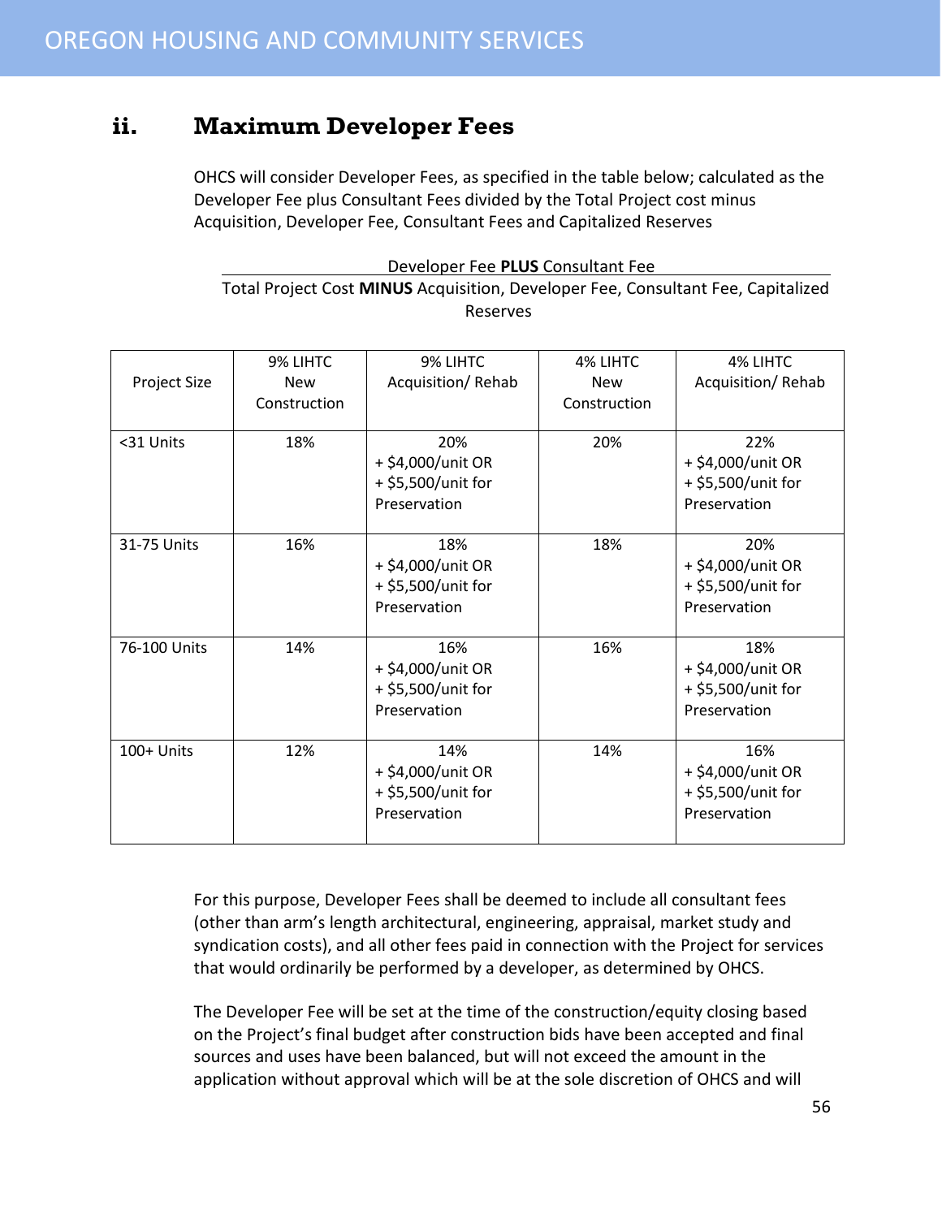## ii. Maximum Developer Fees

OHCS will consider Developer Fees, as specified in the table below; calculated as the Developer Fee plus Consultant Fees divided by the Total Project cost minus Acquisition, Developer Fee, Consultant Fees and Capitalized Reserves

$$\frac{\text{Developer Fee } \textbf{PLUS} \text{ Consultant Fee}}{\text{Total Project Cost } \textbf{MINUS} \text{ Acquisition, Developer Fee, Consultant Fee, Capitalized Reserves}}$$

| Project Size | 9% LIHTC New Construction | 9% LIHTC Acquisition/ Rehab | 4% LIHTC New Construction | 4% LIHTC Acquisition/ Rehab |
|---|---|---|---|---|
| <31 Units | 18% | 20% + $4,000/unit OR + $5,500/unit for Preservation | 20% | 22% + $4,000/unit OR + $5,500/unit for Preservation |
| 31-75 Units | 16% | 18% + $4,000/unit OR + $5,500/unit for Preservation | 18% | 20% + $4,000/unit OR + $5,500/unit for Preservation |
| 76-100 Units | 14% | 16% + $4,000/unit OR + $5,500/unit for Preservation | 16% | 18% + $4,000/unit OR + $5,500/unit for Preservation |
| 100+ Units | 12% | 14% + $4,000/unit OR + $5,500/unit for Preservation | 14% | 16% + $4,000/unit OR + $5,500/unit for Preservation |

For this purpose, Developer Fees shall be deemed to include all consultant fees (other than arm's length architectural, engineering, appraisal, market study and syndication costs), and all other fees paid in connection with the Project for services that would ordinarily be performed by a developer, as determined by OHCS.

The Developer Fee will be set at the time of the construction/equity closing based on the Project's final budget after construction bids have been accepted and final sources and uses have been balanced, but will not exceed the amount in the application without approval which will be at the sole discretion of OHCS and will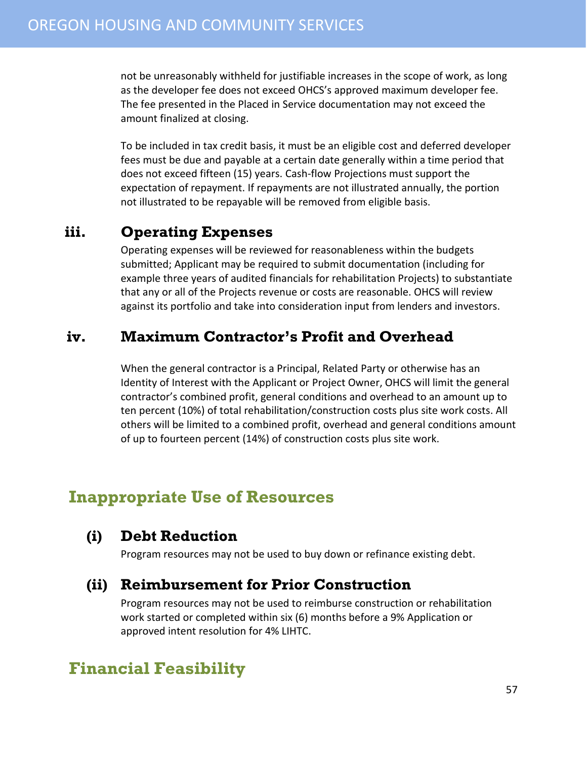not be unreasonably withheld for justifiable increases in the scope of work, as long as the developer fee does not exceed OHCS's approved maximum developer fee. The fee presented in the Placed in Service documentation may not exceed the amount finalized at closing.

To be included in tax credit basis, it must be an eligible cost and deferred developer fees must be due and payable at a certain date generally within a time period that does not exceed fifteen (15) years. Cash-flow Projections must support the expectation of repayment. If repayments are not illustrated annually, the portion not illustrated to be repayable will be removed from eligible basis.

### iii. Operating Expenses

Operating expenses will be reviewed for reasonableness within the budgets submitted; Applicant may be required to submit documentation (including for example three years of audited financials for rehabilitation Projects) to substantiate that any or all of the Projects revenue or costs are reasonable. OHCS will review against its portfolio and take into consideration input from lenders and investors.

### iv. Maximum Contractor's Profit and Overhead

When the general contractor is a Principal, Related Party or otherwise has an Identity of Interest with the Applicant or Project Owner, OHCS will limit the general contractor's combined profit, general conditions and overhead to an amount up to ten percent (10%) of total rehabilitation/construction costs plus site work costs. All others will be limited to a combined profit, overhead and general conditions amount of up to fourteen percent (14%) of construction costs plus site work.

## Inappropriate Use of Resources

### (i) Debt Reduction

Program resources may not be used to buy down or refinance existing debt.

### (ii) Reimbursement for Prior Construction

Program resources may not be used to reimburse construction or rehabilitation work started or completed within six (6) months before a 9% Application or approved intent resolution for 4% LIHTC.

## Financial Feasibility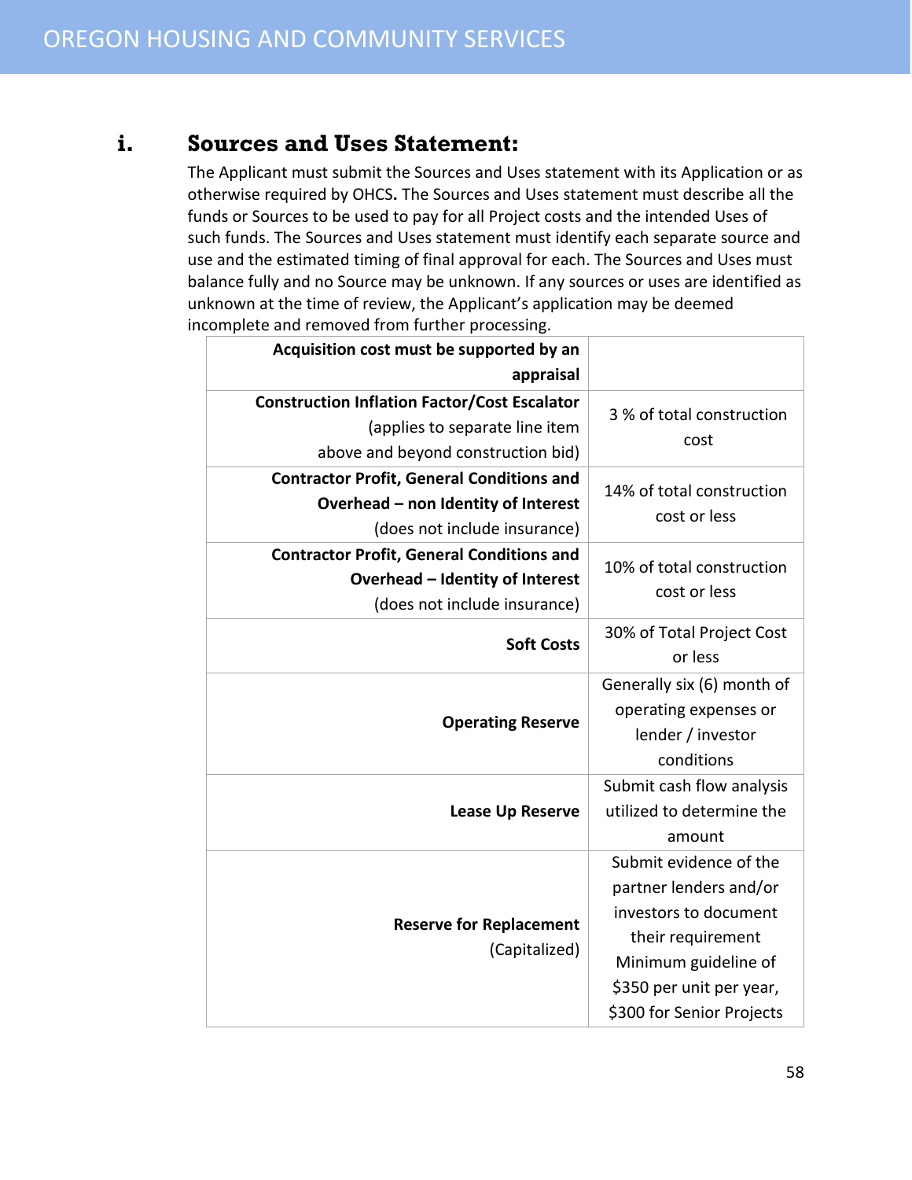## i. Sources and Uses Statement:

The Applicant must submit the Sources and Uses statement with its Application or as otherwise required by OHCS**.** The Sources and Uses statement must describe all the funds or Sources to be used to pay for all Project costs and the intended Uses of such funds. The Sources and Uses statement must identify each separate source and use and the estimated timing of final approval for each. The Sources and Uses must balance fully and no Source may be unknown. If any sources or uses are identified as unknown at the time of review, the Applicant's application may be deemed incomplete and removed from further processing.

| | |
|---|---|
| **Acquisition cost must be supported by an appraisal** | |
| **Construction Inflation Factor/Cost Escalator** (applies to separate line item above and beyond construction bid) | 3 % of total construction cost |
| **Contractor Profit, General Conditions and Overhead – non Identity of Interest** (does not include insurance) | 14% of total construction cost or less |
| **Contractor Profit, General Conditions and Overhead – Identity of Interest** (does not include insurance) | 10% of total construction cost or less |
| **Soft Costs** | 30% of Total Project Cost or less |
| **Operating Reserve** | Generally six (6) month of operating expenses or lender / investor conditions |
| **Lease Up Reserve** | Submit cash flow analysis utilized to determine the amount |
| **Reserve for Replacement** (Capitalized) | Submit evidence of the partner lenders and/or investors to document their requirement Minimum guideline of $350 per unit per year, $300 for Senior Projects |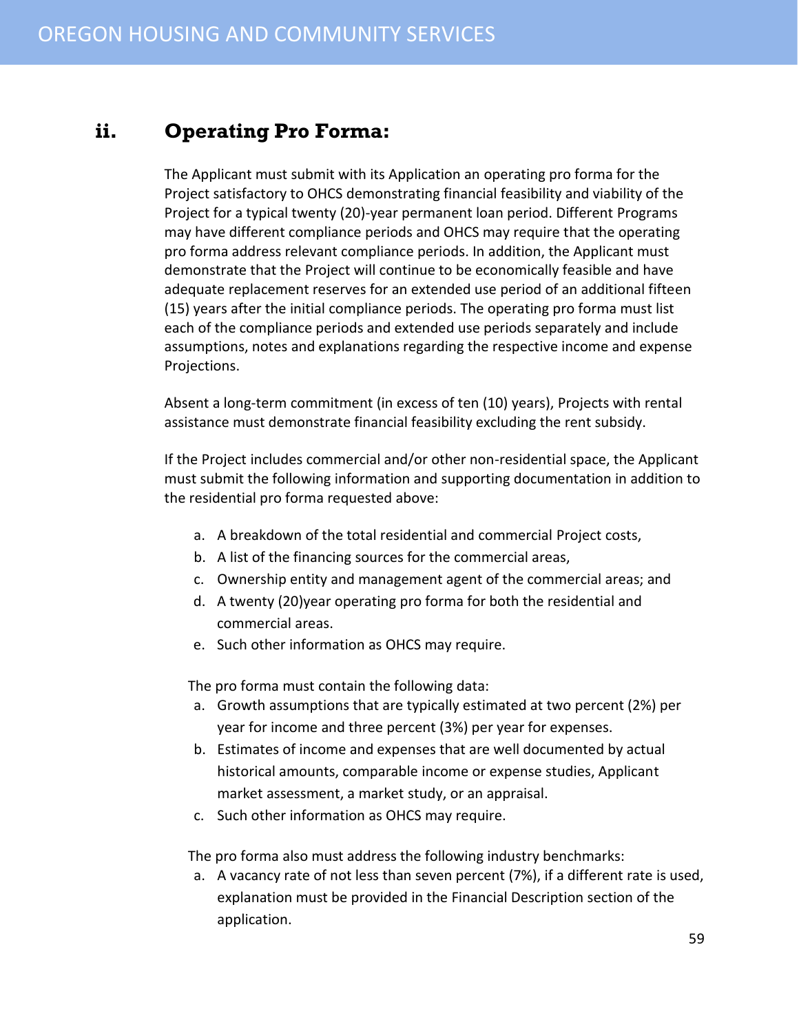## ii. Operating Pro Forma:

The Applicant must submit with its Application an operating pro forma for the Project satisfactory to OHCS demonstrating financial feasibility and viability of the Project for a typical twenty (20)-year permanent loan period. Different Programs may have different compliance periods and OHCS may require that the operating pro forma address relevant compliance periods. In addition, the Applicant must demonstrate that the Project will continue to be economically feasible and have adequate replacement reserves for an extended use period of an additional fifteen (15) years after the initial compliance periods. The operating pro forma must list each of the compliance periods and extended use periods separately and include assumptions, notes and explanations regarding the respective income and expense Projections.

Absent a long-term commitment (in excess of ten (10) years), Projects with rental assistance must demonstrate financial feasibility excluding the rent subsidy.

If the Project includes commercial and/or other non-residential space, the Applicant must submit the following information and supporting documentation in addition to the residential pro forma requested above:

a. A breakdown of the total residential and commercial Project costs,
b. A list of the financing sources for the commercial areas,
c. Ownership entity and management agent of the commercial areas; and
d. A twenty (20)year operating pro forma for both the residential and commercial areas.
e. Such other information as OHCS may require.

The pro forma must contain the following data:

a. Growth assumptions that are typically estimated at two percent (2%) per year for income and three percent (3%) per year for expenses.
b. Estimates of income and expenses that are well documented by actual historical amounts, comparable income or expense studies, Applicant market assessment, a market study, or an appraisal.
c. Such other information as OHCS may require.

The pro forma also must address the following industry benchmarks:

a. A vacancy rate of not less than seven percent (7%), if a different rate is used, explanation must be provided in the Financial Description section of the application.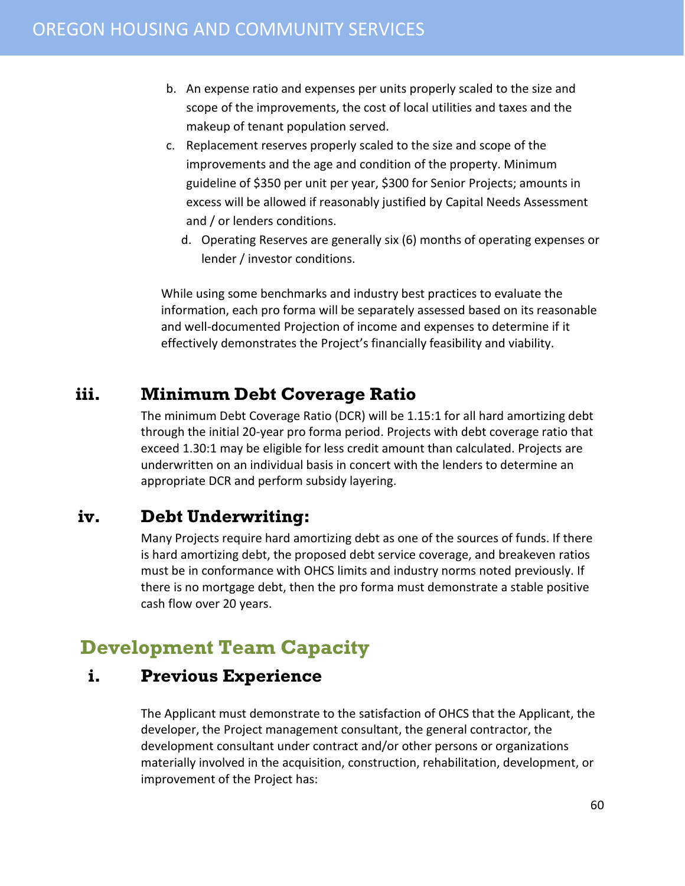b. An expense ratio and expenses per units properly scaled to the size and scope of the improvements, the cost of local utilities and taxes and the makeup of tenant population served.
c. Replacement reserves properly scaled to the size and scope of the improvements and the age and condition of the property. Minimum guideline of $350 per unit per year, $300 for Senior Projects; amounts in excess will be allowed if reasonably justified by Capital Needs Assessment and / or lenders conditions.
d. Operating Reserves are generally six (6) months of operating expenses or lender / investor conditions.

While using some benchmarks and industry best practices to evaluate the information, each pro forma will be separately assessed based on its reasonable and well-documented Projection of income and expenses to determine if it effectively demonstrates the Project's financially feasibility and viability.

### iii. Minimum Debt Coverage Ratio

The minimum Debt Coverage Ratio (DCR) will be 1.15:1 for all hard amortizing debt through the initial 20-year pro forma period. Projects with debt coverage ratio that exceed 1.30:1 may be eligible for less credit amount than calculated. Projects are underwritten on an individual basis in concert with the lenders to determine an appropriate DCR and perform subsidy layering.

### iv. Debt Underwriting:

Many Projects require hard amortizing debt as one of the sources of funds. If there is hard amortizing debt, the proposed debt service coverage, and breakeven ratios must be in conformance with OHCS limits and industry norms noted previously. If there is no mortgage debt, then the pro forma must demonstrate a stable positive cash flow over 20 years.

## Development Team Capacity

### i. Previous Experience

The Applicant must demonstrate to the satisfaction of OHCS that the Applicant, the developer, the Project management consultant, the general contractor, the development consultant under contract and/or other persons or organizations materially involved in the acquisition, construction, rehabilitation, development, or improvement of the Project has: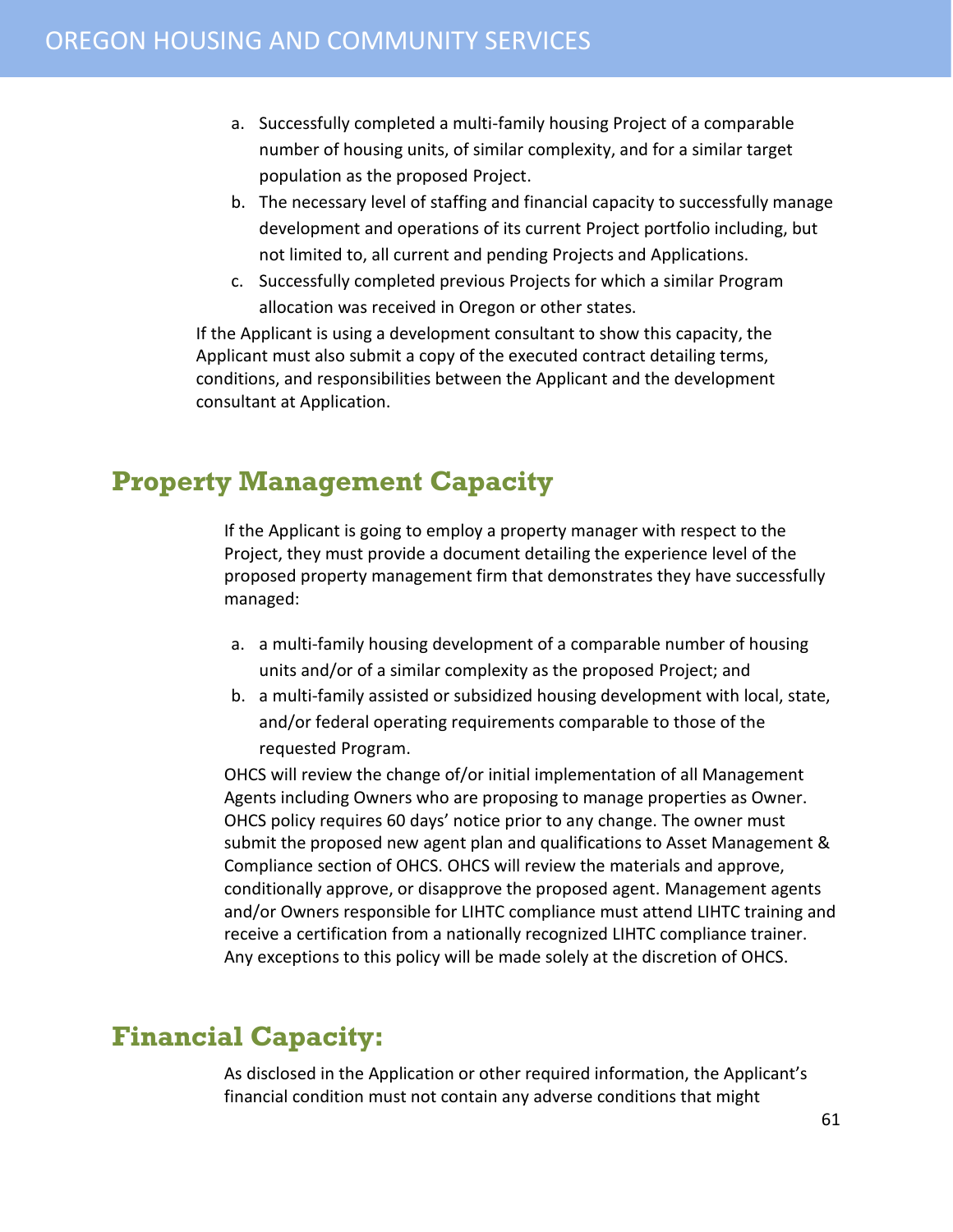a. Successfully completed a multi-family housing Project of a comparable number of housing units, of similar complexity, and for a similar target population as the proposed Project.
b. The necessary level of staffing and financial capacity to successfully manage development and operations of its current Project portfolio including, but not limited to, all current and pending Projects and Applications.
c. Successfully completed previous Projects for which a similar Program allocation was received in Oregon or other states.

If the Applicant is using a development consultant to show this capacity, the Applicant must also submit a copy of the executed contract detailing terms, conditions, and responsibilities between the Applicant and the development consultant at Application.

## Property Management Capacity

If the Applicant is going to employ a property manager with respect to the Project, they must provide a document detailing the experience level of the proposed property management firm that demonstrates they have successfully managed:

a. a multi-family housing development of a comparable number of housing units and/or of a similar complexity as the proposed Project; and
b. a multi-family assisted or subsidized housing development with local, state, and/or federal operating requirements comparable to those of the requested Program.

OHCS will review the change of/or initial implementation of all Management Agents including Owners who are proposing to manage properties as Owner. OHCS policy requires 60 days' notice prior to any change. The owner must submit the proposed new agent plan and qualifications to Asset Management & Compliance section of OHCS. OHCS will review the materials and approve, conditionally approve, or disapprove the proposed agent. Management agents and/or Owners responsible for LIHTC compliance must attend LIHTC training and receive a certification from a nationally recognized LIHTC compliance trainer. Any exceptions to this policy will be made solely at the discretion of OHCS.

## Financial Capacity:

As disclosed in the Application or other required information, the Applicant's financial condition must not contain any adverse conditions that might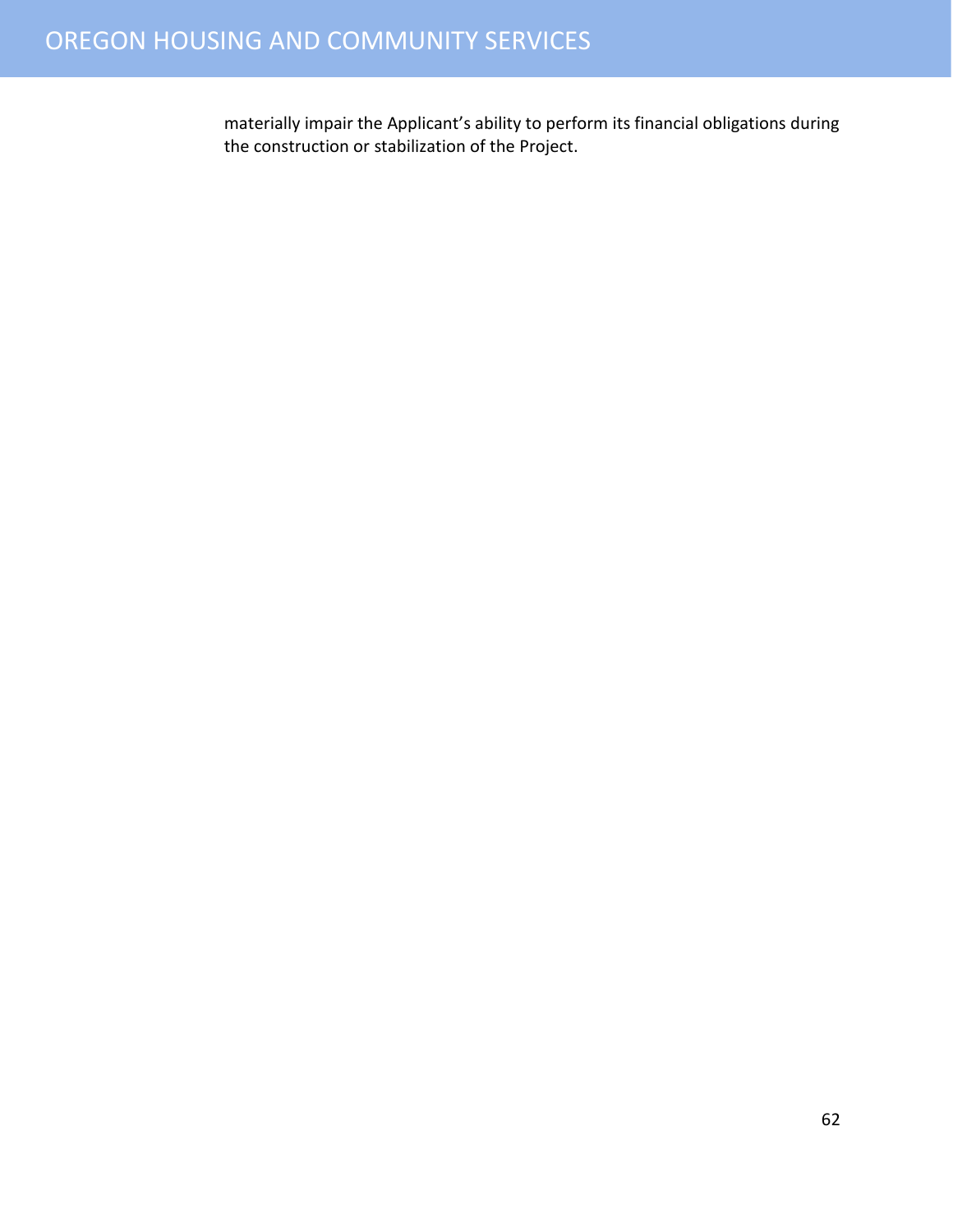materially impair the Applicant's ability to perform its financial obligations during the construction or stabilization of the Project.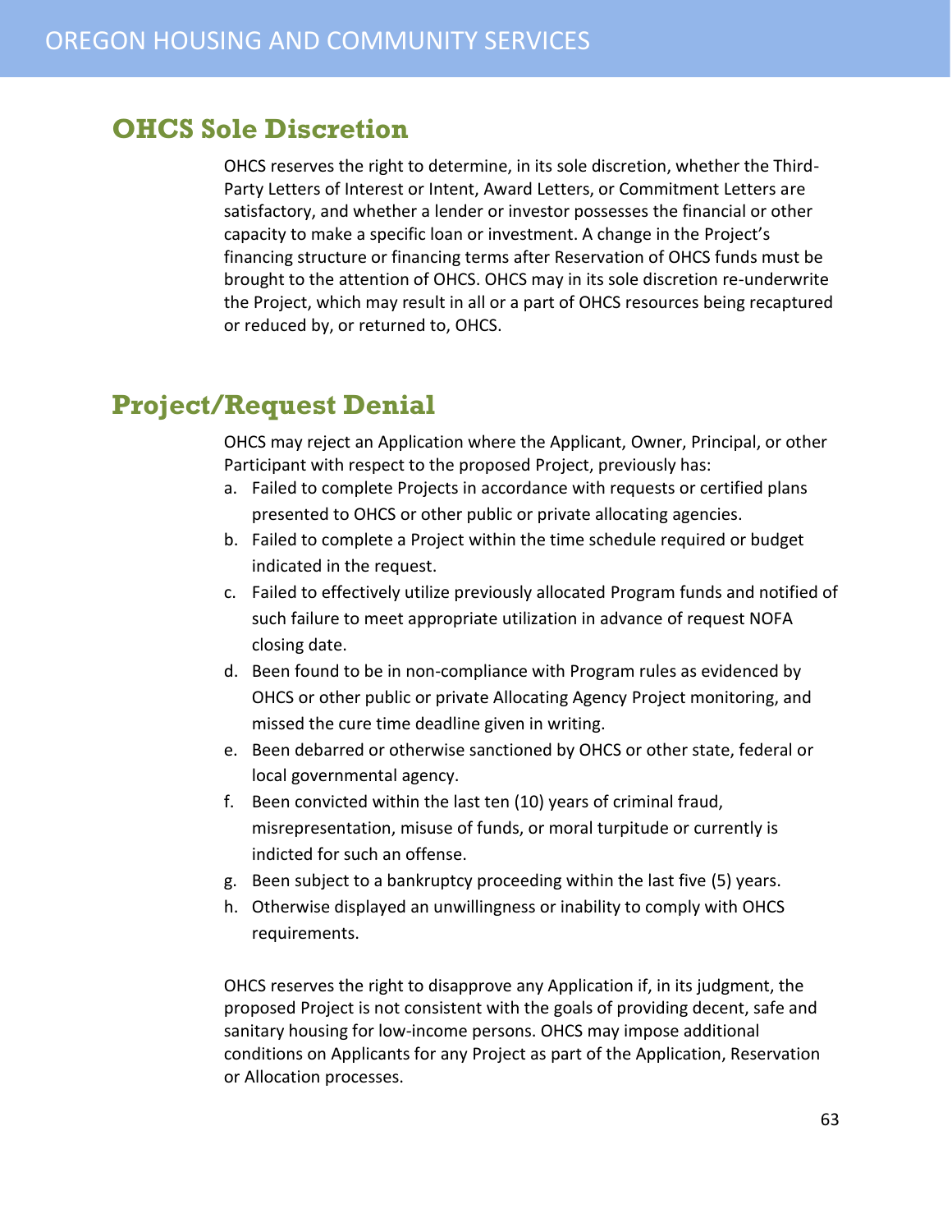## OHCS Sole Discretion

OHCS reserves the right to determine, in its sole discretion, whether the Third-Party Letters of Interest or Intent, Award Letters, or Commitment Letters are satisfactory, and whether a lender or investor possesses the financial or other capacity to make a specific loan or investment. A change in the Project's financing structure or financing terms after Reservation of OHCS funds must be brought to the attention of OHCS. OHCS may in its sole discretion re-underwrite the Project, which may result in all or a part of OHCS resources being recaptured or reduced by, or returned to, OHCS.

## Project/Request Denial

OHCS may reject an Application where the Applicant, Owner, Principal, or other Participant with respect to the proposed Project, previously has:

a. Failed to complete Projects in accordance with requests or certified plans presented to OHCS or other public or private allocating agencies.
b. Failed to complete a Project within the time schedule required or budget indicated in the request.
c. Failed to effectively utilize previously allocated Program funds and notified of such failure to meet appropriate utilization in advance of request NOFA closing date.
d. Been found to be in non-compliance with Program rules as evidenced by OHCS or other public or private Allocating Agency Project monitoring, and missed the cure time deadline given in writing.
e. Been debarred or otherwise sanctioned by OHCS or other state, federal or local governmental agency.
f. Been convicted within the last ten (10) years of criminal fraud, misrepresentation, misuse of funds, or moral turpitude or currently is indicted for such an offense.
g. Been subject to a bankruptcy proceeding within the last five (5) years.
h. Otherwise displayed an unwillingness or inability to comply with OHCS requirements.

OHCS reserves the right to disapprove any Application if, in its judgment, the proposed Project is not consistent with the goals of providing decent, safe and sanitary housing for low-income persons. OHCS may impose additional conditions on Applicants for any Project as part of the Application, Reservation or Allocation processes.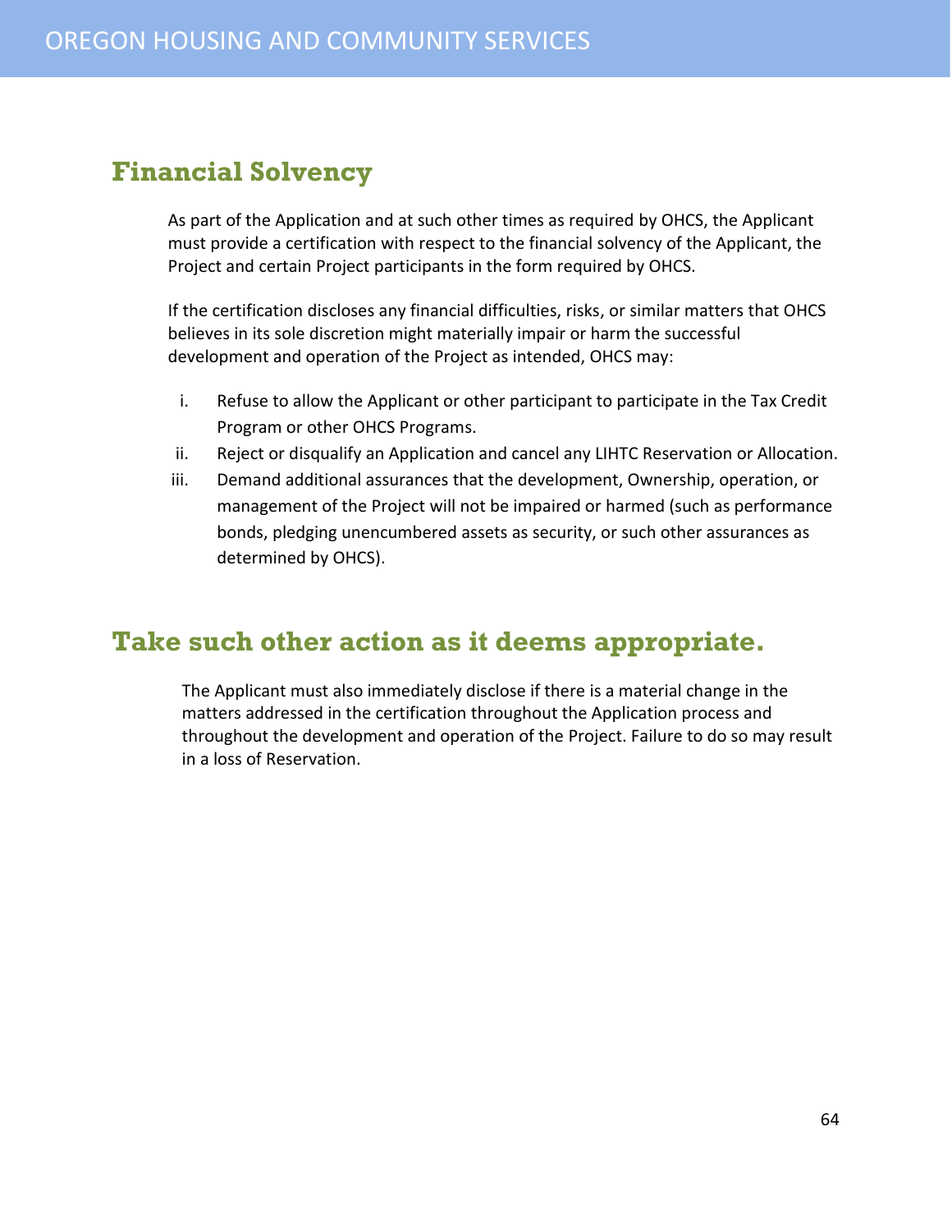## Financial Solvency

As part of the Application and at such other times as required by OHCS, the Applicant must provide a certification with respect to the financial solvency of the Applicant, the Project and certain Project participants in the form required by OHCS.

If the certification discloses any financial difficulties, risks, or similar matters that OHCS believes in its sole discretion might materially impair or harm the successful development and operation of the Project as intended, OHCS may:

i. Refuse to allow the Applicant or other participant to participate in the Tax Credit Program or other OHCS Programs.
ii. Reject or disqualify an Application and cancel any LIHTC Reservation or Allocation.
iii. Demand additional assurances that the development, Ownership, operation, or management of the Project will not be impaired or harmed (such as performance bonds, pledging unencumbered assets as security, or such other assurances as determined by OHCS).

## Take such other action as it deems appropriate.

The Applicant must also immediately disclose if there is a material change in the matters addressed in the certification throughout the Application process and throughout the development and operation of the Project. Failure to do so may result in a loss of Reservation.